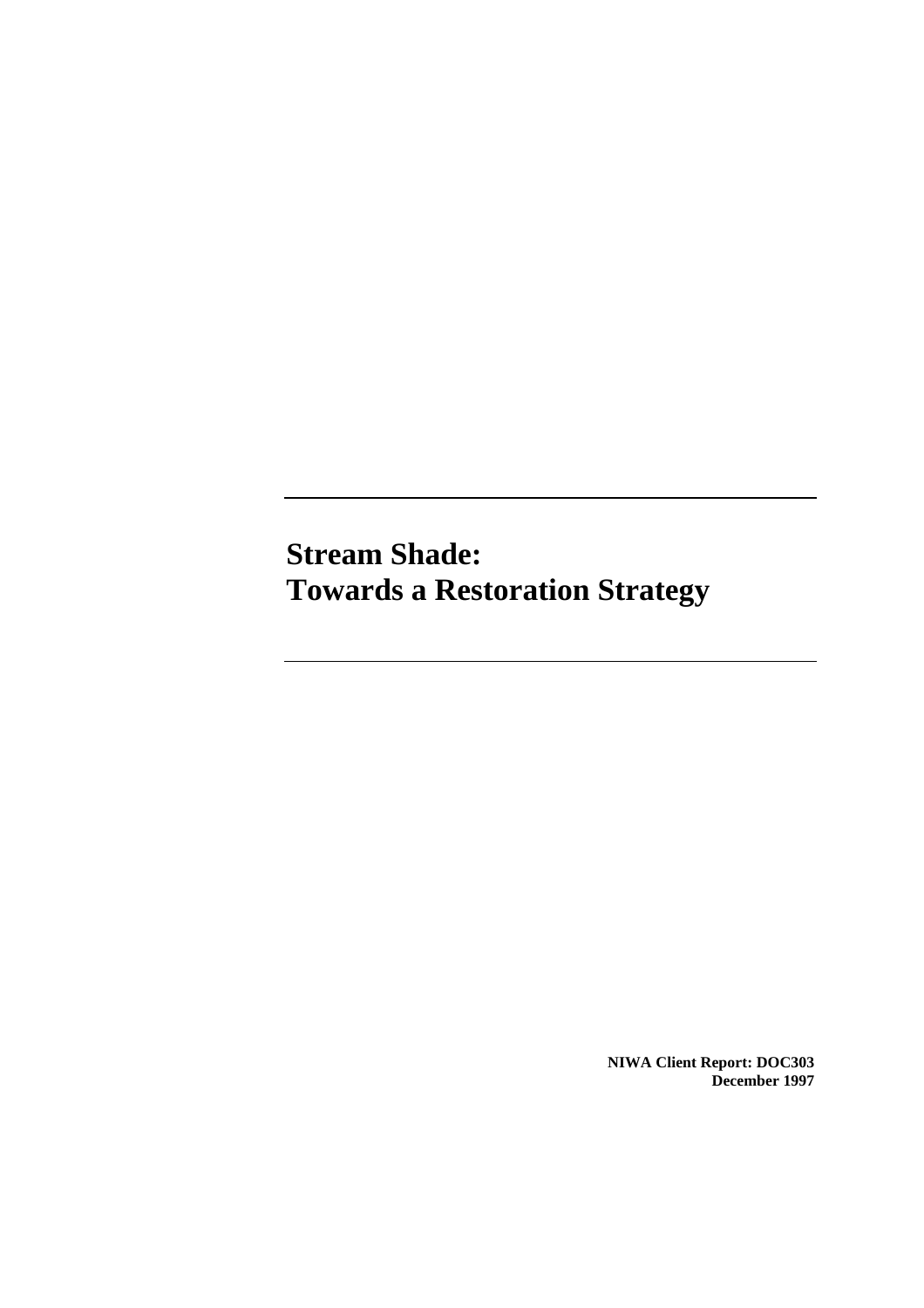# Stream Shade: Towards a Restoration Strategy

**NIWA Client Report: DOC303**
**December 1997**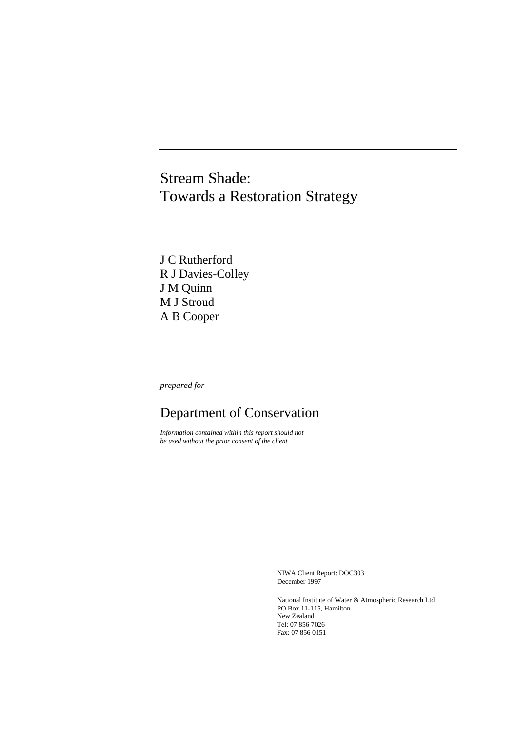# Stream Shade:
# Towards a Restoration Strategy

J C Rutherford
R J Davies-Colley
J M Quinn
M J Stroud
A B Cooper

*prepared for*

## Department of Conservation

*Information contained within this report should not be used without the prior consent of the client*

NIWA Client Report: DOC303
December 1997

National Institute of Water & Atmospheric Research Ltd
PO Box 11-115, Hamilton
New Zealand
Tel: 07 856 7026
Fax: 07 856 0151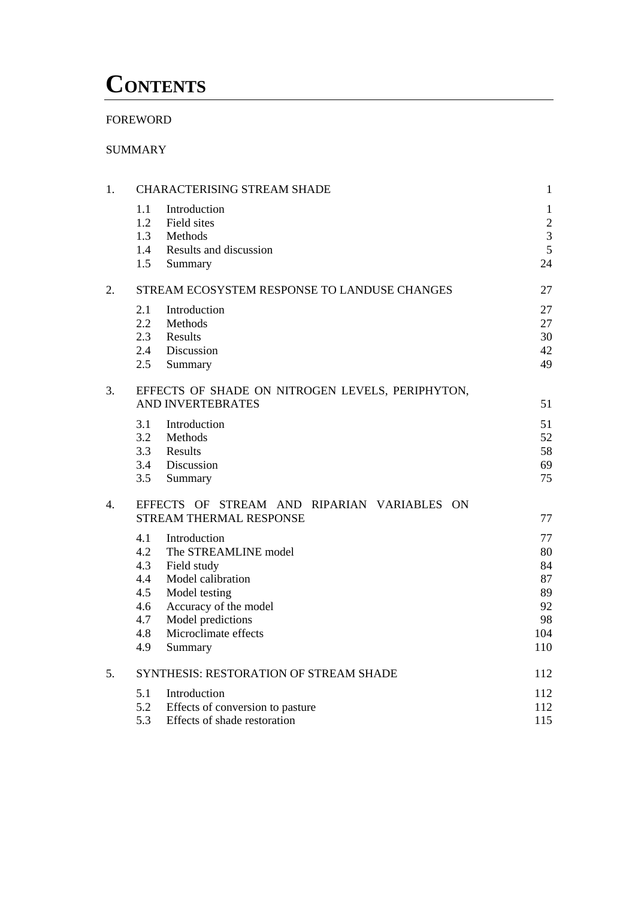# CONTENTS

FOREWORD

SUMMARY

| | | |
|---|---|---|
| 1. | CHARACTERISING STREAM SHADE | 1 |
| | 1.1 Introduction | 1 |
| | 1.2 Field sites | 2 |
| | 1.3 Methods | 3 |
| | 1.4 Results and discussion | 5 |
| | 1.5 Summary | 24 |
| 2. | STREAM ECOSYSTEM RESPONSE TO LANDUSE CHANGES | 27 |
| | 2.1 Introduction | 27 |
| | 2.2 Methods | 27 |
| | 2.3 Results | 30 |
| | 2.4 Discussion | 42 |
| | 2.5 Summary | 49 |
| 3. | EFFECTS OF SHADE ON NITROGEN LEVELS, PERIPHYTON, AND INVERTEBRATES | 51 |
| | 3.1 Introduction | 51 |
| | 3.2 Methods | 52 |
| | 3.3 Results | 58 |
| | 3.4 Discussion | 69 |
| | 3.5 Summary | 75 |
| 4. | EFFECTS OF STREAM AND RIPARIAN VARIABLES ON STREAM THERMAL RESPONSE | 77 |
| | 4.1 Introduction | 77 |
| | 4.2 The STREAMLINE model | 80 |
| | 4.3 Field study | 84 |
| | 4.4 Model calibration | 87 |
| | 4.5 Model testing | 89 |
| | 4.6 Accuracy of the model | 92 |
| | 4.7 Model predictions | 98 |
| | 4.8 Microclimate effects | 104 |
| | 4.9 Summary | 110 |
| 5. | SYNTHESIS: RESTORATION OF STREAM SHADE | 112 |
| | 5.1 Introduction | 112 |
| | 5.2 Effects of conversion to pasture | 112 |
| | 5.3 Effects of shade restoration | 115 |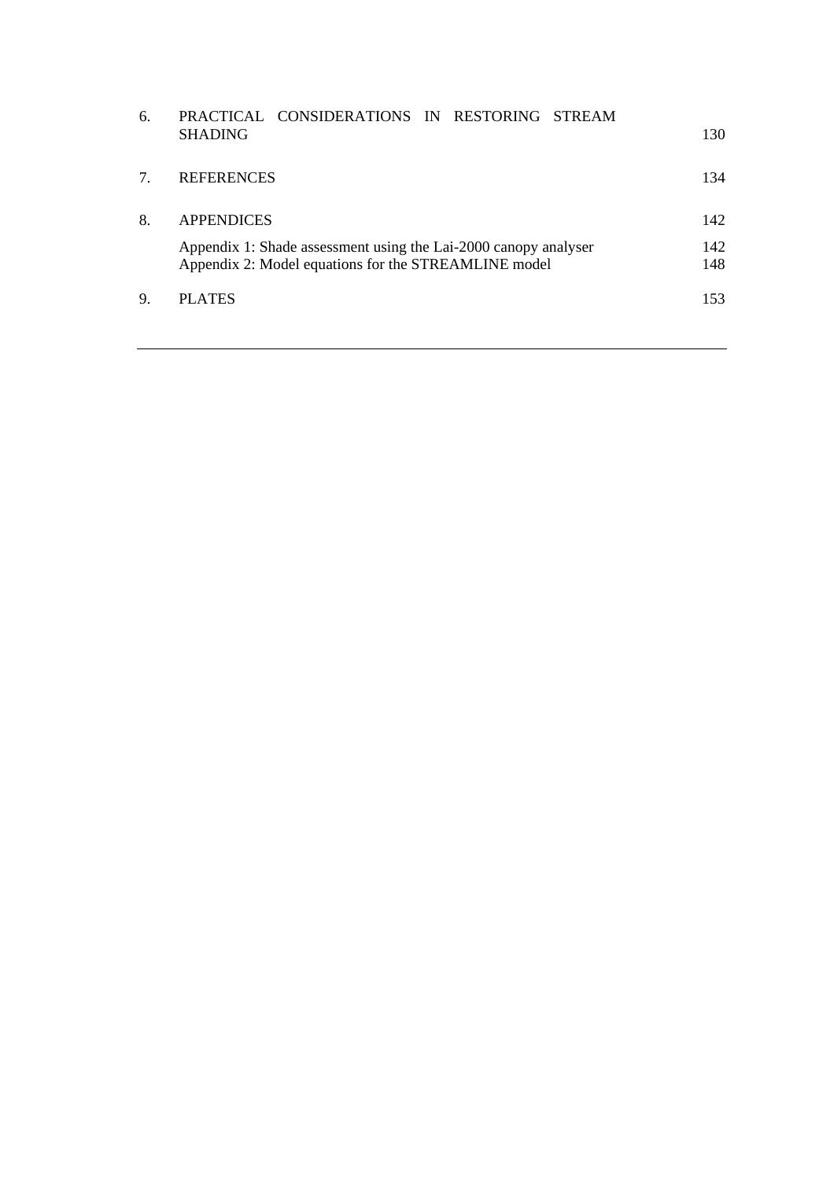| | | |
|---|---|---|
| 6. | PRACTICAL CONSIDERATIONS IN RESTORING STREAM SHADING | 130 |
| 7. | REFERENCES | 134 |
| 8. | APPENDICES | 142 |
| | Appendix 1: Shade assessment using the Lai-2000 canopy analyser | 142 |
| | Appendix 2: Model equations for the STREAMLINE model | 148 |
| 9. | PLATES | 153 |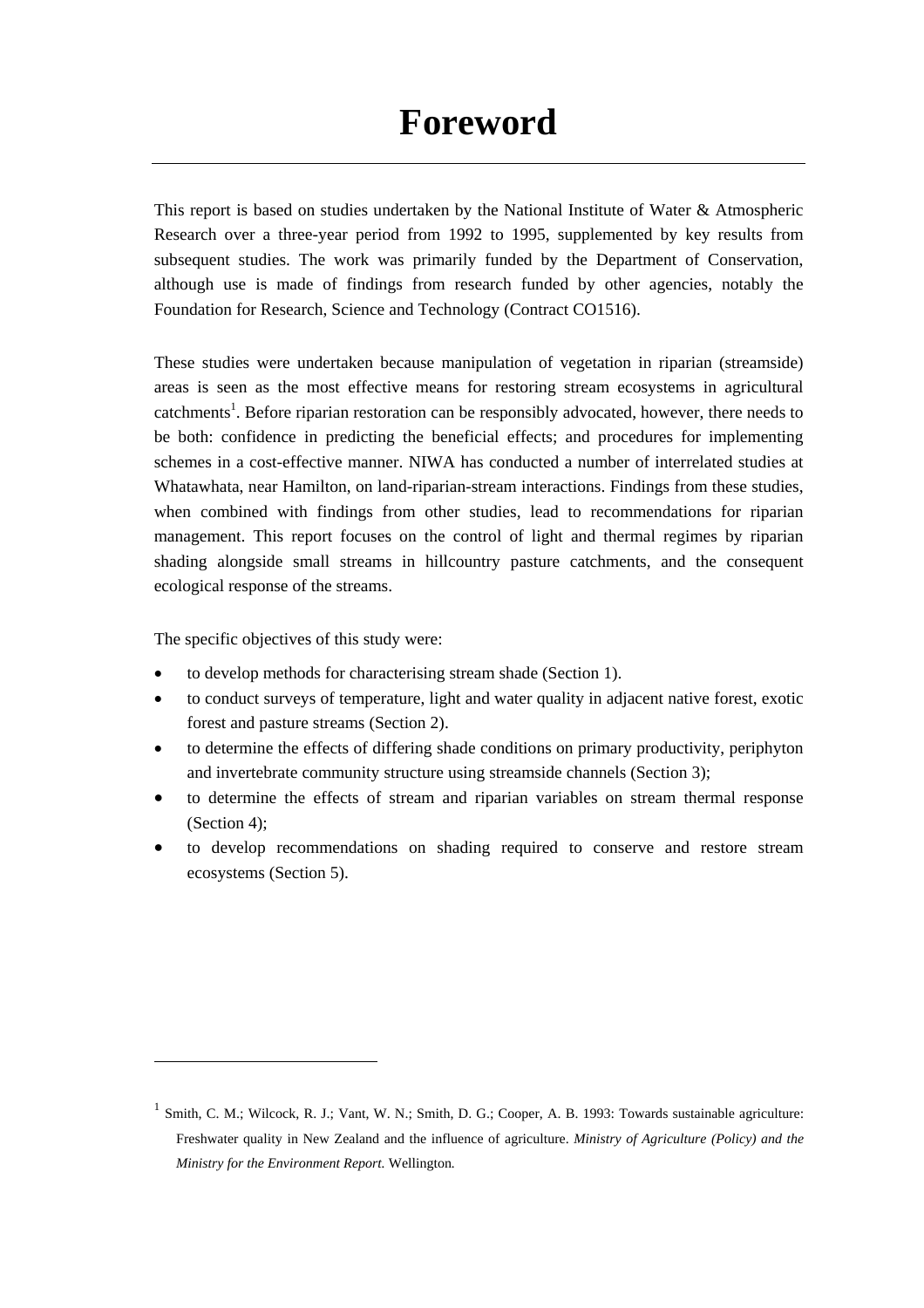# Foreword

This report is based on studies undertaken by the National Institute of Water & Atmospheric Research over a three-year period from 1992 to 1995, supplemented by key results from subsequent studies. The work was primarily funded by the Department of Conservation, although use is made of findings from research funded by other agencies, notably the Foundation for Research, Science and Technology (Contract CO1516).

These studies were undertaken because manipulation of vegetation in riparian (streamside) areas is seen as the most effective means for restoring stream ecosystems in agricultural catchments[1]. Before riparian restoration can be responsibly advocated, however, there needs to be both: confidence in predicting the beneficial effects; and procedures for implementing schemes in a cost-effective manner. NIWA has conducted a number of interrelated studies at Whatawhata, near Hamilton, on land-riparian-stream interactions. Findings from these studies, when combined with findings from other studies, lead to recommendations for riparian management. This report focuses on the control of light and thermal regimes by riparian shading alongside small streams in hillcountry pasture catchments, and the consequent ecological response of the streams.

The specific objectives of this study were:

- to develop methods for characterising stream shade (Section 1).
- to conduct surveys of temperature, light and water quality in adjacent native forest, exotic forest and pasture streams (Section 2).
- to determine the effects of differing shade conditions on primary productivity, periphyton and invertebrate community structure using streamside channels (Section 3);
- to determine the effects of stream and riparian variables on stream thermal response (Section 4);
- to develop recommendations on shading required to conserve and restore stream ecosystems (Section 5).

---

[1] Smith, C. M.; Wilcock, R. J.; Vant, W. N.; Smith, D. G.; Cooper, A. B. 1993: Towards sustainable agriculture: Freshwater quality in New Zealand and the influence of agriculture. *Ministry of Agriculture (Policy) and the Ministry for the Environment Report.* Wellington.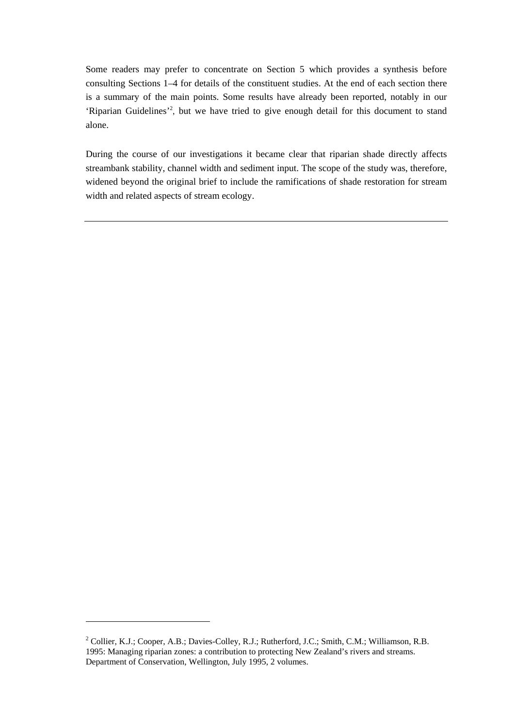Some readers may prefer to concentrate on Section 5 which provides a synthesis before consulting Sections 1–4 for details of the constituent studies. At the end of each section there is a summary of the main points. Some results have already been reported, notably in our 'Riparian Guidelines'[2], but we have tried to give enough detail for this document to stand alone.

During the course of our investigations it became clear that riparian shade directly affects streambank stability, channel width and sediment input. The scope of the study was, therefore, widened beyond the original brief to include the ramifications of shade restoration for stream width and related aspects of stream ecology.

---

[2] Collier, K.J.; Cooper, A.B.; Davies-Colley, R.J.; Rutherford, J.C.; Smith, C.M.; Williamson, R.B. 1995: Managing riparian zones: a contribution to protecting New Zealand's rivers and streams. Department of Conservation, Wellington, July 1995, 2 volumes.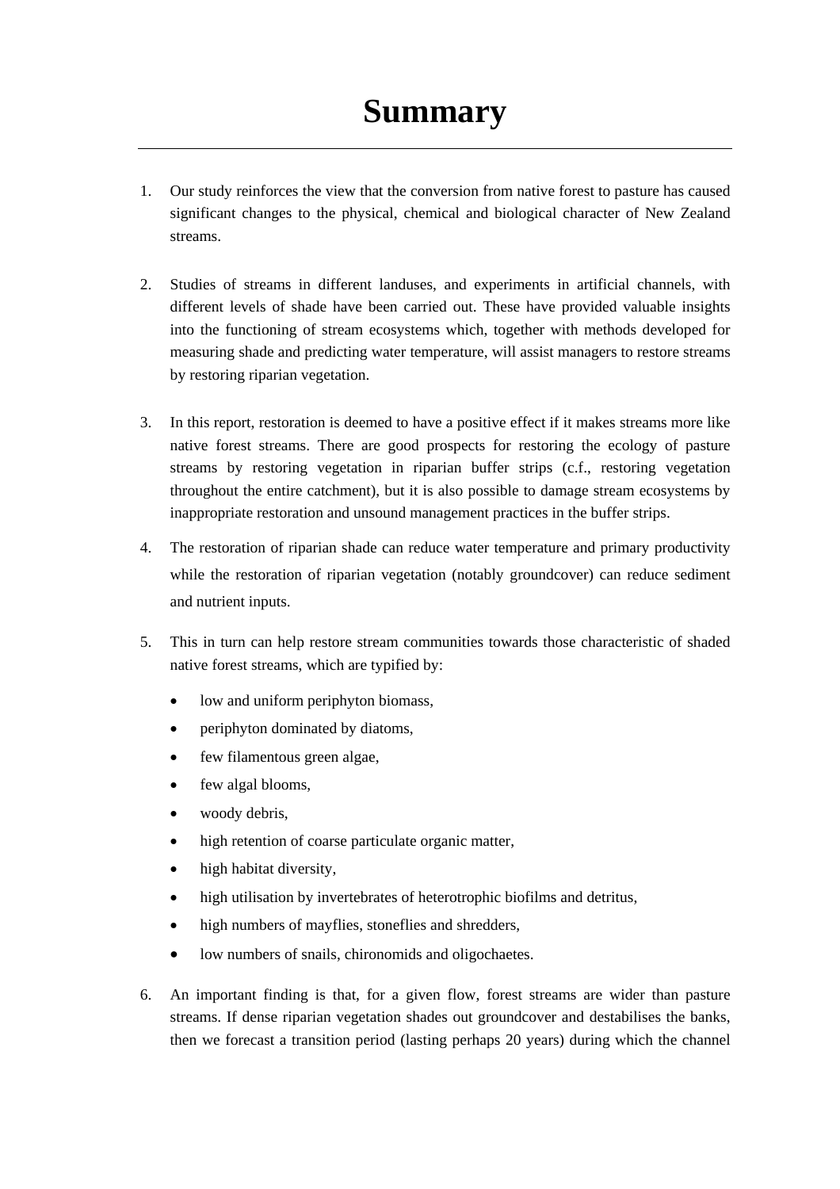# Summary

1. Our study reinforces the view that the conversion from native forest to pasture has caused significant changes to the physical, chemical and biological character of New Zealand streams.

2. Studies of streams in different landuses, and experiments in artificial channels, with different levels of shade have been carried out. These have provided valuable insights into the functioning of stream ecosystems which, together with methods developed for measuring shade and predicting water temperature, will assist managers to restore streams by restoring riparian vegetation.

3. In this report, restoration is deemed to have a positive effect if it makes streams more like native forest streams. There are good prospects for restoring the ecology of pasture streams by restoring vegetation in riparian buffer strips (c.f., restoring vegetation throughout the entire catchment), but it is also possible to damage stream ecosystems by inappropriate restoration and unsound management practices in the buffer strips.

4. The restoration of riparian shade can reduce water temperature and primary productivity while the restoration of riparian vegetation (notably groundcover) can reduce sediment and nutrient inputs.

5. This in turn can help restore stream communities towards those characteristic of shaded native forest streams, which are typified by:

   - low and uniform periphyton biomass,
   - periphyton dominated by diatoms,
   - few filamentous green algae,
   - few algal blooms,
   - woody debris,
   - high retention of coarse particulate organic matter,
   - high habitat diversity,
   - high utilisation by invertebrates of heterotrophic biofilms and detritus,
   - high numbers of mayflies, stoneflies and shredders,
   - low numbers of snails, chironomids and oligochaetes.

6. An important finding is that, for a given flow, forest streams are wider than pasture streams. If dense riparian vegetation shades out groundcover and destabilises the banks, then we forecast a transition period (lasting perhaps 20 years) during which the channel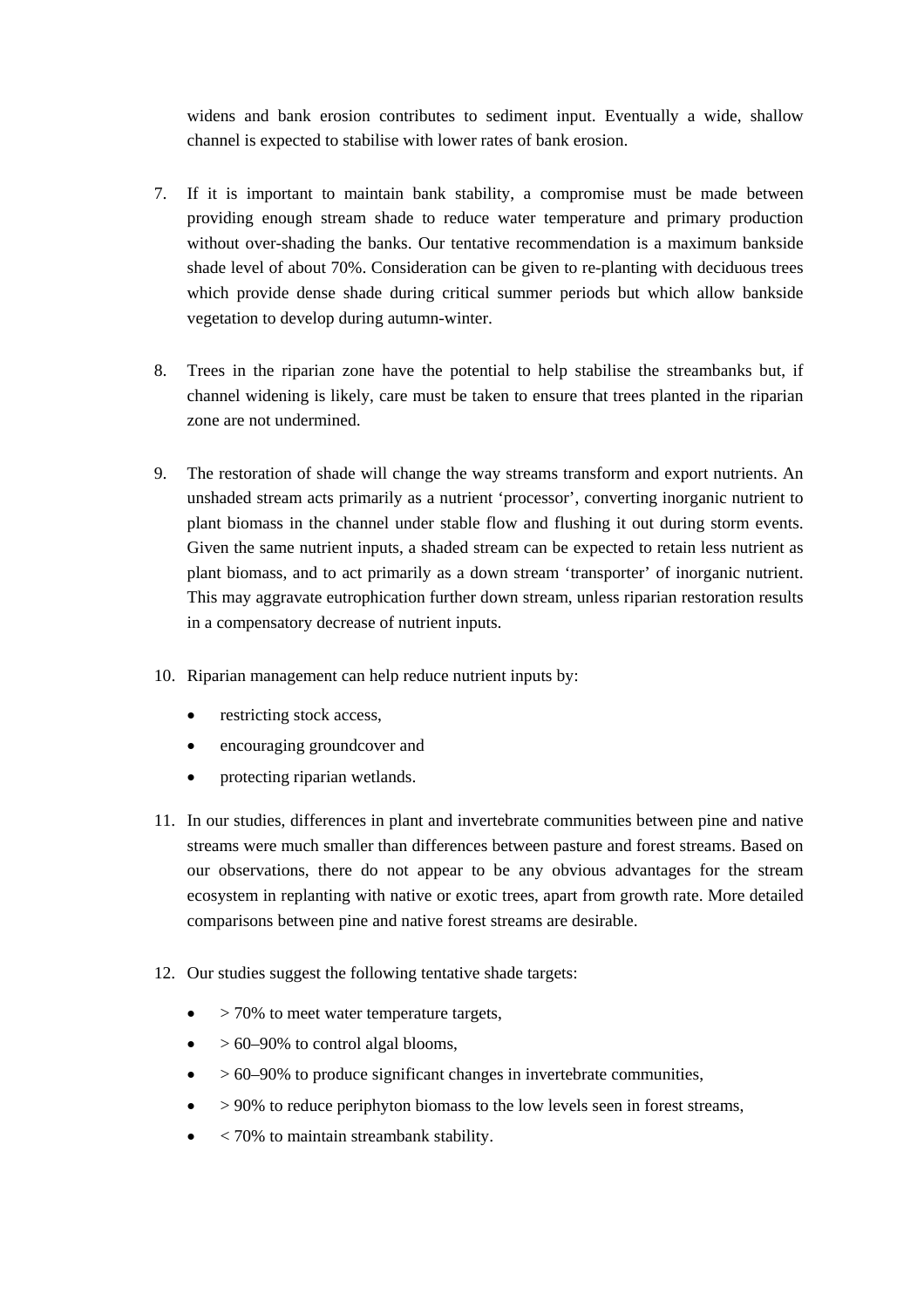widens and bank erosion contributes to sediment input. Eventually a wide, shallow channel is expected to stabilise with lower rates of bank erosion.

7. If it is important to maintain bank stability, a compromise must be made between providing enough stream shade to reduce water temperature and primary production without over-shading the banks. Our tentative recommendation is a maximum bankside shade level of about 70%. Consideration can be given to re-planting with deciduous trees which provide dense shade during critical summer periods but which allow bankside vegetation to develop during autumn-winter.

8. Trees in the riparian zone have the potential to help stabilise the streambanks but, if channel widening is likely, care must be taken to ensure that trees planted in the riparian zone are not undermined.

9. The restoration of shade will change the way streams transform and export nutrients. An unshaded stream acts primarily as a nutrient 'processor', converting inorganic nutrient to plant biomass in the channel under stable flow and flushing it out during storm events. Given the same nutrient inputs, a shaded stream can be expected to retain less nutrient as plant biomass, and to act primarily as a down stream 'transporter' of inorganic nutrient. This may aggravate eutrophication further down stream, unless riparian restoration results in a compensatory decrease of nutrient inputs.

10. Riparian management can help reduce nutrient inputs by:
    - restricting stock access,
    - encouraging groundcover and
    - protecting riparian wetlands.

11. In our studies, differences in plant and invertebrate communities between pine and native streams were much smaller than differences between pasture and forest streams. Based on our observations, there do not appear to be any obvious advantages for the stream ecosystem in replanting with native or exotic trees, apart from growth rate. More detailed comparisons between pine and native forest streams are desirable.

12. Our studies suggest the following tentative shade targets:
    - > 70% to meet water temperature targets,
    - > 60–90% to control algal blooms,
    - > 60–90% to produce significant changes in invertebrate communities,
    - > 90% to reduce periphyton biomass to the low levels seen in forest streams,
    - < 70% to maintain streambank stability.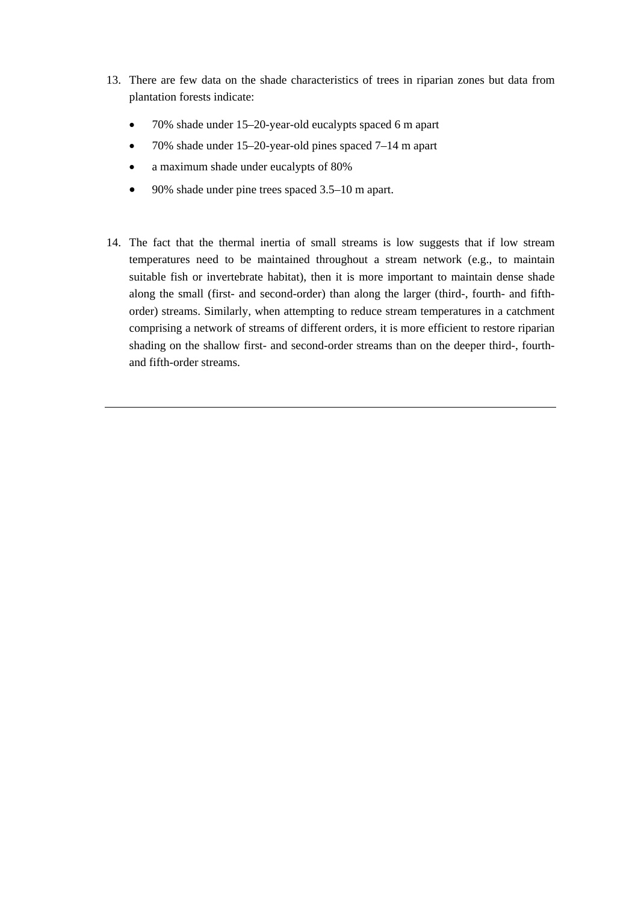13. There are few data on the shade characteristics of trees in riparian zones but data from plantation forests indicate:

    - 70% shade under 15–20-year-old eucalypts spaced 6 m apart
    - 70% shade under 15–20-year-old pines spaced 7–14 m apart
    - a maximum shade under eucalypts of 80%
    - 90% shade under pine trees spaced 3.5–10 m apart.

14. The fact that the thermal inertia of small streams is low suggests that if low stream temperatures need to be maintained throughout a stream network (e.g., to maintain suitable fish or invertebrate habitat), then it is more important to maintain dense shade along the small (first- and second-order) than along the larger (third-, fourth- and fifth-order) streams. Similarly, when attempting to reduce stream temperatures in a catchment comprising a network of streams of different orders, it is more efficient to restore riparian shading on the shallow first- and second-order streams than on the deeper third-, fourth- and fifth-order streams.

---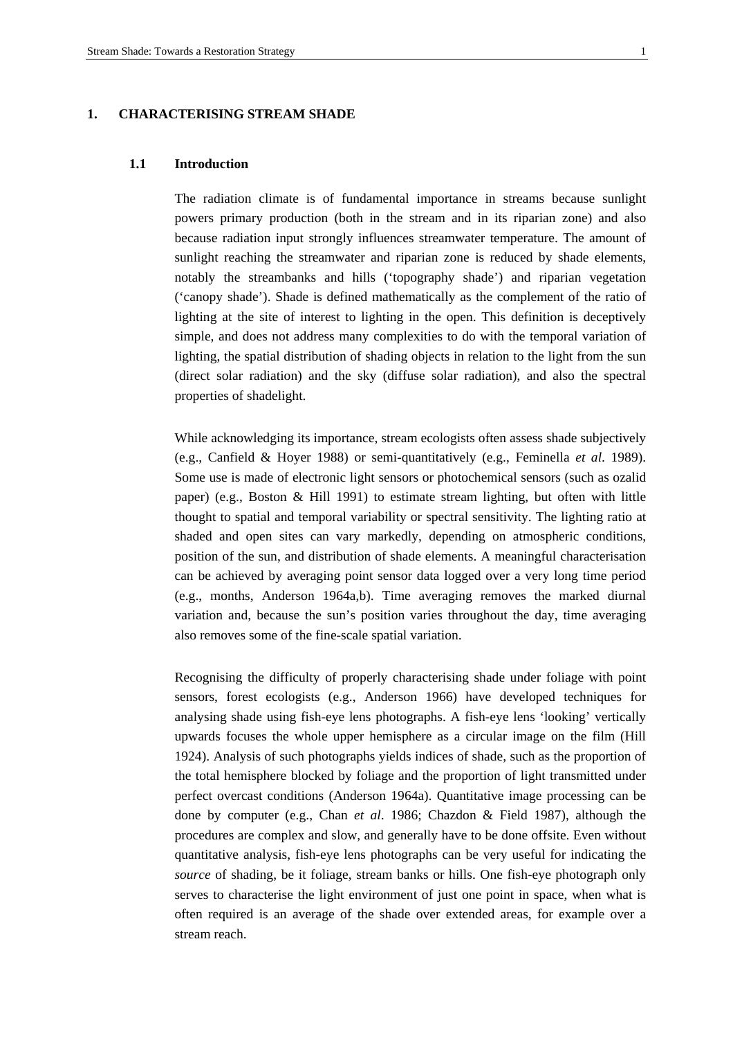# 1. CHARACTERISING STREAM SHADE

## 1.1 Introduction

The radiation climate is of fundamental importance in streams because sunlight powers primary production (both in the stream and in its riparian zone) and also because radiation input strongly influences streamwater temperature. The amount of sunlight reaching the streamwater and riparian zone is reduced by shade elements, notably the streambanks and hills ('topography shade') and riparian vegetation ('canopy shade'). Shade is defined mathematically as the complement of the ratio of lighting at the site of interest to lighting in the open. This definition is deceptively simple, and does not address many complexities to do with the temporal variation of lighting, the spatial distribution of shading objects in relation to the light from the sun (direct solar radiation) and the sky (diffuse solar radiation), and also the spectral properties of shadelight.

While acknowledging its importance, stream ecologists often assess shade subjectively (e.g., Canfield & Hoyer 1988) or semi-quantitatively (e.g., Feminella *et al.* 1989). Some use is made of electronic light sensors or photochemical sensors (such as ozalid paper) (e.g., Boston & Hill 1991) to estimate stream lighting, but often with little thought to spatial and temporal variability or spectral sensitivity. The lighting ratio at shaded and open sites can vary markedly, depending on atmospheric conditions, position of the sun, and distribution of shade elements. A meaningful characterisation can be achieved by averaging point sensor data logged over a very long time period (e.g., months, Anderson 1964a,b). Time averaging removes the marked diurnal variation and, because the sun's position varies throughout the day, time averaging also removes some of the fine-scale spatial variation.

Recognising the difficulty of properly characterising shade under foliage with point sensors, forest ecologists (e.g., Anderson 1966) have developed techniques for analysing shade using fish-eye lens photographs. A fish-eye lens 'looking' vertically upwards focuses the whole upper hemisphere as a circular image on the film (Hill 1924). Analysis of such photographs yields indices of shade, such as the proportion of the total hemisphere blocked by foliage and the proportion of light transmitted under perfect overcast conditions (Anderson 1964a). Quantitative image processing can be done by computer (e.g., Chan *et al*. 1986; Chazdon & Field 1987), although the procedures are complex and slow, and generally have to be done offsite. Even without quantitative analysis, fish-eye lens photographs can be very useful for indicating the *source* of shading, be it foliage, stream banks or hills. One fish-eye photograph only serves to characterise the light environment of just one point in space, when what is often required is an average of the shade over extended areas, for example over a stream reach.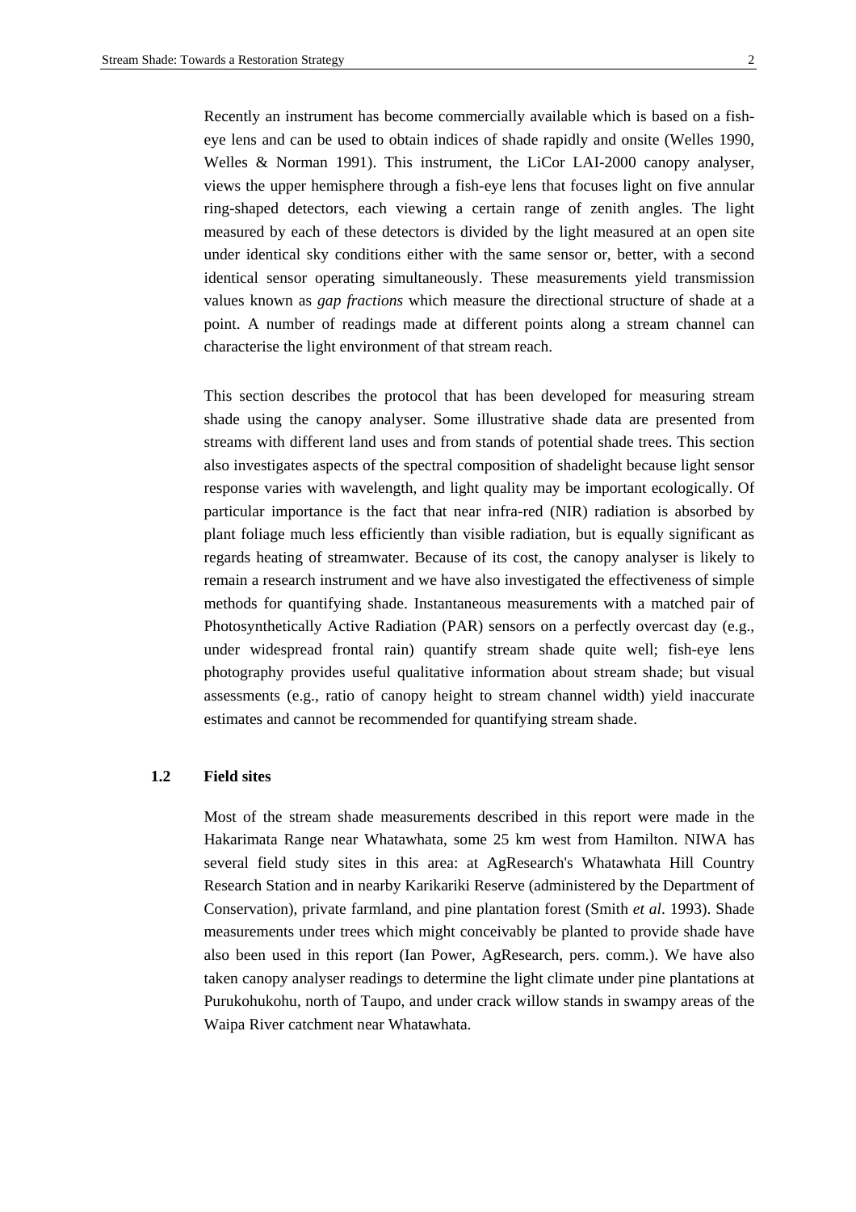Recently an instrument has become commercially available which is based on a fish-eye lens and can be used to obtain indices of shade rapidly and onsite (Welles 1990, Welles & Norman 1991). This instrument, the LiCor LAI-2000 canopy analyser, views the upper hemisphere through a fish-eye lens that focuses light on five annular ring-shaped detectors, each viewing a certain range of zenith angles. The light measured by each of these detectors is divided by the light measured at an open site under identical sky conditions either with the same sensor or, better, with a second identical sensor operating simultaneously. These measurements yield transmission values known as *gap fractions* which measure the directional structure of shade at a point. A number of readings made at different points along a stream channel can characterise the light environment of that stream reach.

This section describes the protocol that has been developed for measuring stream shade using the canopy analyser. Some illustrative shade data are presented from streams with different land uses and from stands of potential shade trees. This section also investigates aspects of the spectral composition of shadelight because light sensor response varies with wavelength, and light quality may be important ecologically. Of particular importance is the fact that near infra-red (NIR) radiation is absorbed by plant foliage much less efficiently than visible radiation, but is equally significant as regards heating of streamwater. Because of its cost, the canopy analyser is likely to remain a research instrument and we have also investigated the effectiveness of simple methods for quantifying shade. Instantaneous measurements with a matched pair of Photosynthetically Active Radiation (PAR) sensors on a perfectly overcast day (e.g., under widespread frontal rain) quantify stream shade quite well; fish-eye lens photography provides useful qualitative information about stream shade; but visual assessments (e.g., ratio of canopy height to stream channel width) yield inaccurate estimates and cannot be recommended for quantifying stream shade.

## 1.2 Field sites

Most of the stream shade measurements described in this report were made in the Hakarimata Range near Whatawhata, some 25 km west from Hamilton. NIWA has several field study sites in this area: at AgResearch's Whatawhata Hill Country Research Station and in nearby Karikariki Reserve (administered by the Department of Conservation), private farmland, and pine plantation forest (Smith *et al*. 1993). Shade measurements under trees which might conceivably be planted to provide shade have also been used in this report (Ian Power, AgResearch, pers. comm.). We have also taken canopy analyser readings to determine the light climate under pine plantations at Purukohukohu, north of Taupo, and under crack willow stands in swampy areas of the Waipa River catchment near Whatawhata.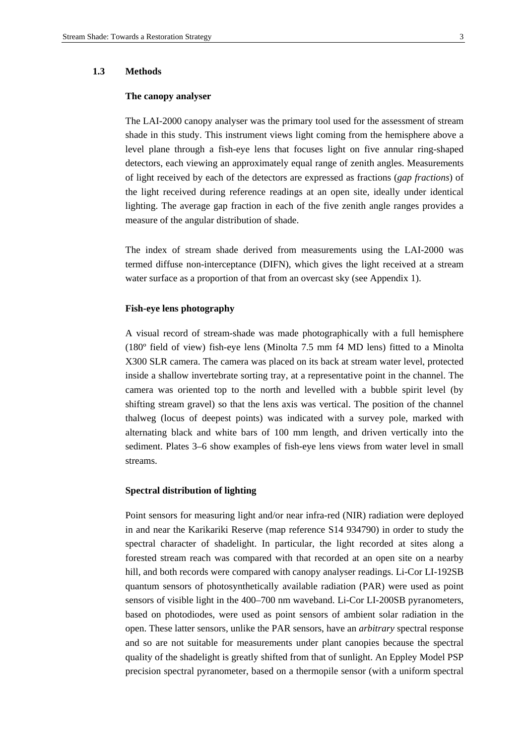## 1.3 Methods

### The canopy analyser

The LAI-2000 canopy analyser was the primary tool used for the assessment of stream shade in this study. This instrument views light coming from the hemisphere above a level plane through a fish-eye lens that focuses light on five annular ring-shaped detectors, each viewing an approximately equal range of zenith angles. Measurements of light received by each of the detectors are expressed as fractions (*gap fractions*) of the light received during reference readings at an open site, ideally under identical lighting. The average gap fraction in each of the five zenith angle ranges provides a measure of the angular distribution of shade.

The index of stream shade derived from measurements using the LAI-2000 was termed diffuse non-interceptance (DIFN), which gives the light received at a stream water surface as a proportion of that from an overcast sky (see Appendix 1).

### Fish-eye lens photography

A visual record of stream-shade was made photographically with a full hemisphere (180º field of view) fish-eye lens (Minolta 7.5 mm f4 MD lens) fitted to a Minolta X300 SLR camera. The camera was placed on its back at stream water level, protected inside a shallow invertebrate sorting tray, at a representative point in the channel. The camera was oriented top to the north and levelled with a bubble spirit level (by shifting stream gravel) so that the lens axis was vertical. The position of the channel thalweg (locus of deepest points) was indicated with a survey pole, marked with alternating black and white bars of 100 mm length, and driven vertically into the sediment. Plates 3–6 show examples of fish-eye lens views from water level in small streams.

### Spectral distribution of lighting

Point sensors for measuring light and/or near infra-red (NIR) radiation were deployed in and near the Karikariki Reserve (map reference S14 934790) in order to study the spectral character of shadelight. In particular, the light recorded at sites along a forested stream reach was compared with that recorded at an open site on a nearby hill, and both records were compared with canopy analyser readings. Li-Cor LI-192SB quantum sensors of photosynthetically available radiation (PAR) were used as point sensors of visible light in the 400–700 nm waveband. Li-Cor LI-200SB pyranometers, based on photodiodes, were used as point sensors of ambient solar radiation in the open. These latter sensors, unlike the PAR sensors, have an *arbitrary* spectral response and so are not suitable for measurements under plant canopies because the spectral quality of the shadelight is greatly shifted from that of sunlight. An Eppley Model PSP precision spectral pyranometer, based on a thermopile sensor (with a uniform spectral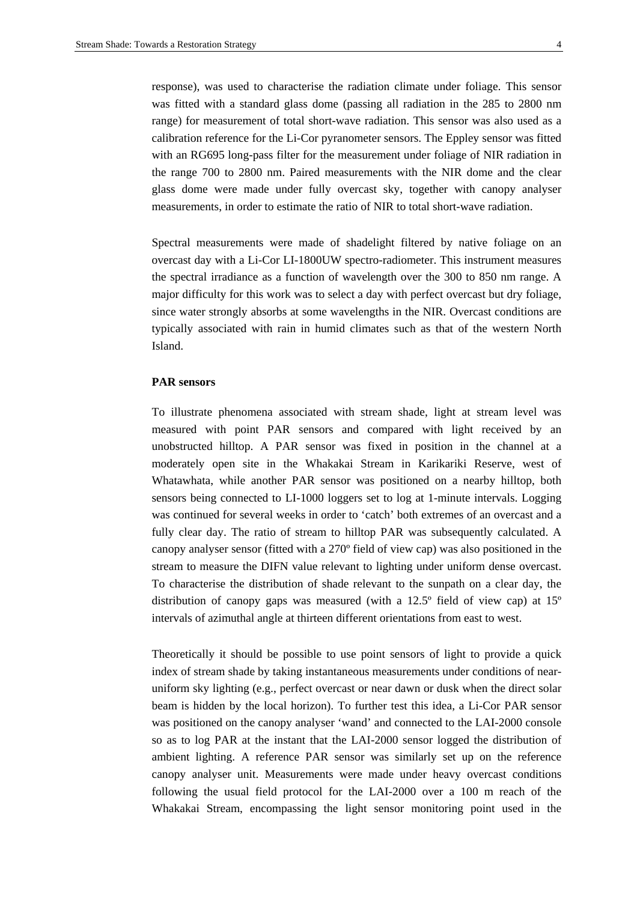response), was used to characterise the radiation climate under foliage. This sensor was fitted with a standard glass dome (passing all radiation in the 285 to 2800 nm range) for measurement of total short-wave radiation. This sensor was also used as a calibration reference for the Li-Cor pyranometer sensors. The Eppley sensor was fitted with an RG695 long-pass filter for the measurement under foliage of NIR radiation in the range 700 to 2800 nm. Paired measurements with the NIR dome and the clear glass dome were made under fully overcast sky, together with canopy analyser measurements, in order to estimate the ratio of NIR to total short-wave radiation.

Spectral measurements were made of shadelight filtered by native foliage on an overcast day with a Li-Cor LI-1800UW spectro-radiometer. This instrument measures the spectral irradiance as a function of wavelength over the 300 to 850 nm range. A major difficulty for this work was to select a day with perfect overcast but dry foliage, since water strongly absorbs at some wavelengths in the NIR. Overcast conditions are typically associated with rain in humid climates such as that of the western North Island.

**PAR sensors**

To illustrate phenomena associated with stream shade, light at stream level was measured with point PAR sensors and compared with light received by an unobstructed hilltop. A PAR sensor was fixed in position in the channel at a moderately open site in the Whakakai Stream in Karikariki Reserve, west of Whatawhata, while another PAR sensor was positioned on a nearby hilltop, both sensors being connected to LI-1000 loggers set to log at 1-minute intervals. Logging was continued for several weeks in order to 'catch' both extremes of an overcast and a fully clear day. The ratio of stream to hilltop PAR was subsequently calculated. A canopy analyser sensor (fitted with a 270º field of view cap) was also positioned in the stream to measure the DIFN value relevant to lighting under uniform dense overcast. To characterise the distribution of shade relevant to the sunpath on a clear day, the distribution of canopy gaps was measured (with a 12.5º field of view cap) at 15º intervals of azimuthal angle at thirteen different orientations from east to west.

Theoretically it should be possible to use point sensors of light to provide a quick index of stream shade by taking instantaneous measurements under conditions of near-uniform sky lighting (e.g., perfect overcast or near dawn or dusk when the direct solar beam is hidden by the local horizon). To further test this idea, a Li-Cor PAR sensor was positioned on the canopy analyser 'wand' and connected to the LAI-2000 console so as to log PAR at the instant that the LAI-2000 sensor logged the distribution of ambient lighting. A reference PAR sensor was similarly set up on the reference canopy analyser unit. Measurements were made under heavy overcast conditions following the usual field protocol for the LAI-2000 over a 100 m reach of the Whakakai Stream, encompassing the light sensor monitoring point used in the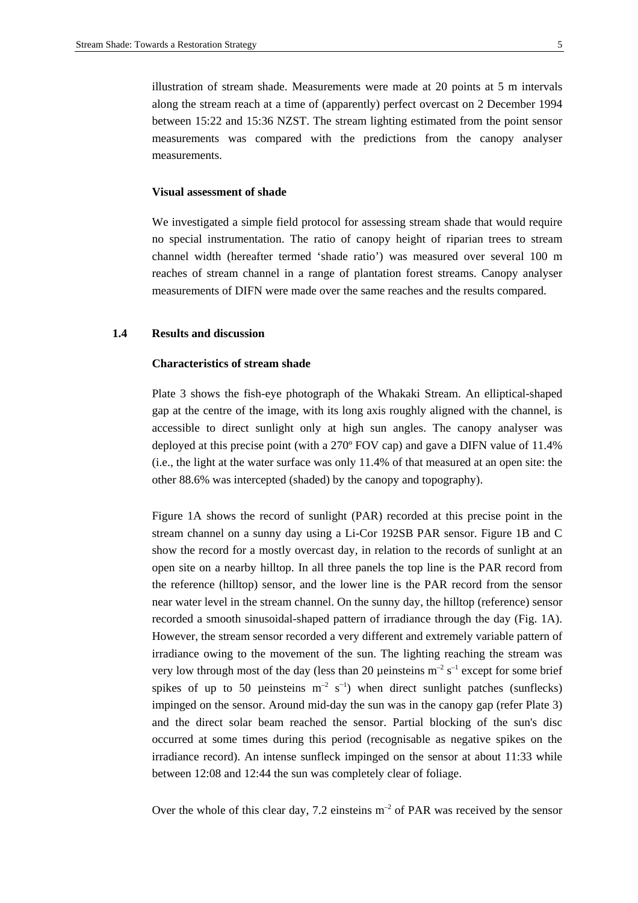illustration of stream shade. Measurements were made at 20 points at 5 m intervals along the stream reach at a time of (apparently) perfect overcast on 2 December 1994 between 15:22 and 15:36 NZST. The stream lighting estimated from the point sensor measurements was compared with the predictions from the canopy analyser measurements.

### Visual assessment of shade

We investigated a simple field protocol for assessing stream shade that would require no special instrumentation. The ratio of canopy height of riparian trees to stream channel width (hereafter termed 'shade ratio') was measured over several 100 m reaches of stream channel in a range of plantation forest streams. Canopy analyser measurements of DIFN were made over the same reaches and the results compared.

## 1.4 Results and discussion

### Characteristics of stream shade

Plate 3 shows the fish-eye photograph of the Whakaki Stream. An elliptical-shaped gap at the centre of the image, with its long axis roughly aligned with the channel, is accessible to direct sunlight only at high sun angles. The canopy analyser was deployed at this precise point (with a 270º FOV cap) and gave a DIFN value of 11.4% (i.e., the light at the water surface was only 11.4% of that measured at an open site: the other 88.6% was intercepted (shaded) by the canopy and topography).

Figure 1A shows the record of sunlight (PAR) recorded at this precise point in the stream channel on a sunny day using a Li-Cor 192SB PAR sensor. Figure 1B and C show the record for a mostly overcast day, in relation to the records of sunlight at an open site on a nearby hilltop. In all three panels the top line is the PAR record from the reference (hilltop) sensor, and the lower line is the PAR record from the sensor near water level in the stream channel. On the sunny day, the hilltop (reference) sensor recorded a smooth sinusoidal-shaped pattern of irradiance through the day (Fig. 1A). However, the stream sensor recorded a very different and extremely variable pattern of irradiance owing to the movement of the sun. The lighting reaching the stream was very low through most of the day (less than 20 µeinsteins $m^{-2}$ $s^{-1}$ except for some brief spikes of up to 50 µeinsteins $m^{-2}$ $s^{-1}$) when direct sunlight patches (sunflecks) impinged on the sensor. Around mid-day the sun was in the canopy gap (refer Plate 3) and the direct solar beam reached the sensor. Partial blocking of the sun's disc occurred at some times during this period (recognisable as negative spikes on the irradiance record). An intense sunfleck impinged on the sensor at about 11:33 while between 12:08 and 12:44 the sun was completely clear of foliage.

Over the whole of this clear day, 7.2 einsteins $m^{-2}$ of PAR was received by the sensor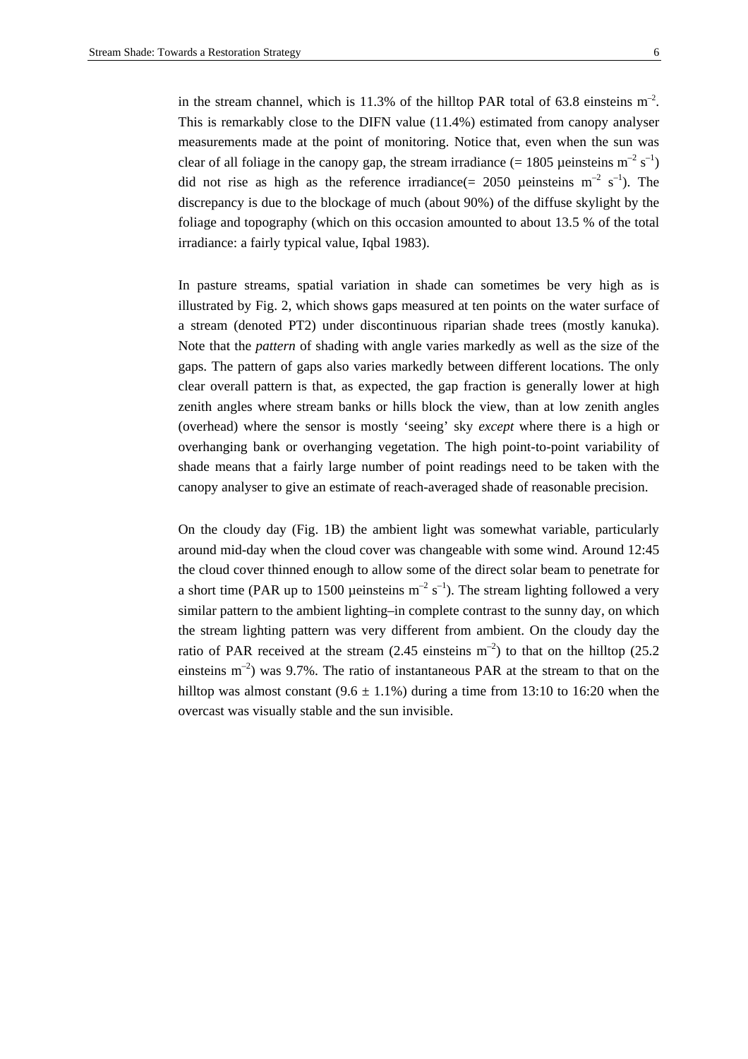in the stream channel, which is 11.3% of the hilltop PAR total of 63.8 einsteins $m^{-2}$. This is remarkably close to the DIFN value (11.4%) estimated from canopy analyser measurements made at the point of monitoring. Notice that, even when the sun was clear of all foliage in the canopy gap, the stream irradiance (= 1805 µeinsteins $m^{-2}$ $s^{-1}$) did not rise as high as the reference irradiance(= 2050 µeinsteins $m^{-2}$ $s^{-1}$). The discrepancy is due to the blockage of much (about 90%) of the diffuse skylight by the foliage and topography (which on this occasion amounted to about 13.5 % of the total irradiance: a fairly typical value, Iqbal 1983).

In pasture streams, spatial variation in shade can sometimes be very high as is illustrated by Fig. 2, which shows gaps measured at ten points on the water surface of a stream (denoted PT2) under discontinuous riparian shade trees (mostly kanuka). Note that the *pattern* of shading with angle varies markedly as well as the size of the gaps. The pattern of gaps also varies markedly between different locations. The only clear overall pattern is that, as expected, the gap fraction is generally lower at high zenith angles where stream banks or hills block the view, than at low zenith angles (overhead) where the sensor is mostly 'seeing' sky *except* where there is a high or overhanging bank or overhanging vegetation. The high point-to-point variability of shade means that a fairly large number of point readings need to be taken with the canopy analyser to give an estimate of reach-averaged shade of reasonable precision.

On the cloudy day (Fig. 1B) the ambient light was somewhat variable, particularly around mid-day when the cloud cover was changeable with some wind. Around 12:45 the cloud cover thinned enough to allow some of the direct solar beam to penetrate for a short time (PAR up to 1500 µeinsteins $m^{-2}$ $s^{-1}$). The stream lighting followed a very similar pattern to the ambient lighting–in complete contrast to the sunny day, on which the stream lighting pattern was very different from ambient. On the cloudy day the ratio of PAR received at the stream (2.45 einsteins $m^{-2}$) to that on the hilltop (25.2 einsteins $m^{-2}$) was 9.7%. The ratio of instantaneous PAR at the stream to that on the hilltop was almost constant ($9.6 \pm 1.1$%) during a time from 13:10 to 16:20 when the overcast was visually stable and the sun invisible.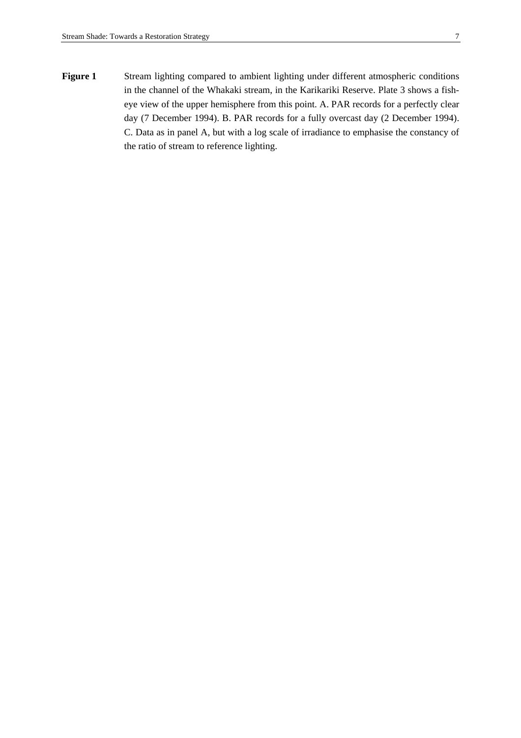**Figure 1** Stream lighting compared to ambient lighting under different atmospheric conditions in the channel of the Whakaki stream, in the Karikariki Reserve. Plate 3 shows a fish-eye view of the upper hemisphere from this point. A. PAR records for a perfectly clear day (7 December 1994). B. PAR records for a fully overcast day (2 December 1994). C. Data as in panel A, but with a log scale of irradiance to emphasise the constancy of the ratio of stream to reference lighting.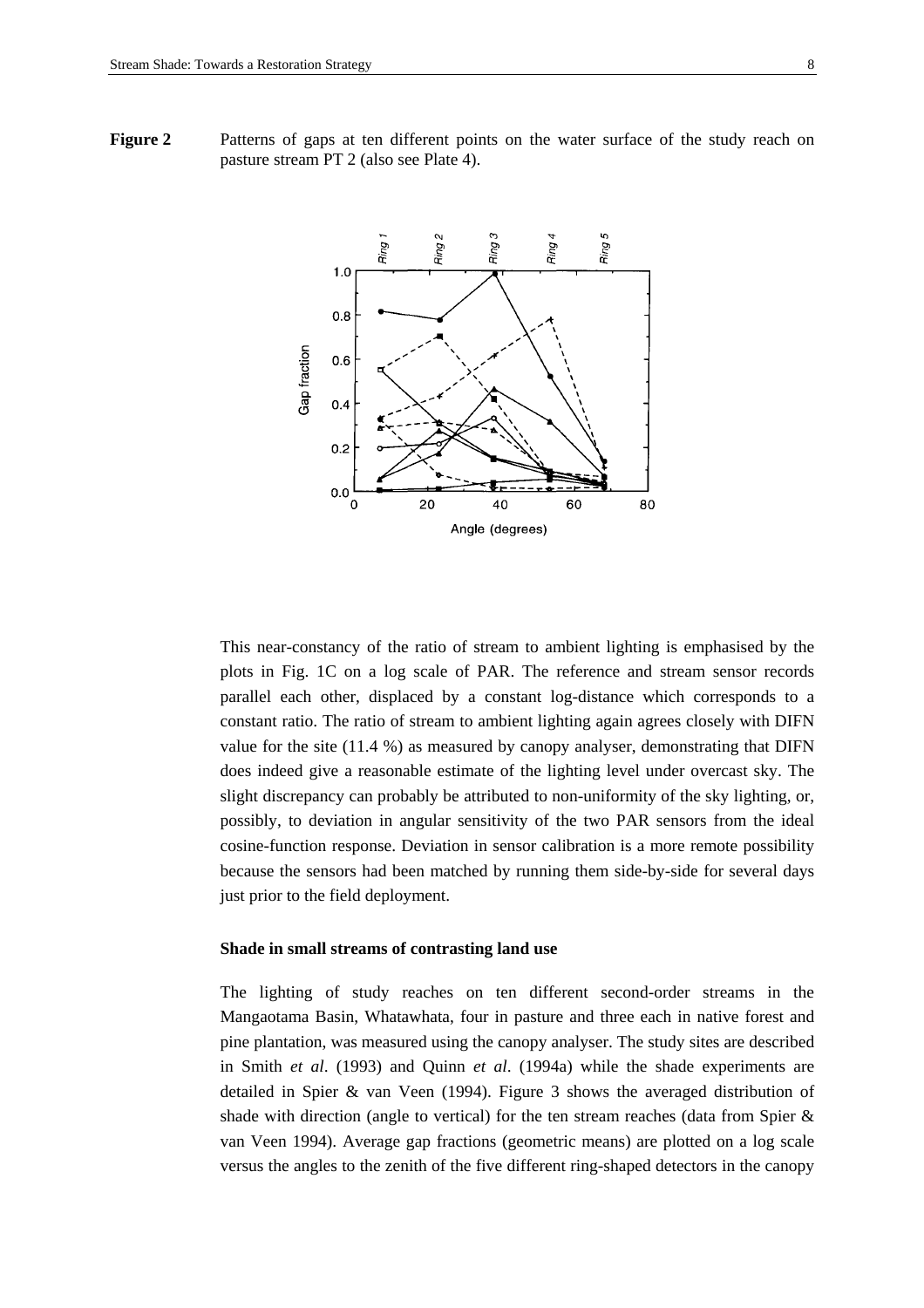**Figure 2** Patterns of gaps at ten different points on the water surface of the study reach on pasture stream PT 2 (also see Plate 4).

This near-constancy of the ratio of stream to ambient lighting is emphasised by the plots in Fig. 1C on a log scale of PAR. The reference and stream sensor records parallel each other, displaced by a constant log-distance which corresponds to a constant ratio. The ratio of stream to ambient lighting again agrees closely with DIFN value for the site (11.4 %) as measured by canopy analyser, demonstrating that DIFN does indeed give a reasonable estimate of the lighting level under overcast sky. The slight discrepancy can probably be attributed to non-uniformity of the sky lighting, or, possibly, to deviation in angular sensitivity of the two PAR sensors from the ideal cosine-function response. Deviation in sensor calibration is a more remote possibility because the sensors had been matched by running them side-by-side for several days just prior to the field deployment.

### Shade in small streams of contrasting land use

The lighting of study reaches on ten different second-order streams in the Mangaotama Basin, Whatawhata, four in pasture and three each in native forest and pine plantation, was measured using the canopy analyser. The study sites are described in Smith *et al*. (1993) and Quinn *et al*. (1994a) while the shade experiments are detailed in Spier & van Veen (1994). Figure 3 shows the averaged distribution of shade with direction (angle to vertical) for the ten stream reaches (data from Spier & van Veen 1994). Average gap fractions (geometric means) are plotted on a log scale versus the angles to the zenith of the five different ring-shaped detectors in the canopy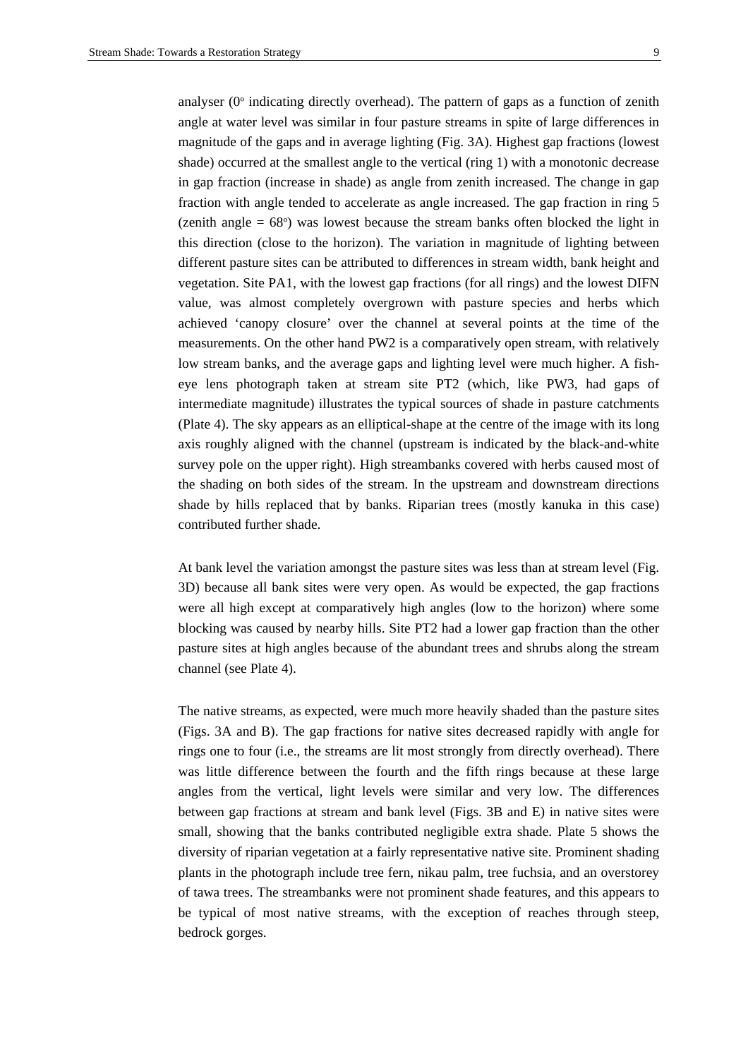analyser (0° indicating directly overhead). The pattern of gaps as a function of zenith angle at water level was similar in four pasture streams in spite of large differences in magnitude of the gaps and in average lighting (Fig. 3A). Highest gap fractions (lowest shade) occurred at the smallest angle to the vertical (ring 1) with a monotonic decrease in gap fraction (increase in shade) as angle from zenith increased. The change in gap fraction with angle tended to accelerate as angle increased. The gap fraction in ring 5 (zenith angle = 68°) was lowest because the stream banks often blocked the light in this direction (close to the horizon). The variation in magnitude of lighting between different pasture sites can be attributed to differences in stream width, bank height and vegetation. Site PA1, with the lowest gap fractions (for all rings) and the lowest DIFN value, was almost completely overgrown with pasture species and herbs which achieved 'canopy closure' over the channel at several points at the time of the measurements. On the other hand PW2 is a comparatively open stream, with relatively low stream banks, and the average gaps and lighting level were much higher. A fish-eye lens photograph taken at stream site PT2 (which, like PW3, had gaps of intermediate magnitude) illustrates the typical sources of shade in pasture catchments (Plate 4). The sky appears as an elliptical-shape at the centre of the image with its long axis roughly aligned with the channel (upstream is indicated by the black-and-white survey pole on the upper right). High streambanks covered with herbs caused most of the shading on both sides of the stream. In the upstream and downstream directions shade by hills replaced that by banks. Riparian trees (mostly kanuka in this case) contributed further shade.

At bank level the variation amongst the pasture sites was less than at stream level (Fig. 3D) because all bank sites were very open. As would be expected, the gap fractions were all high except at comparatively high angles (low to the horizon) where some blocking was caused by nearby hills. Site PT2 had a lower gap fraction than the other pasture sites at high angles because of the abundant trees and shrubs along the stream channel (see Plate 4).

The native streams, as expected, were much more heavily shaded than the pasture sites (Figs. 3A and B). The gap fractions for native sites decreased rapidly with angle for rings one to four (i.e., the streams are lit most strongly from directly overhead). There was little difference between the fourth and the fifth rings because at these large angles from the vertical, light levels were similar and very low. The differences between gap fractions at stream and bank level (Figs. 3B and E) in native sites were small, showing that the banks contributed negligible extra shade. Plate 5 shows the diversity of riparian vegetation at a fairly representative native site. Prominent shading plants in the photograph include tree fern, nikau palm, tree fuchsia, and an overstorey of tawa trees. The streambanks were not prominent shade features, and this appears to be typical of most native streams, with the exception of reaches through steep, bedrock gorges.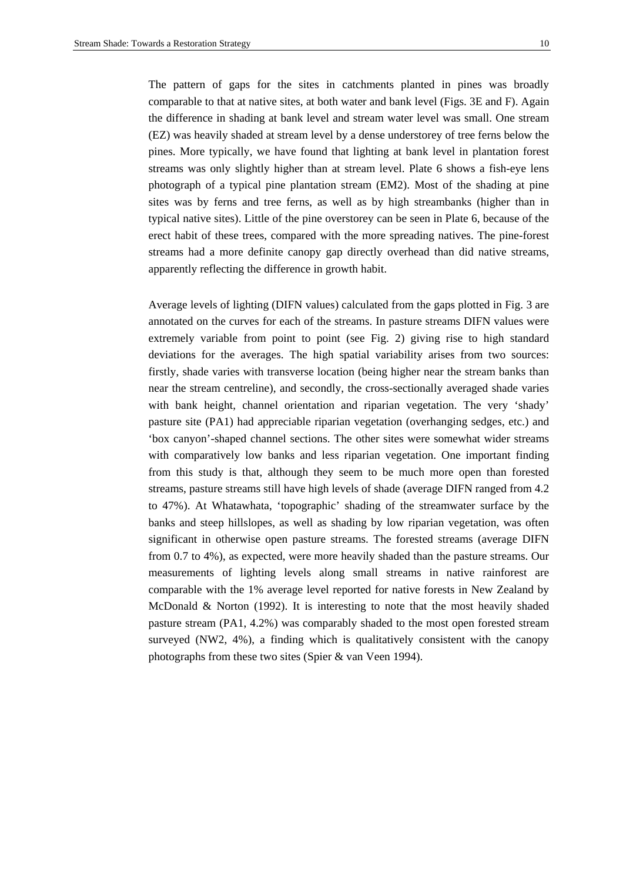The pattern of gaps for the sites in catchments planted in pines was broadly comparable to that at native sites, at both water and bank level (Figs. 3E and F). Again the difference in shading at bank level and stream water level was small. One stream (EZ) was heavily shaded at stream level by a dense understorey of tree ferns below the pines. More typically, we have found that lighting at bank level in plantation forest streams was only slightly higher than at stream level. Plate 6 shows a fish-eye lens photograph of a typical pine plantation stream (EM2). Most of the shading at pine sites was by ferns and tree ferns, as well as by high streambanks (higher than in typical native sites). Little of the pine overstorey can be seen in Plate 6, because of the erect habit of these trees, compared with the more spreading natives. The pine-forest streams had a more definite canopy gap directly overhead than did native streams, apparently reflecting the difference in growth habit.

Average levels of lighting (DIFN values) calculated from the gaps plotted in Fig. 3 are annotated on the curves for each of the streams. In pasture streams DIFN values were extremely variable from point to point (see Fig. 2) giving rise to high standard deviations for the averages. The high spatial variability arises from two sources: firstly, shade varies with transverse location (being higher near the stream banks than near the stream centreline), and secondly, the cross-sectionally averaged shade varies with bank height, channel orientation and riparian vegetation. The very 'shady' pasture site (PA1) had appreciable riparian vegetation (overhanging sedges, etc.) and 'box canyon'-shaped channel sections. The other sites were somewhat wider streams with comparatively low banks and less riparian vegetation. One important finding from this study is that, although they seem to be much more open than forested streams, pasture streams still have high levels of shade (average DIFN ranged from 4.2 to 47%). At Whatawhata, 'topographic' shading of the streamwater surface by the banks and steep hillslopes, as well as shading by low riparian vegetation, was often significant in otherwise open pasture streams. The forested streams (average DIFN from 0.7 to 4%), as expected, were more heavily shaded than the pasture streams. Our measurements of lighting levels along small streams in native rainforest are comparable with the 1% average level reported for native forests in New Zealand by McDonald & Norton (1992). It is interesting to note that the most heavily shaded pasture stream (PA1, 4.2%) was comparably shaded to the most open forested stream surveyed (NW2, 4%), a finding which is qualitatively consistent with the canopy photographs from these two sites (Spier & van Veen 1994).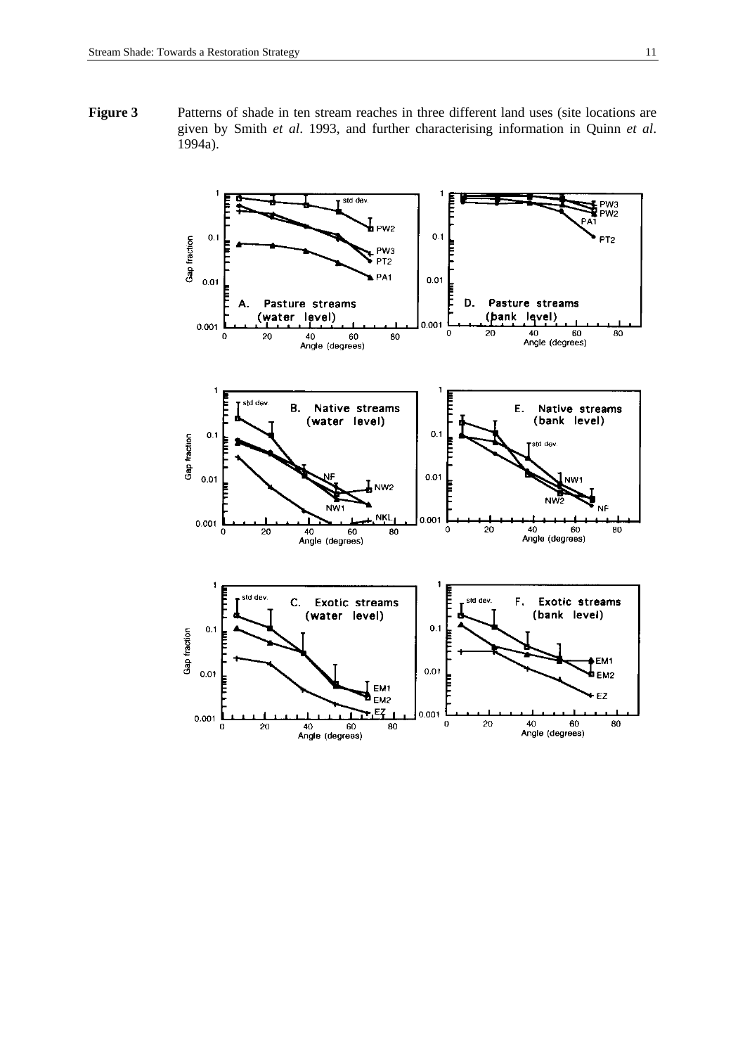**Figure 3** Patterns of shade in ten stream reaches in three different land uses (site locations are given by Smith *et al*. 1993, and further characterising information in Quinn *et al*. 1994a).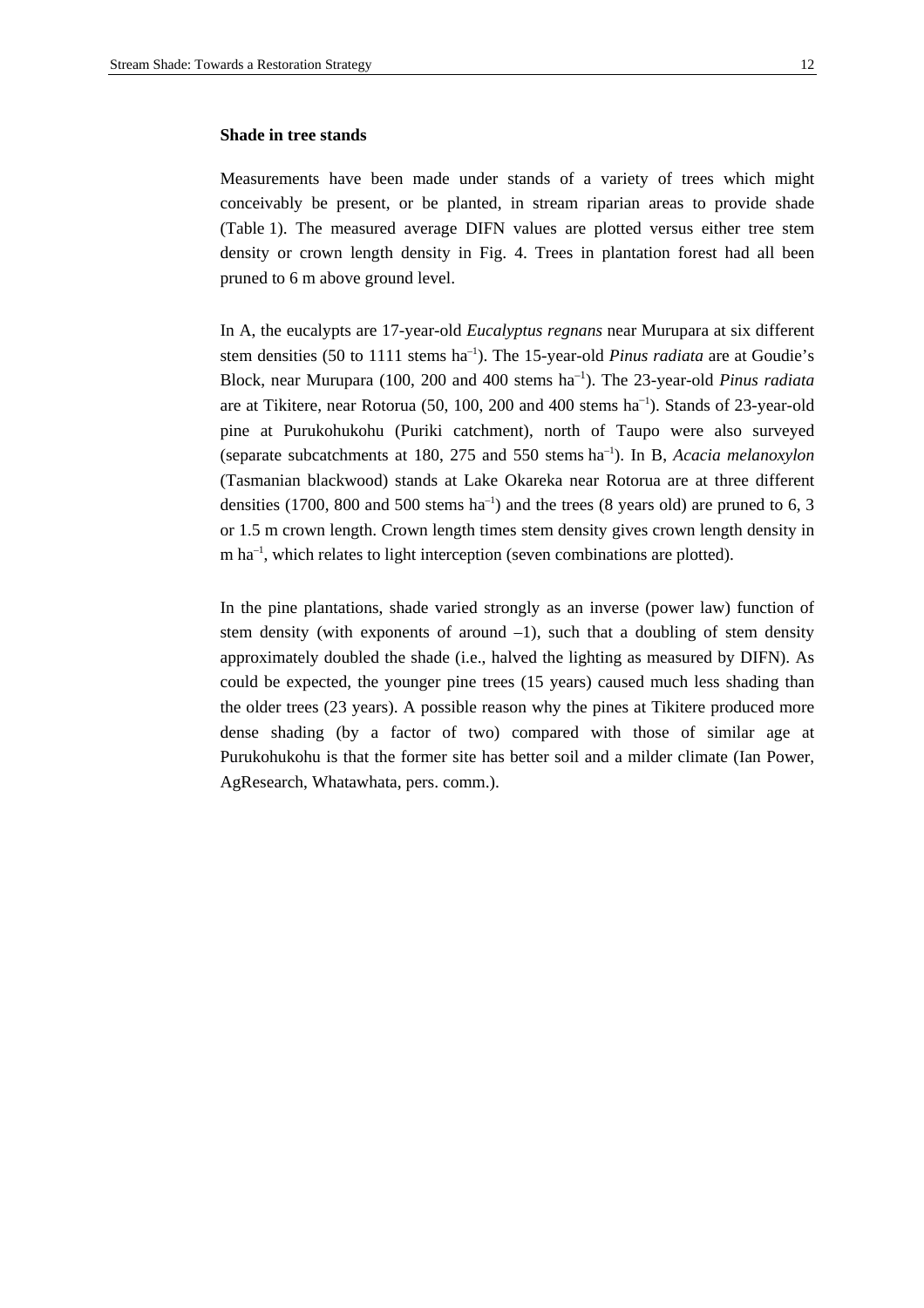### Shade in tree stands

Measurements have been made under stands of a variety of trees which might conceivably be present, or be planted, in stream riparian areas to provide shade (Table 1). The measured average DIFN values are plotted versus either tree stem density or crown length density in Fig. 4. Trees in plantation forest had all been pruned to 6 m above ground level.

In A, the eucalypts are 17-year-old *Eucalyptus regnans* near Murupara at six different stem densities (50 to 1111 stems ha$^{-1}$). The 15-year-old *Pinus radiata* are at Goudie's Block, near Murupara (100, 200 and 400 stems ha$^{-1}$). The 23-year-old *Pinus radiata* are at Tikitere, near Rotorua (50, 100, 200 and 400 stems ha$^{-1}$). Stands of 23-year-old pine at Purukohukohu (Puriki catchment), north of Taupo were also surveyed (separate subcatchments at 180, 275 and 550 stems ha$^{-1}$). In B, *Acacia melanoxylon* (Tasmanian blackwood) stands at Lake Okareka near Rotorua are at three different densities (1700, 800 and 500 stems ha$^{-1}$) and the trees (8 years old) are pruned to 6, 3 or 1.5 m crown length. Crown length times stem density gives crown length density in m ha$^{-1}$, which relates to light interception (seven combinations are plotted).

In the pine plantations, shade varied strongly as an inverse (power law) function of stem density (with exponents of around –1), such that a doubling of stem density approximately doubled the shade (i.e., halved the lighting as measured by DIFN). As could be expected, the younger pine trees (15 years) caused much less shading than the older trees (23 years). A possible reason why the pines at Tikitere produced more dense shading (by a factor of two) compared with those of similar age at Purukohukohu is that the former site has better soil and a milder climate (Ian Power, AgResearch, Whatawhata, pers. comm.).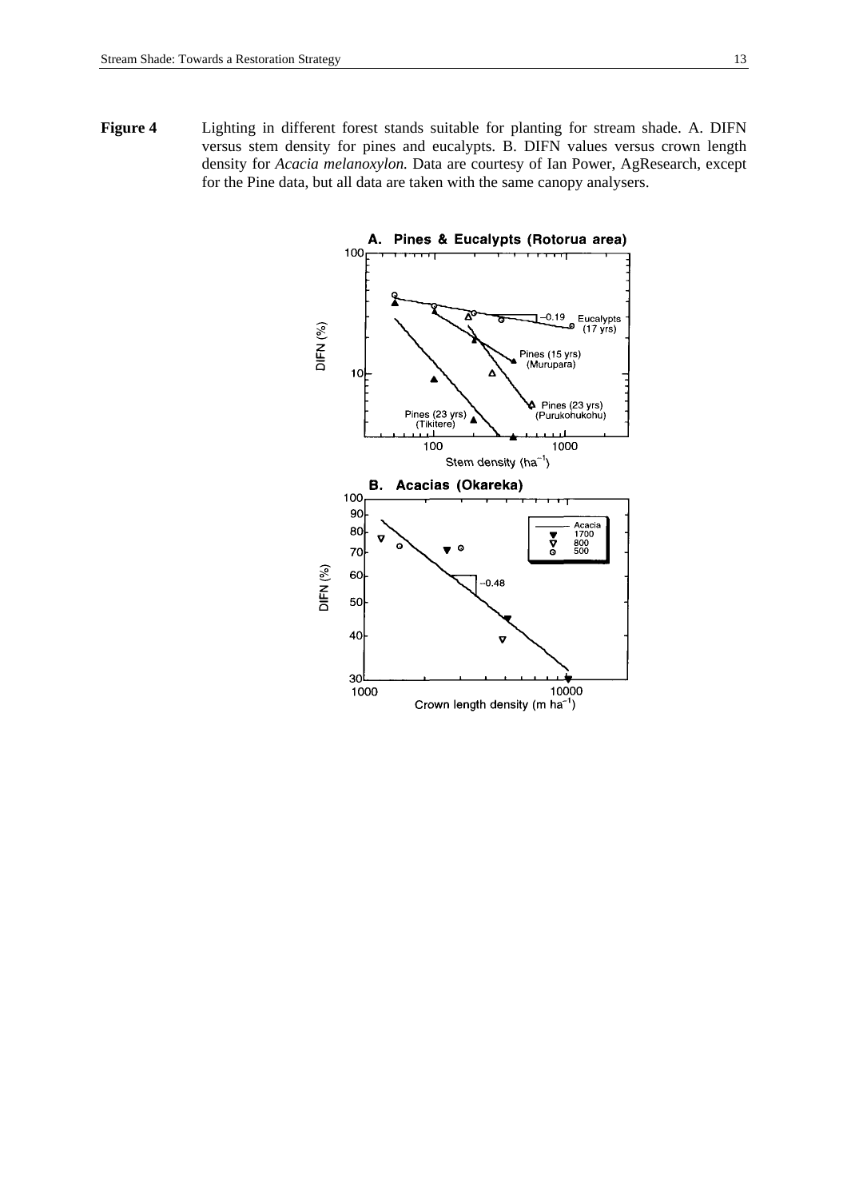**Figure 4** Lighting in different forest stands suitable for planting for stream shade. A. DIFN versus stem density for pines and eucalypts. B. DIFN values versus crown length density for *Acacia melanoxylon.* Data are courtesy of Ian Power, AgResearch, except for the Pine data, but all data are taken with the same canopy analysers.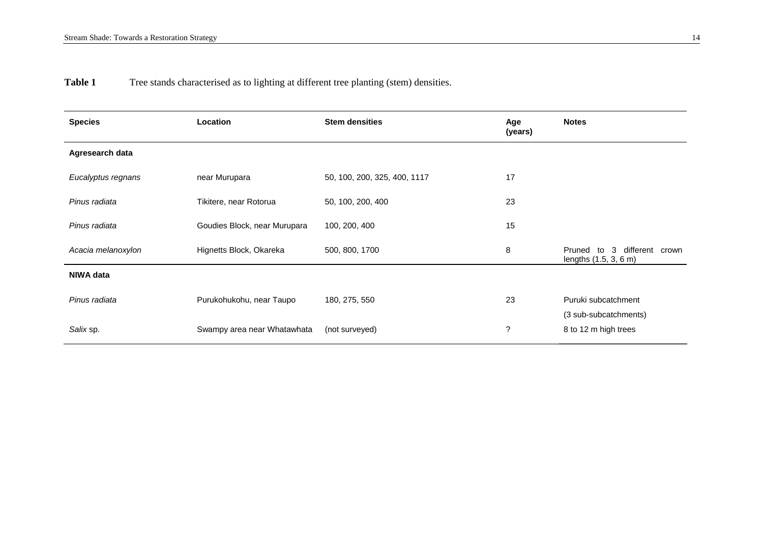**Table 1** Tree stands characterised as to lighting at different tree planting (stem) densities.

| Species | Location | Stem densities | Age (years) | Notes |
|---|---|---|---|---|
| **Agresearch data** | | | | |
| *Eucalyptus regnans* | near Murupara | 50, 100, 200, 325, 400, 1117 | 17 | |
| *Pinus radiata* | Tikitere, near Rotorua | 50, 100, 200, 400 | 23 | |
| *Pinus radiata* | Goudies Block, near Murupara | 100, 200, 400 | 15 | |
| *Acacia melanoxylon* | Hignetts Block, Okareka | 500, 800, 1700 | 8 | Pruned to 3 different crown lengths (1.5, 3, 6 m) |
| **NIWA data** | | | | |
| *Pinus radiata* | Purukohukohu, near Taupo | 180, 275, 550 | 23 | Puruki subcatchment (3 sub-subcatchments) |
| *Salix* sp. | Swampy area near Whatawhata | (not surveyed) | ? | 8 to 12 m high trees |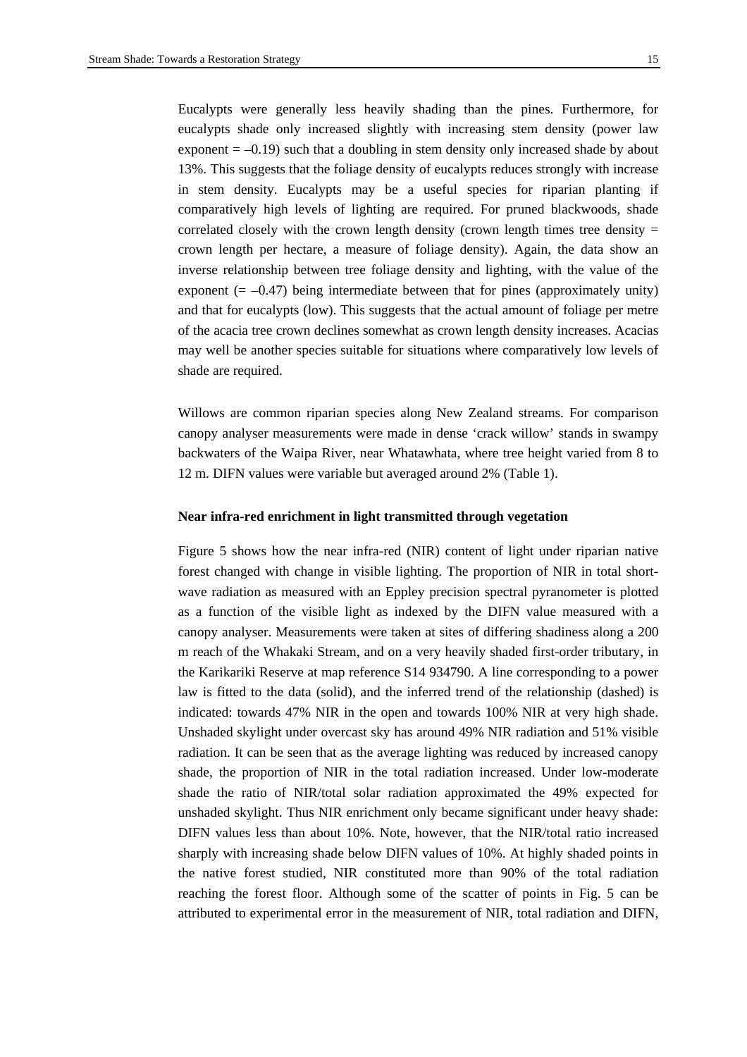Eucalypts were generally less heavily shading than the pines. Furthermore, for eucalypts shade only increased slightly with increasing stem density (power law exponent = –0.19) such that a doubling in stem density only increased shade by about 13%. This suggests that the foliage density of eucalypts reduces strongly with increase in stem density. Eucalypts may be a useful species for riparian planting if comparatively high levels of lighting are required. For pruned blackwoods, shade correlated closely with the crown length density (crown length times tree density = crown length per hectare, a measure of foliage density). Again, the data show an inverse relationship between tree foliage density and lighting, with the value of the exponent (= –0.47) being intermediate between that for pines (approximately unity) and that for eucalypts (low). This suggests that the actual amount of foliage per metre of the acacia tree crown declines somewhat as crown length density increases. Acacias may well be another species suitable for situations where comparatively low levels of shade are required.

Willows are common riparian species along New Zealand streams. For comparison canopy analyser measurements were made in dense 'crack willow' stands in swampy backwaters of the Waipa River, near Whatawhata, where tree height varied from 8 to 12 m. DIFN values were variable but averaged around 2% (Table 1).

**Near infra-red enrichment in light transmitted through vegetation**

Figure 5 shows how the near infra-red (NIR) content of light under riparian native forest changed with change in visible lighting. The proportion of NIR in total short-wave radiation as measured with an Eppley precision spectral pyranometer is plotted as a function of the visible light as indexed by the DIFN value measured with a canopy analyser. Measurements were taken at sites of differing shadiness along a 200 m reach of the Whakaki Stream, and on a very heavily shaded first-order tributary, in the Karikariki Reserve at map reference S14 934790. A line corresponding to a power law is fitted to the data (solid), and the inferred trend of the relationship (dashed) is indicated: towards 47% NIR in the open and towards 100% NIR at very high shade. Unshaded skylight under overcast sky has around 49% NIR radiation and 51% visible radiation. It can be seen that as the average lighting was reduced by increased canopy shade, the proportion of NIR in the total radiation increased. Under low-moderate shade the ratio of NIR/total solar radiation approximated the 49% expected for unshaded skylight. Thus NIR enrichment only became significant under heavy shade: DIFN values less than about 10%. Note, however, that the NIR/total ratio increased sharply with increasing shade below DIFN values of 10%. At highly shaded points in the native forest studied, NIR constituted more than 90% of the total radiation reaching the forest floor. Although some of the scatter of points in Fig. 5 can be attributed to experimental error in the measurement of NIR, total radiation and DIFN,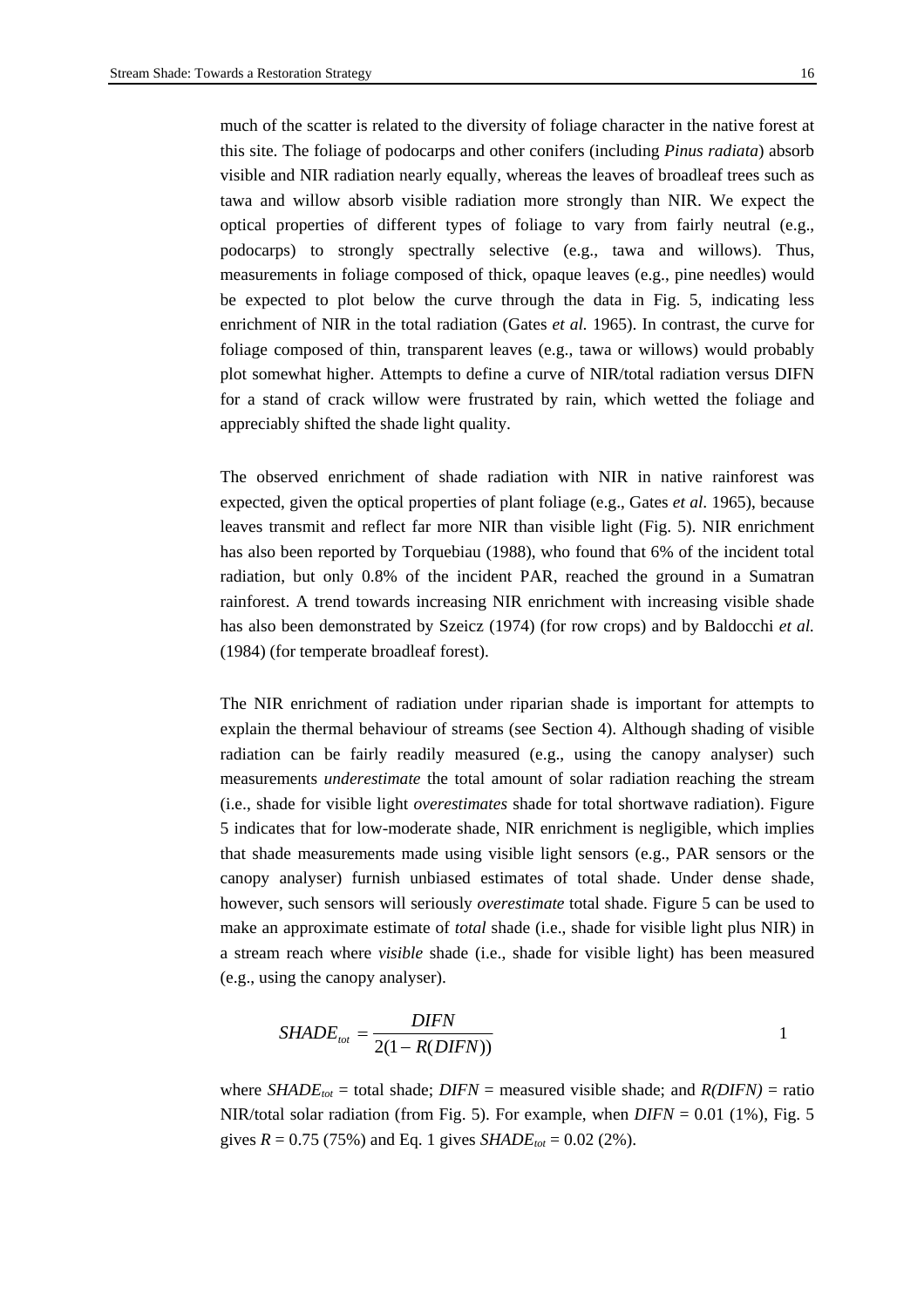much of the scatter is related to the diversity of foliage character in the native forest at this site. The foliage of podocarps and other conifers (including *Pinus radiata*) absorb visible and NIR radiation nearly equally, whereas the leaves of broadleaf trees such as tawa and willow absorb visible radiation more strongly than NIR. We expect the optical properties of different types of foliage to vary from fairly neutral (e.g., podocarps) to strongly spectrally selective (e.g., tawa and willows). Thus, measurements in foliage composed of thick, opaque leaves (e.g., pine needles) would be expected to plot below the curve through the data in Fig. 5, indicating less enrichment of NIR in the total radiation (Gates *et al.* 1965). In contrast, the curve for foliage composed of thin, transparent leaves (e.g., tawa or willows) would probably plot somewhat higher. Attempts to define a curve of NIR/total radiation versus DIFN for a stand of crack willow were frustrated by rain, which wetted the foliage and appreciably shifted the shade light quality.

The observed enrichment of shade radiation with NIR in native rainforest was expected, given the optical properties of plant foliage (e.g., Gates *et al*. 1965), because leaves transmit and reflect far more NIR than visible light (Fig. 5). NIR enrichment has also been reported by Torquebiau (1988), who found that 6% of the incident total radiation, but only 0.8% of the incident PAR, reached the ground in a Sumatran rainforest. A trend towards increasing NIR enrichment with increasing visible shade has also been demonstrated by Szeicz (1974) (for row crops) and by Baldocchi *et al.* (1984) (for temperate broadleaf forest).

The NIR enrichment of radiation under riparian shade is important for attempts to explain the thermal behaviour of streams (see Section 4). Although shading of visible radiation can be fairly readily measured (e.g., using the canopy analyser) such measurements *underestimate* the total amount of solar radiation reaching the stream (i.e., shade for visible light *overestimates* shade for total shortwave radiation). Figure 5 indicates that for low-moderate shade, NIR enrichment is negligible, which implies that shade measurements made using visible light sensors (e.g., PAR sensors or the canopy analyser) furnish unbiased estimates of total shade. Under dense shade, however, such sensors will seriously *overestimate* total shade. Figure 5 can be used to make an approximate estimate of *total* shade (i.e., shade for visible light plus NIR) in a stream reach where *visible* shade (i.e., shade for visible light) has been measured (e.g., using the canopy analyser).

$$SHADE_{tot} = \frac{DIFN}{2(1 - R(DIFN))} \qquad 1$$

where $SHADE_{tot}$ = total shade; $DIFN$ = measured visible shade; and $R(DIFN)$ = ratio NIR/total solar radiation (from Fig. 5). For example, when $DIFN$ = 0.01 (1%), Fig. 5 gives $R$ = 0.75 (75%) and Eq. 1 gives $SHADE_{tot}$ = 0.02 (2%).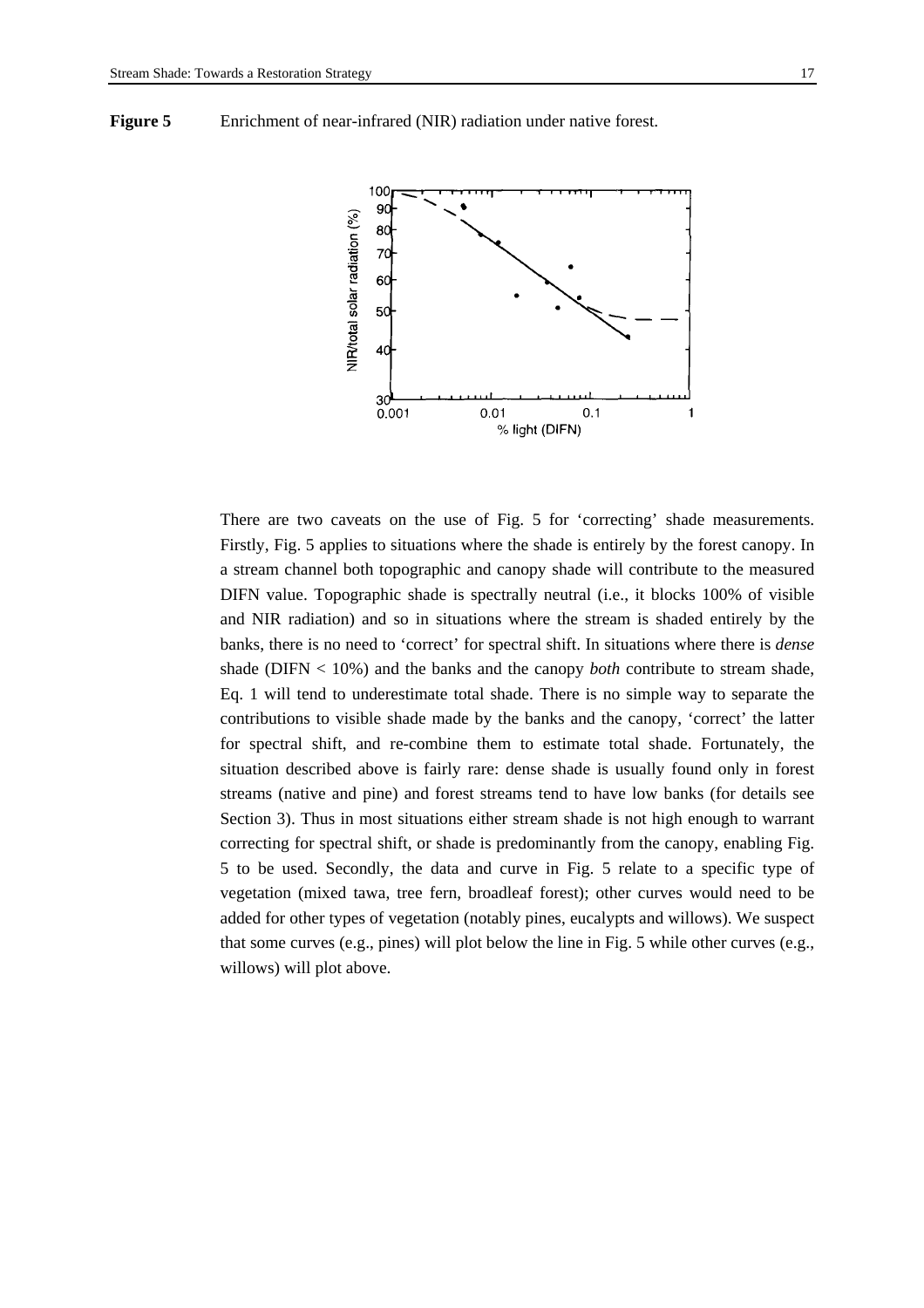**Figure 5** Enrichment of near-infrared (NIR) radiation under native forest.

There are two caveats on the use of Fig. 5 for 'correcting' shade measurements. Firstly, Fig. 5 applies to situations where the shade is entirely by the forest canopy. In a stream channel both topographic and canopy shade will contribute to the measured DIFN value. Topographic shade is spectrally neutral (i.e., it blocks 100% of visible and NIR radiation) and so in situations where the stream is shaded entirely by the banks, there is no need to 'correct' for spectral shift. In situations where there is *dense* shade (DIFN < 10%) and the banks and the canopy *both* contribute to stream shade, Eq. 1 will tend to underestimate total shade. There is no simple way to separate the contributions to visible shade made by the banks and the canopy, 'correct' the latter for spectral shift, and re-combine them to estimate total shade. Fortunately, the situation described above is fairly rare: dense shade is usually found only in forest streams (native and pine) and forest streams tend to have low banks (for details see Section 3). Thus in most situations either stream shade is not high enough to warrant correcting for spectral shift, or shade is predominantly from the canopy, enabling Fig. 5 to be used. Secondly, the data and curve in Fig. 5 relate to a specific type of vegetation (mixed tawa, tree fern, broadleaf forest); other curves would need to be added for other types of vegetation (notably pines, eucalypts and willows). We suspect that some curves (e.g., pines) will plot below the line in Fig. 5 while other curves (e.g., willows) will plot above.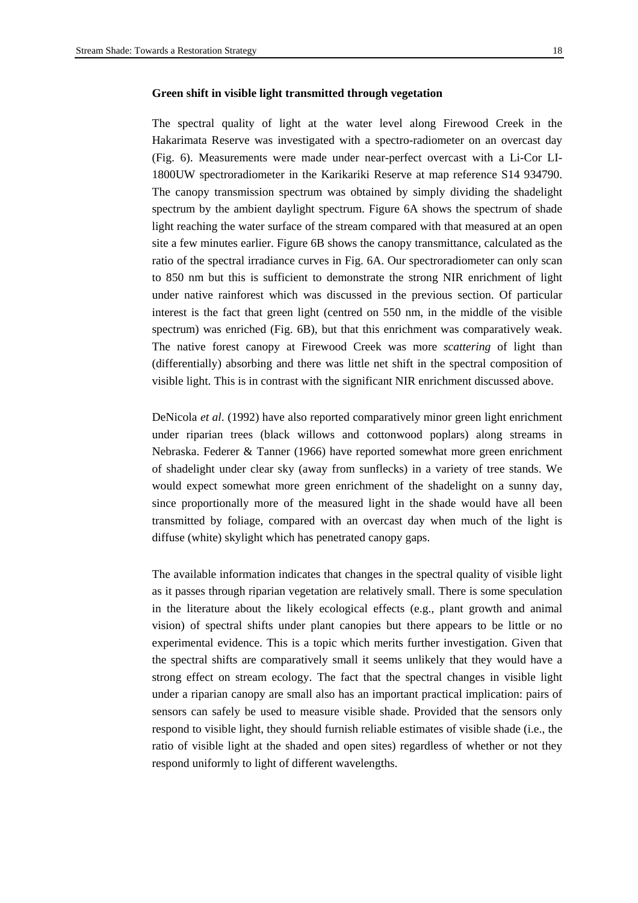**Green shift in visible light transmitted through vegetation**

The spectral quality of light at the water level along Firewood Creek in the Hakarimata Reserve was investigated with a spectro-radiometer on an overcast day (Fig. 6). Measurements were made under near-perfect overcast with a Li-Cor LI-1800UW spectroradiometer in the Karikariki Reserve at map reference S14 934790. The canopy transmission spectrum was obtained by simply dividing the shadelight spectrum by the ambient daylight spectrum. Figure 6A shows the spectrum of shade light reaching the water surface of the stream compared with that measured at an open site a few minutes earlier. Figure 6B shows the canopy transmittance, calculated as the ratio of the spectral irradiance curves in Fig. 6A. Our spectroradiometer can only scan to 850 nm but this is sufficient to demonstrate the strong NIR enrichment of light under native rainforest which was discussed in the previous section. Of particular interest is the fact that green light (centred on 550 nm, in the middle of the visible spectrum) was enriched (Fig. 6B), but that this enrichment was comparatively weak. The native forest canopy at Firewood Creek was more *scattering* of light than (differentially) absorbing and there was little net shift in the spectral composition of visible light. This is in contrast with the significant NIR enrichment discussed above.

DeNicola *et al*. (1992) have also reported comparatively minor green light enrichment under riparian trees (black willows and cottonwood poplars) along streams in Nebraska. Federer & Tanner (1966) have reported somewhat more green enrichment of shadelight under clear sky (away from sunflecks) in a variety of tree stands. We would expect somewhat more green enrichment of the shadelight on a sunny day, since proportionally more of the measured light in the shade would have all been transmitted by foliage, compared with an overcast day when much of the light is diffuse (white) skylight which has penetrated canopy gaps.

The available information indicates that changes in the spectral quality of visible light as it passes through riparian vegetation are relatively small. There is some speculation in the literature about the likely ecological effects (e.g., plant growth and animal vision) of spectral shifts under plant canopies but there appears to be little or no experimental evidence. This is a topic which merits further investigation. Given that the spectral shifts are comparatively small it seems unlikely that they would have a strong effect on stream ecology. The fact that the spectral changes in visible light under a riparian canopy are small also has an important practical implication: pairs of sensors can safely be used to measure visible shade. Provided that the sensors only respond to visible light, they should furnish reliable estimates of visible shade (i.e., the ratio of visible light at the shaded and open sites) regardless of whether or not they respond uniformly to light of different wavelengths.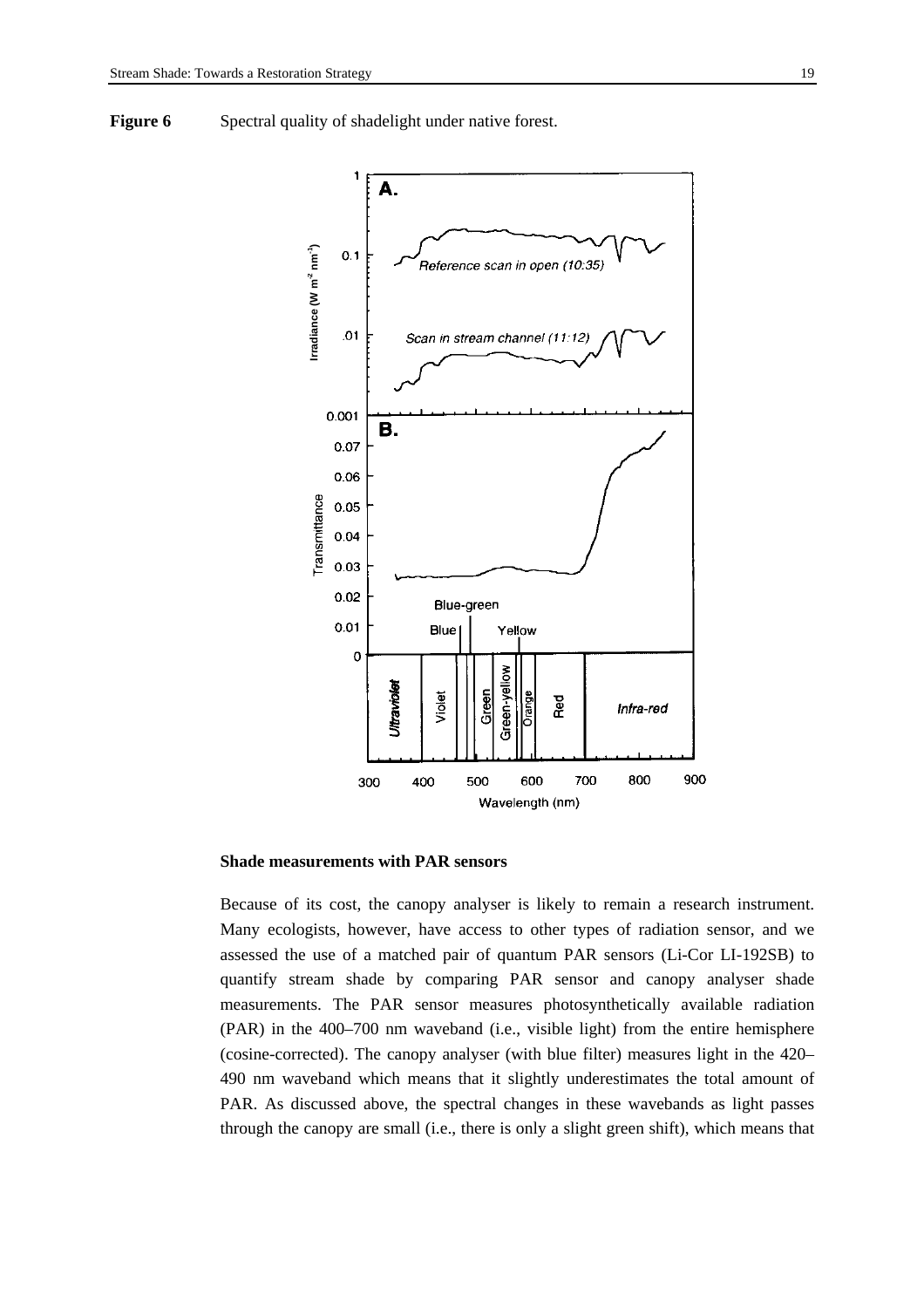**Figure 6** Spectral quality of shadelight under native forest.

### Shade measurements with PAR sensors

Because of its cost, the canopy analyser is likely to remain a research instrument. Many ecologists, however, have access to other types of radiation sensor, and we assessed the use of a matched pair of quantum PAR sensors (Li-Cor LI-192SB) to quantify stream shade by comparing PAR sensor and canopy analyser shade measurements. The PAR sensor measures photosynthetically available radiation (PAR) in the 400–700 nm waveband (i.e., visible light) from the entire hemisphere (cosine-corrected). The canopy analyser (with blue filter) measures light in the 420–490 nm waveband which means that it slightly underestimates the total amount of PAR. As discussed above, the spectral changes in these wavebands as light passes through the canopy are small (i.e., there is only a slight green shift), which means that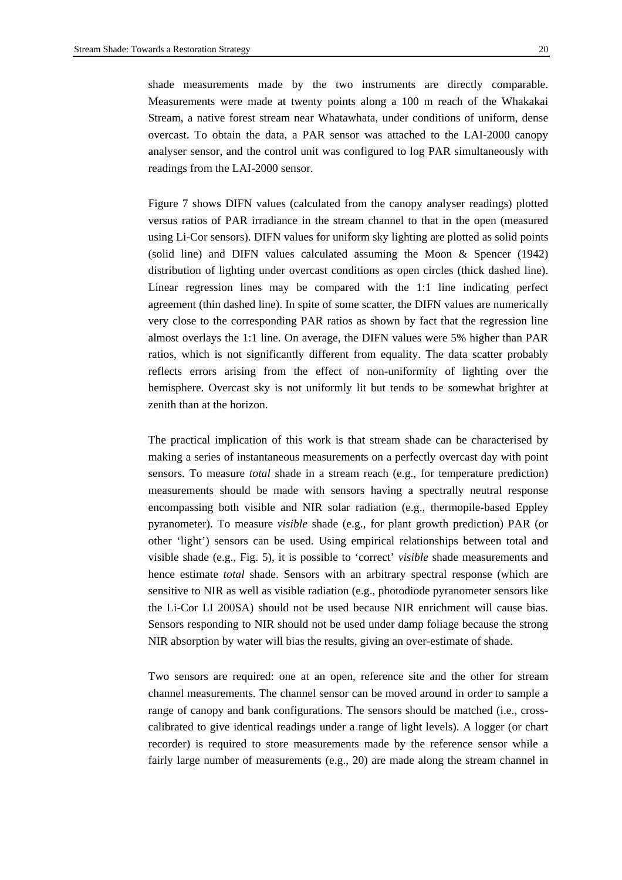shade measurements made by the two instruments are directly comparable. Measurements were made at twenty points along a 100 m reach of the Whakakai Stream, a native forest stream near Whatawhata, under conditions of uniform, dense overcast. To obtain the data, a PAR sensor was attached to the LAI-2000 canopy analyser sensor, and the control unit was configured to log PAR simultaneously with readings from the LAI-2000 sensor.

Figure 7 shows DIFN values (calculated from the canopy analyser readings) plotted versus ratios of PAR irradiance in the stream channel to that in the open (measured using Li-Cor sensors). DIFN values for uniform sky lighting are plotted as solid points (solid line) and DIFN values calculated assuming the Moon & Spencer (1942) distribution of lighting under overcast conditions as open circles (thick dashed line). Linear regression lines may be compared with the 1:1 line indicating perfect agreement (thin dashed line). In spite of some scatter, the DIFN values are numerically very close to the corresponding PAR ratios as shown by fact that the regression line almost overlays the 1:1 line. On average, the DIFN values were 5% higher than PAR ratios, which is not significantly different from equality. The data scatter probably reflects errors arising from the effect of non-uniformity of lighting over the hemisphere. Overcast sky is not uniformly lit but tends to be somewhat brighter at zenith than at the horizon.

The practical implication of this work is that stream shade can be characterised by making a series of instantaneous measurements on a perfectly overcast day with point sensors. To measure *total* shade in a stream reach (e.g., for temperature prediction) measurements should be made with sensors having a spectrally neutral response encompassing both visible and NIR solar radiation (e.g., thermopile-based Eppley pyranometer). To measure *visible* shade (e.g., for plant growth prediction) PAR (or other 'light') sensors can be used. Using empirical relationships between total and visible shade (e.g., Fig. 5), it is possible to 'correct' *visible* shade measurements and hence estimate *total* shade. Sensors with an arbitrary spectral response (which are sensitive to NIR as well as visible radiation (e.g., photodiode pyranometer sensors like the Li-Cor LI 200SA) should not be used because NIR enrichment will cause bias. Sensors responding to NIR should not be used under damp foliage because the strong NIR absorption by water will bias the results, giving an over-estimate of shade.

Two sensors are required: one at an open, reference site and the other for stream channel measurements. The channel sensor can be moved around in order to sample a range of canopy and bank configurations. The sensors should be matched (i.e., cross-calibrated to give identical readings under a range of light levels). A logger (or chart recorder) is required to store measurements made by the reference sensor while a fairly large number of measurements (e.g., 20) are made along the stream channel in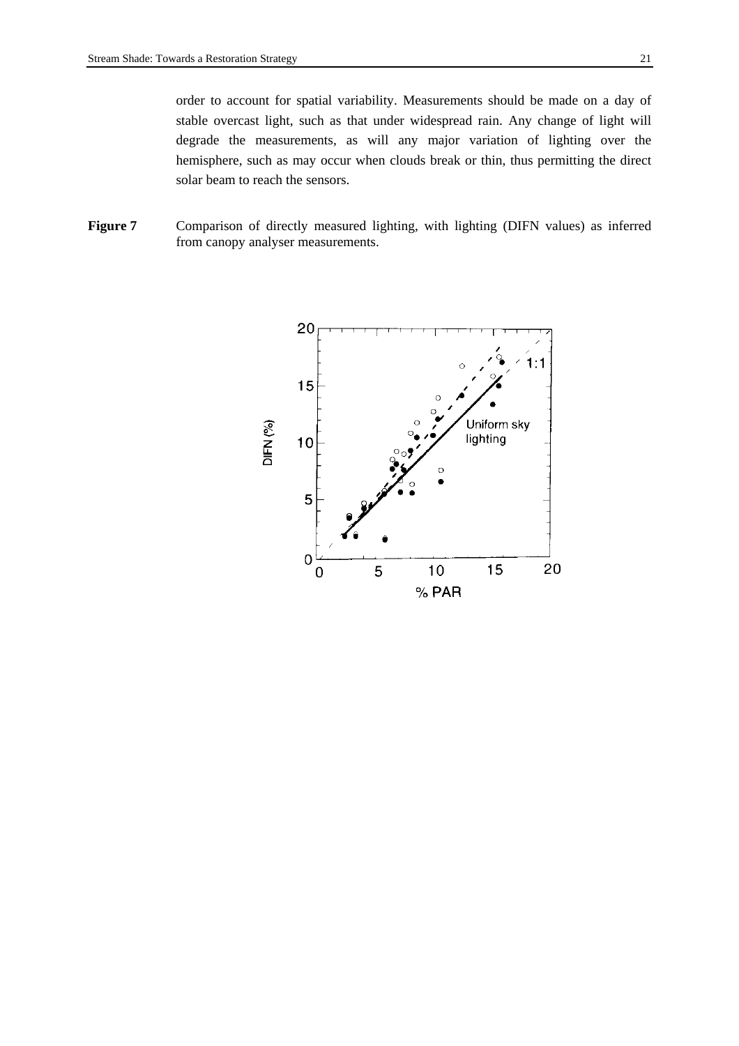order to account for spatial variability. Measurements should be made on a day of stable overcast light, such as that under widespread rain. Any change of light will degrade the measurements, as will any major variation of lighting over the hemisphere, such as may occur when clouds break or thin, thus permitting the direct solar beam to reach the sensors.

**Figure 7** Comparison of directly measured lighting, with lighting (DIFN values) as inferred from canopy analyser measurements.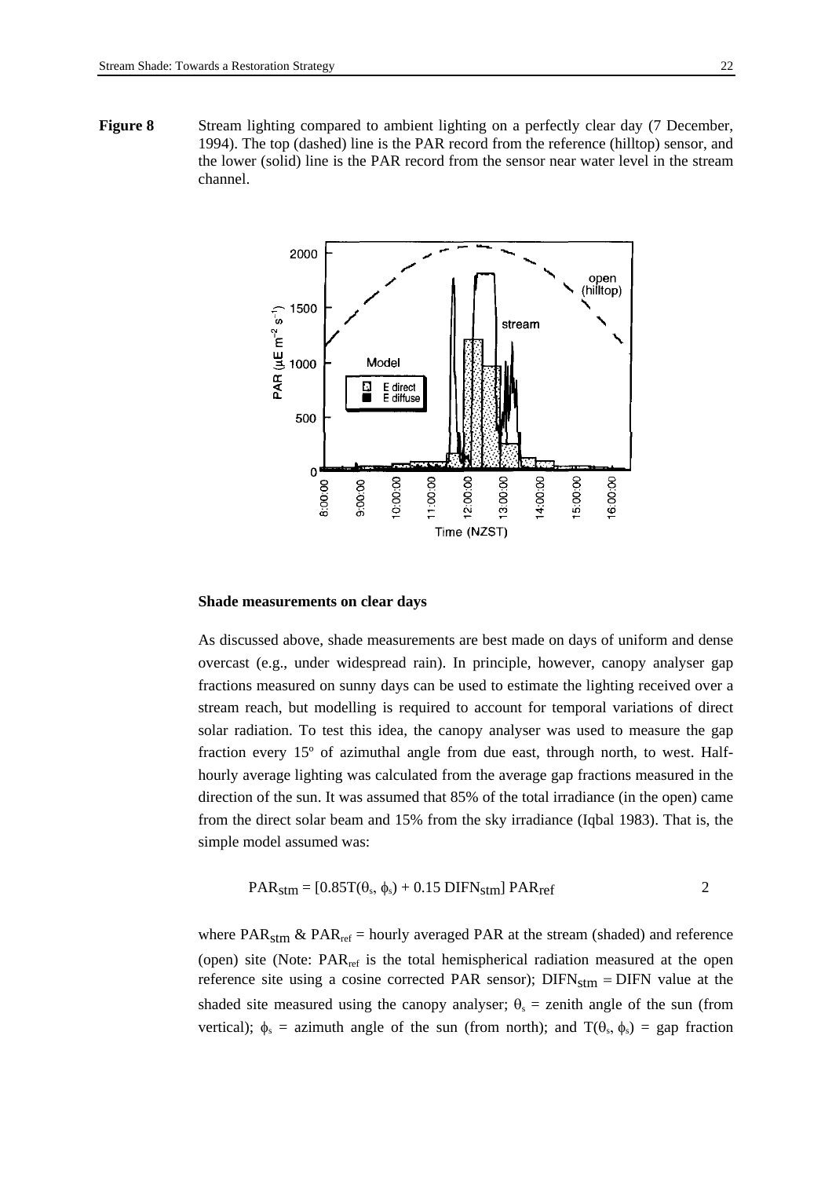**Figure 8** Stream lighting compared to ambient lighting on a perfectly clear day (7 December, 1994). The top (dashed) line is the PAR record from the reference (hilltop) sensor, and the lower (solid) line is the PAR record from the sensor near water level in the stream channel.

**Shade measurements on clear days**

As discussed above, shade measurements are best made on days of uniform and dense overcast (e.g., under widespread rain). In principle, however, canopy analyser gap fractions measured on sunny days can be used to estimate the lighting received over a stream reach, but modelling is required to account for temporal variations of direct solar radiation. To test this idea, the canopy analyser was used to measure the gap fraction every 15º of azimuthal angle from due east, through north, to west. Half-hourly average lighting was calculated from the average gap fractions measured in the direction of the sun. It was assumed that 85% of the total irradiance (in the open) came from the direct solar beam and 15% from the sky irradiance (Iqbal 1983). That is, the simple model assumed was:

$$PAR_{stm} = [0.85T(\theta_s, \phi_s) + 0.15\ DIFN_{stm}]\ PAR_{ref} \qquad 2$$

where $PAR_{stm}$ & $PAR_{ref}$ = hourly averaged PAR at the stream (shaded) and reference (open) site (Note: $PAR_{ref}$ is the total hemispherical radiation measured at the open reference site using a cosine corrected PAR sensor); $DIFN_{stm}$ = DIFN value at the shaded site measured using the canopy analyser; $\theta_s$ = zenith angle of the sun (from vertical); $\phi_s$ = azimuth angle of the sun (from north); and $T(\theta_s, \phi_s)$ = gap fraction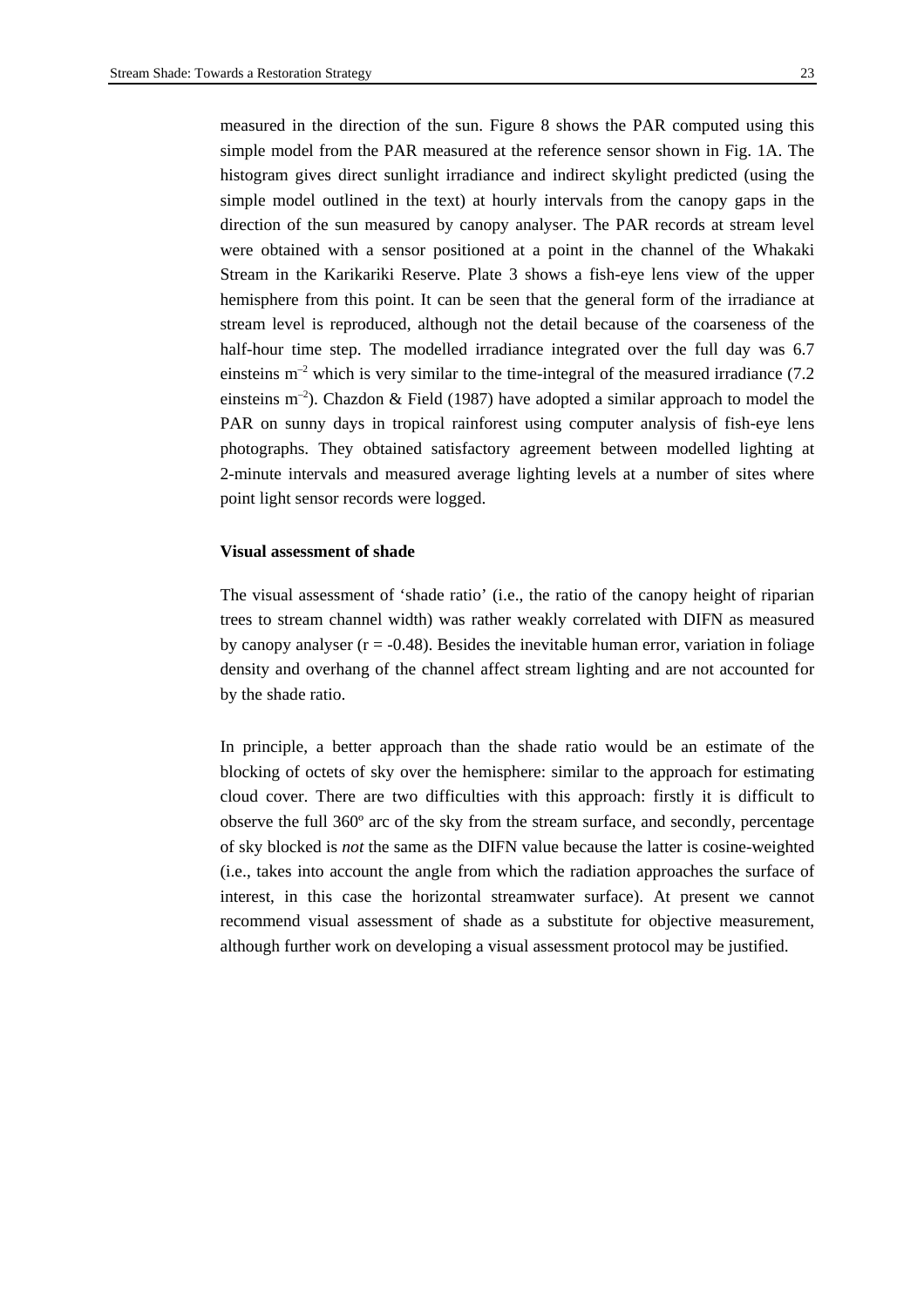measured in the direction of the sun. Figure 8 shows the PAR computed using this simple model from the PAR measured at the reference sensor shown in Fig. 1A. The histogram gives direct sunlight irradiance and indirect skylight predicted (using the simple model outlined in the text) at hourly intervals from the canopy gaps in the direction of the sun measured by canopy analyser. The PAR records at stream level were obtained with a sensor positioned at a point in the channel of the Whakaki Stream in the Karikariki Reserve. Plate 3 shows a fish-eye lens view of the upper hemisphere from this point. It can be seen that the general form of the irradiance at stream level is reproduced, although not the detail because of the coarseness of the half-hour time step. The modelled irradiance integrated over the full day was 6.7 einsteins $m^{-2}$ which is very similar to the time-integral of the measured irradiance (7.2 einsteins $m^{-2}$). Chazdon & Field (1987) have adopted a similar approach to model the PAR on sunny days in tropical rainforest using computer analysis of fish-eye lens photographs. They obtained satisfactory agreement between modelled lighting at 2-minute intervals and measured average lighting levels at a number of sites where point light sensor records were logged.

### Visual assessment of shade

The visual assessment of 'shade ratio' (i.e., the ratio of the canopy height of riparian trees to stream channel width) was rather weakly correlated with DIFN as measured by canopy analyser ($r = -0.48$). Besides the inevitable human error, variation in foliage density and overhang of the channel affect stream lighting and are not accounted for by the shade ratio.

In principle, a better approach than the shade ratio would be an estimate of the blocking of octets of sky over the hemisphere: similar to the approach for estimating cloud cover. There are two difficulties with this approach: firstly it is difficult to observe the full 360º arc of the sky from the stream surface, and secondly, percentage of sky blocked is *not* the same as the DIFN value because the latter is cosine-weighted (i.e., takes into account the angle from which the radiation approaches the surface of interest, in this case the horizontal streamwater surface). At present we cannot recommend visual assessment of shade as a substitute for objective measurement, although further work on developing a visual assessment protocol may be justified.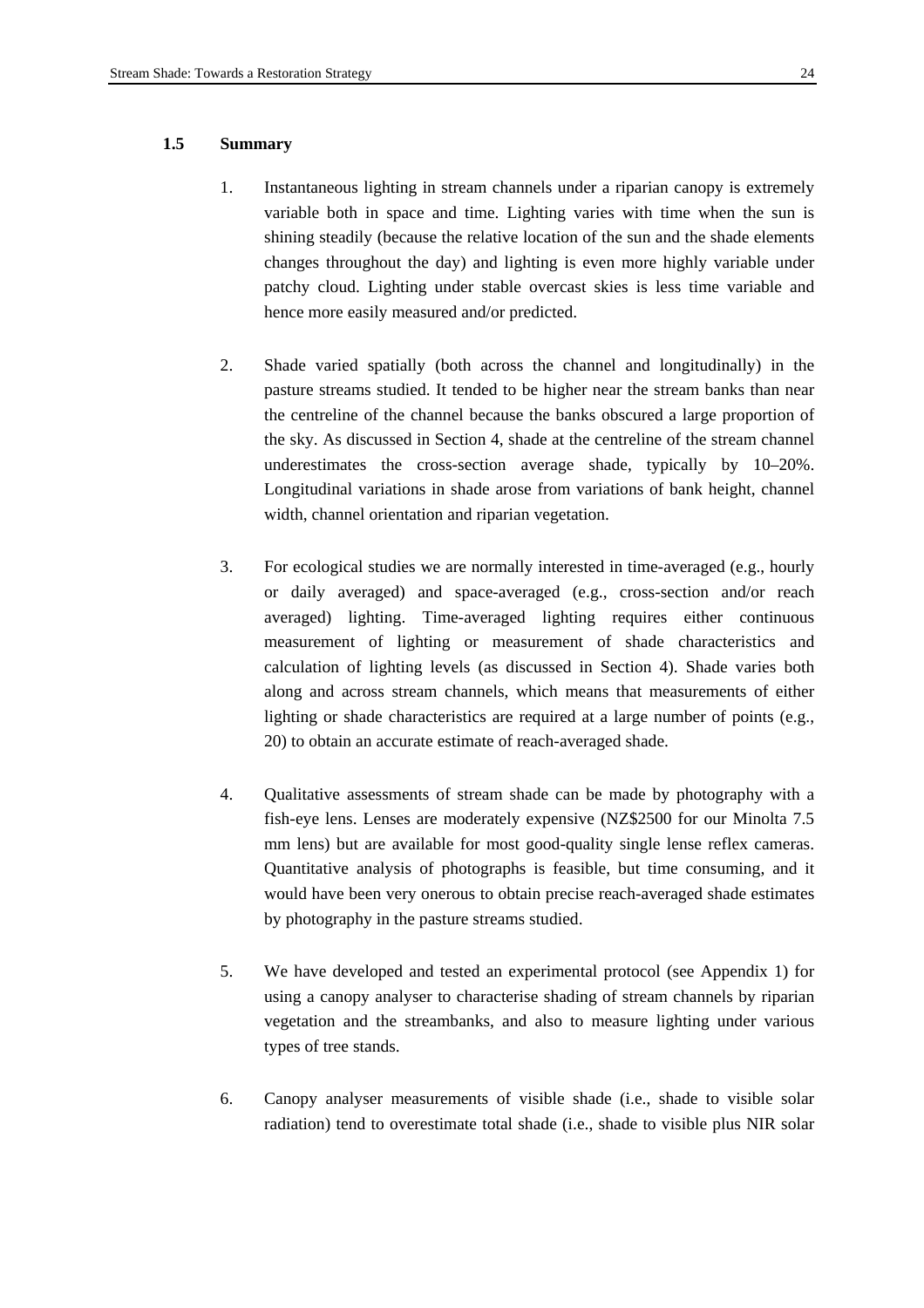### 1.5 Summary

1. Instantaneous lighting in stream channels under a riparian canopy is extremely variable both in space and time. Lighting varies with time when the sun is shining steadily (because the relative location of the sun and the shade elements changes throughout the day) and lighting is even more highly variable under patchy cloud. Lighting under stable overcast skies is less time variable and hence more easily measured and/or predicted.

2. Shade varied spatially (both across the channel and longitudinally) in the pasture streams studied. It tended to be higher near the stream banks than near the centreline of the channel because the banks obscured a large proportion of the sky. As discussed in Section 4, shade at the centreline of the stream channel underestimates the cross-section average shade, typically by 10–20%. Longitudinal variations in shade arose from variations of bank height, channel width, channel orientation and riparian vegetation.

3. For ecological studies we are normally interested in time-averaged (e.g., hourly or daily averaged) and space-averaged (e.g., cross-section and/or reach averaged) lighting. Time-averaged lighting requires either continuous measurement of lighting or measurement of shade characteristics and calculation of lighting levels (as discussed in Section 4). Shade varies both along and across stream channels, which means that measurements of either lighting or shade characteristics are required at a large number of points (e.g., 20) to obtain an accurate estimate of reach-averaged shade.

4. Qualitative assessments of stream shade can be made by photography with a fish-eye lens. Lenses are moderately expensive (NZ$2500 for our Minolta 7.5 mm lens) but are available for most good-quality single lense reflex cameras. Quantitative analysis of photographs is feasible, but time consuming, and it would have been very onerous to obtain precise reach-averaged shade estimates by photography in the pasture streams studied.

5. We have developed and tested an experimental protocol (see Appendix 1) for using a canopy analyser to characterise shading of stream channels by riparian vegetation and the streambanks, and also to measure lighting under various types of tree stands.

6. Canopy analyser measurements of visible shade (i.e., shade to visible solar radiation) tend to overestimate total shade (i.e., shade to visible plus NIR solar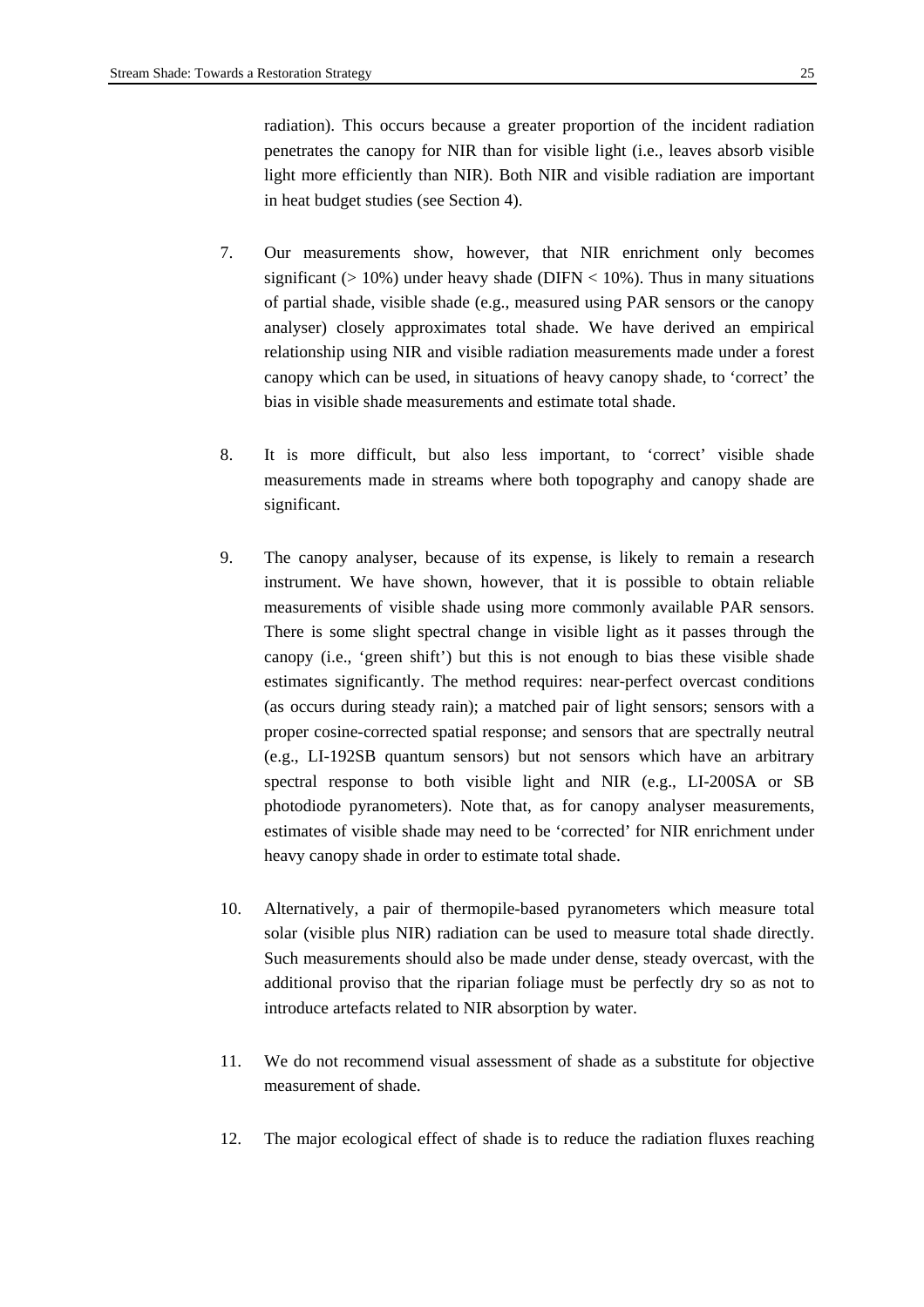radiation). This occurs because a greater proportion of the incident radiation penetrates the canopy for NIR than for visible light (i.e., leaves absorb visible light more efficiently than NIR). Both NIR and visible radiation are important in heat budget studies (see Section 4).

7. Our measurements show, however, that NIR enrichment only becomes significant (> 10%) under heavy shade (DIFN < 10%). Thus in many situations of partial shade, visible shade (e.g., measured using PAR sensors or the canopy analyser) closely approximates total shade. We have derived an empirical relationship using NIR and visible radiation measurements made under a forest canopy which can be used, in situations of heavy canopy shade, to 'correct' the bias in visible shade measurements and estimate total shade.

8. It is more difficult, but also less important, to 'correct' visible shade measurements made in streams where both topography and canopy shade are significant.

9. The canopy analyser, because of its expense, is likely to remain a research instrument. We have shown, however, that it is possible to obtain reliable measurements of visible shade using more commonly available PAR sensors. There is some slight spectral change in visible light as it passes through the canopy (i.e., 'green shift') but this is not enough to bias these visible shade estimates significantly. The method requires: near-perfect overcast conditions (as occurs during steady rain); a matched pair of light sensors; sensors with a proper cosine-corrected spatial response; and sensors that are spectrally neutral (e.g., LI-192SB quantum sensors) but not sensors which have an arbitrary spectral response to both visible light and NIR (e.g., LI-200SA or SB photodiode pyranometers). Note that, as for canopy analyser measurements, estimates of visible shade may need to be 'corrected' for NIR enrichment under heavy canopy shade in order to estimate total shade.

10. Alternatively, a pair of thermopile-based pyranometers which measure total solar (visible plus NIR) radiation can be used to measure total shade directly. Such measurements should also be made under dense, steady overcast, with the additional proviso that the riparian foliage must be perfectly dry so as not to introduce artefacts related to NIR absorption by water.

11. We do not recommend visual assessment of shade as a substitute for objective measurement of shade.

12. The major ecological effect of shade is to reduce the radiation fluxes reaching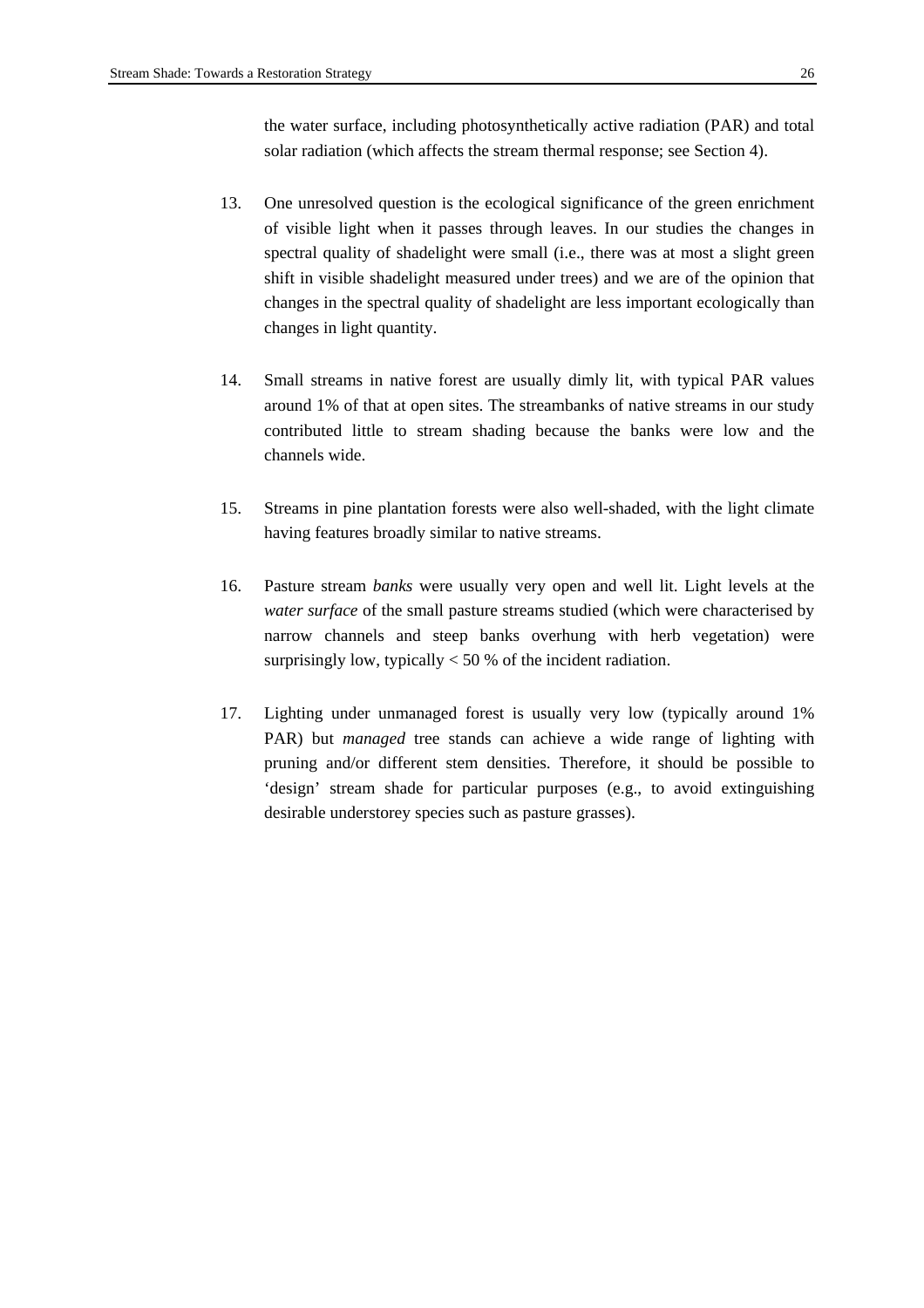the water surface, including photosynthetically active radiation (PAR) and total solar radiation (which affects the stream thermal response; see Section 4).

13. One unresolved question is the ecological significance of the green enrichment of visible light when it passes through leaves. In our studies the changes in spectral quality of shadelight were small (i.e., there was at most a slight green shift in visible shadelight measured under trees) and we are of the opinion that changes in the spectral quality of shadelight are less important ecologically than changes in light quantity.

14. Small streams in native forest are usually dimly lit, with typical PAR values around 1% of that at open sites. The streambanks of native streams in our study contributed little to stream shading because the banks were low and the channels wide.

15. Streams in pine plantation forests were also well-shaded, with the light climate having features broadly similar to native streams.

16. Pasture stream *banks* were usually very open and well lit. Light levels at the *water surface* of the small pasture streams studied (which were characterised by narrow channels and steep banks overhung with herb vegetation) were surprisingly low, typically < 50 % of the incident radiation.

17. Lighting under unmanaged forest is usually very low (typically around 1% PAR) but *managed* tree stands can achieve a wide range of lighting with pruning and/or different stem densities. Therefore, it should be possible to 'design' stream shade for particular purposes (e.g., to avoid extinguishing desirable understorey species such as pasture grasses).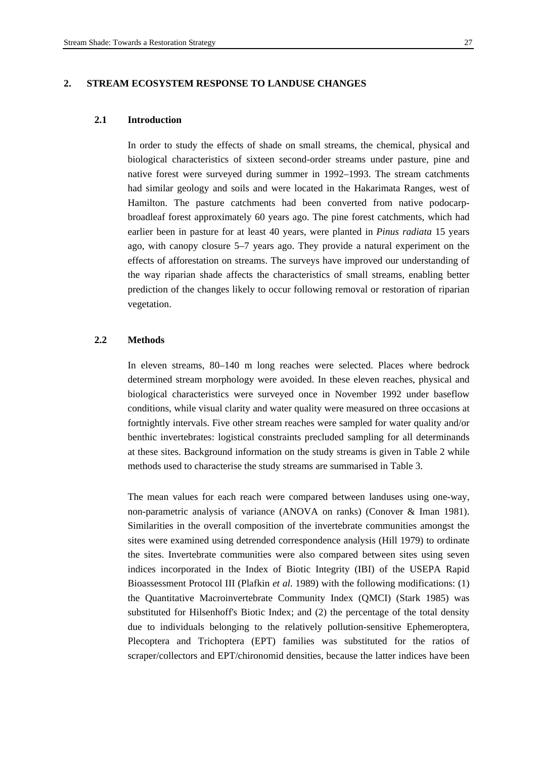## 2. STREAM ECOSYSTEM RESPONSE TO LANDUSE CHANGES

### 2.1 Introduction

In order to study the effects of shade on small streams, the chemical, physical and biological characteristics of sixteen second-order streams under pasture, pine and native forest were surveyed during summer in 1992–1993. The stream catchments had similar geology and soils and were located in the Hakarimata Ranges, west of Hamilton. The pasture catchments had been converted from native podocarp-broadleaf forest approximately 60 years ago. The pine forest catchments, which had earlier been in pasture for at least 40 years, were planted in *Pinus radiata* 15 years ago, with canopy closure 5–7 years ago. They provide a natural experiment on the effects of afforestation on streams. The surveys have improved our understanding of the way riparian shade affects the characteristics of small streams, enabling better prediction of the changes likely to occur following removal or restoration of riparian vegetation.

### 2.2 Methods

In eleven streams, 80–140 m long reaches were selected. Places where bedrock determined stream morphology were avoided. In these eleven reaches, physical and biological characteristics were surveyed once in November 1992 under baseflow conditions, while visual clarity and water quality were measured on three occasions at fortnightly intervals. Five other stream reaches were sampled for water quality and/or benthic invertebrates: logistical constraints precluded sampling for all determinands at these sites. Background information on the study streams is given in Table 2 while methods used to characterise the study streams are summarised in Table 3.

The mean values for each reach were compared between landuses using one-way, non-parametric analysis of variance (ANOVA on ranks) (Conover & Iman 1981). Similarities in the overall composition of the invertebrate communities amongst the sites were examined using detrended correspondence analysis (Hill 1979) to ordinate the sites. Invertebrate communities were also compared between sites using seven indices incorporated in the Index of Biotic Integrity (IBI) of the USEPA Rapid Bioassessment Protocol III (Plafkin *et al.* 1989) with the following modifications: (1) the Quantitative Macroinvertebrate Community Index (QMCI) (Stark 1985) was substituted for Hilsenhoff's Biotic Index; and (2) the percentage of the total density due to individuals belonging to the relatively pollution-sensitive Ephemeroptera, Plecoptera and Trichoptera (EPT) families was substituted for the ratios of scraper/collectors and EPT/chironomid densities, because the latter indices have been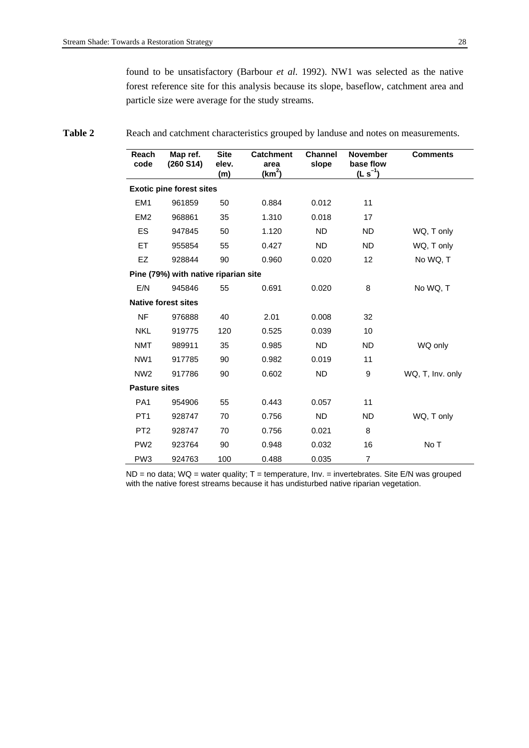found to be unsatisfactory (Barbour *et al*. 1992). NW1 was selected as the native forest reference site for this analysis because its slope, baseflow, catchment area and particle size were average for the study streams.

**Table 2** Reach and catchment characteristics grouped by landuse and notes on measurements.

| Reach code | Map ref. (260 S14) | Site elev. (m) | Catchment area ($km^2$) | Channel slope | November base flow ($L\ s^{-1}$) | Comments |
|---|---|---|---|---|---|---|
| **Exotic pine forest sites** | | | | | | |
| EM1 | 961859 | 50 | 0.884 | 0.012 | 11 | |
| EM2 | 968861 | 35 | 1.310 | 0.018 | 17 | |
| ES | 947845 | 50 | 1.120 | ND | ND | WQ, T only |
| ET | 955854 | 55 | 0.427 | ND | ND | WQ, T only |
| EZ | 928844 | 90 | 0.960 | 0.020 | 12 | No WQ, T |
| **Pine (79%) with native riparian site** | | | | | | |
| E/N | 945846 | 55 | 0.691 | 0.020 | 8 | No WQ, T |
| **Native forest sites** | | | | | | |
| NF | 976888 | 40 | 2.01 | 0.008 | 32 | |
| NKL | 919775 | 120 | 0.525 | 0.039 | 10 | |
| NMT | 989911 | 35 | 0.985 | ND | ND | WQ only |
| NW1 | 917785 | 90 | 0.982 | 0.019 | 11 | |
| NW2 | 917786 | 90 | 0.602 | ND | 9 | WQ, T, Inv. only |
| **Pasture sites** | | | | | | |
| PA1 | 954906 | 55 | 0.443 | 0.057 | 11 | |
| PT1 | 928747 | 70 | 0.756 | ND | ND | WQ, T only |
| PT2 | 928747 | 70 | 0.756 | 0.021 | 8 | |
| PW2 | 923764 | 90 | 0.948 | 0.032 | 16 | No T |
| PW3 | 924763 | 100 | 0.488 | 0.035 | 7 | |

ND = no data; WQ = water quality; T = temperature, Inv. = invertebrates. Site E/N was grouped with the native forest streams because it has undisturbed native riparian vegetation.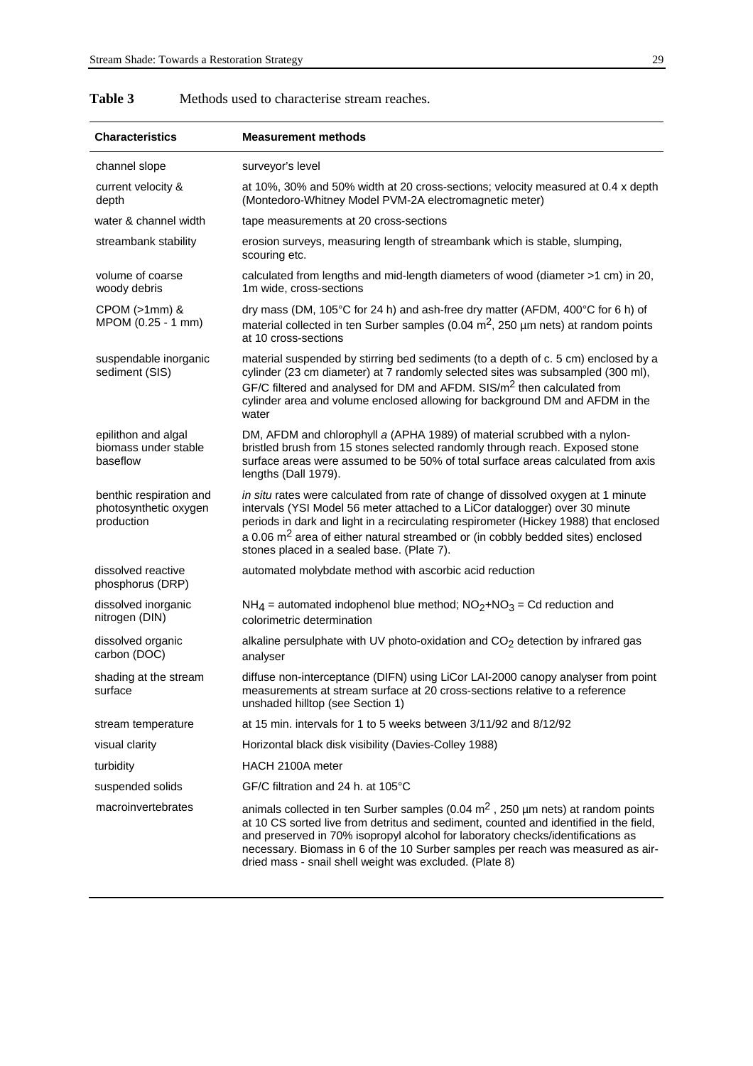**Table 3** Methods used to characterise stream reaches.

| **Characteristics** | **Measurement methods** |
|---|---|
| channel slope | surveyor's level |
| current velocity & depth | at 10%, 30% and 50% width at 20 cross-sections; velocity measured at 0.4 x depth (Montedoro-Whitney Model PVM-2A electromagnetic meter) |
| water & channel width | tape measurements at 20 cross-sections |
| streambank stability | erosion surveys, measuring length of streambank which is stable, slumping, scouring etc. |
| volume of coarse woody debris | calculated from lengths and mid-length diameters of wood (diameter >1 cm) in 20, 1m wide, cross-sections |
| CPOM (>1mm) & MPOM (0.25 - 1 mm) | dry mass (DM, 105°C for 24 h) and ash-free dry matter (AFDM, 400°C for 6 h) of material collected in ten Surber samples (0.04 $m^2$, 250 µm nets) at random points at 10 cross-sections |
| suspendable inorganic sediment (SIS) | material suspended by stirring bed sediments (to a depth of c. 5 cm) enclosed by a cylinder (23 cm diameter) at 7 randomly selected sites was subsampled (300 ml), GF/C filtered and analysed for DM and AFDM. SIS/$m^2$ then calculated from cylinder area and volume enclosed allowing for background DM and AFDM in the water |
| epilithon and algal biomass under stable baseflow | DM, AFDM and chlorophyll *a* (APHA 1989) of material scrubbed with a nylon-bristled brush from 15 stones selected randomly through reach. Exposed stone surface areas were assumed to be 50% of total surface areas calculated from axis lengths (Dall 1979). |
| benthic respiration and photosynthetic oxygen production | *in situ* rates were calculated from rate of change of dissolved oxygen at 1 minute intervals (YSI Model 56 meter attached to a LiCor datalogger) over 30 minute periods in dark and light in a recirculating respirometer (Hickey 1988) that enclosed a 0.06 $m^2$ area of either natural streambed or (in cobbly bedded sites) enclosed stones placed in a sealed base. (Plate 7). |
| dissolved reactive phosphorus (DRP) | automated molybdate method with ascorbic acid reduction |
| dissolved inorganic nitrogen (DIN) | $NH_4$ = automated indophenol blue method; $NO_2$+$NO_3$ = Cd reduction and colorimetric determination |
| dissolved organic carbon (DOC) | alkaline persulphate with UV photo-oxidation and $CO_2$ detection by infrared gas analyser |
| shading at the stream surface | diffuse non-interceptance (DIFN) using LiCor LAI-2000 canopy analyser from point measurements at stream surface at 20 cross-sections relative to a reference unshaded hilltop (see Section 1) |
| stream temperature | at 15 min. intervals for 1 to 5 weeks between 3/11/92 and 8/12/92 |
| visual clarity | Horizontal black disk visibility (Davies-Colley 1988) |
| turbidity | HACH 2100A meter |
| suspended solids | GF/C filtration and 24 h. at 105°C |
| macroinvertebrates | animals collected in ten Surber samples (0.04 $m^2$ , 250 µm nets) at random points at 10 CS sorted live from detritus and sediment, counted and identified in the field, and preserved in 70% isopropyl alcohol for laboratory checks/identifications as necessary. Biomass in 6 of the 10 Surber samples per reach was measured as air-dried mass - snail shell weight was excluded. (Plate 8) |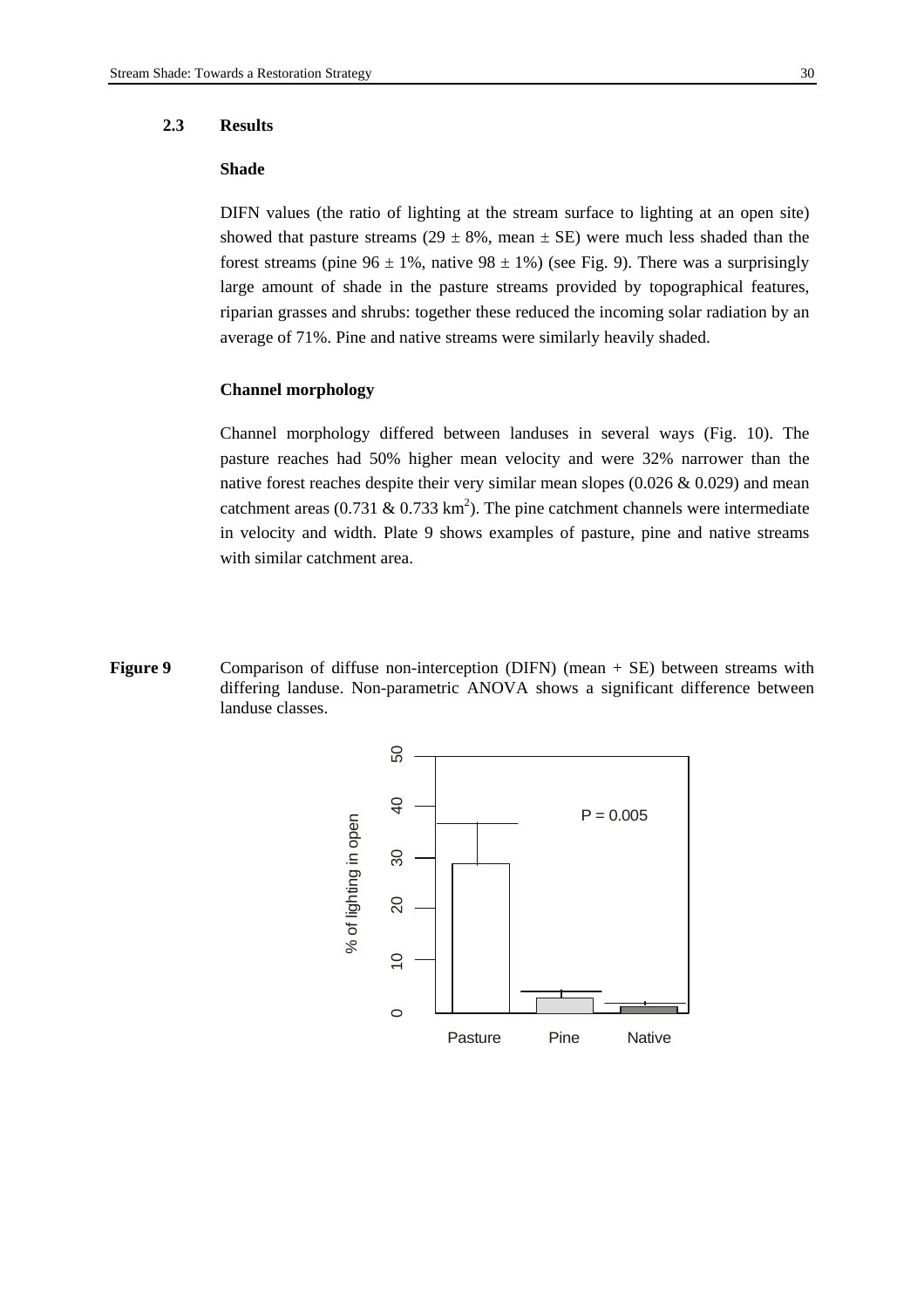## 2.3 Results

### Shade

DIFN values (the ratio of lighting at the stream surface to lighting at an open site) showed that pasture streams (29 ± 8%, mean ± SE) were much less shaded than the forest streams (pine 96 ± 1%, native 98 ± 1%) (see Fig. 9). There was a surprisingly large amount of shade in the pasture streams provided by topographical features, riparian grasses and shrubs: together these reduced the incoming solar radiation by an average of 71%. Pine and native streams were similarly heavily shaded.

### Channel morphology

Channel morphology differed between landuses in several ways (Fig. 10). The pasture reaches had 50% higher mean velocity and were 32% narrower than the native forest reaches despite their very similar mean slopes (0.026 & 0.029) and mean catchment areas (0.731 & 0.733 km$^2$). The pine catchment channels were intermediate in velocity and width. Plate 9 shows examples of pasture, pine and native streams with similar catchment area.

**Figure 9** Comparison of diffuse non-interception (DIFN) (mean + SE) between streams with differing landuse. Non-parametric ANOVA shows a significant difference between landuse classes.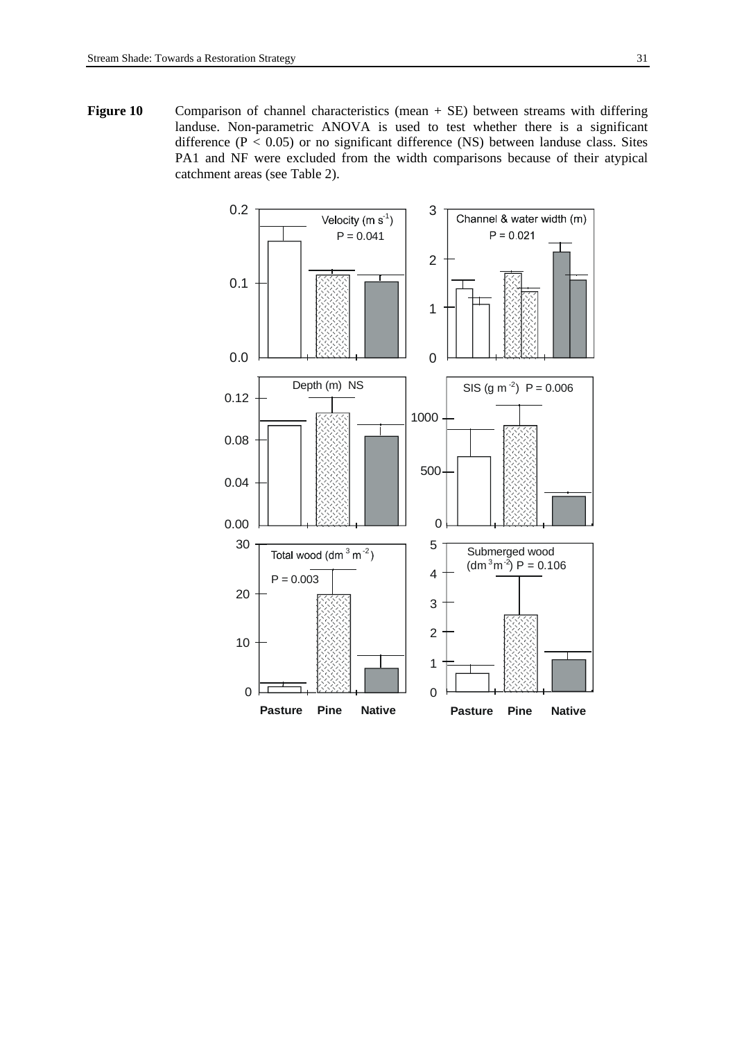**Figure 10** Comparison of channel characteristics (mean + SE) between streams with differing landuse. Non-parametric ANOVA is used to test whether there is a significant difference ($P < 0.05$) or no significant difference (NS) between landuse class. Sites PA1 and NF were excluded from the width comparisons because of their atypical catchment areas (see Table 2).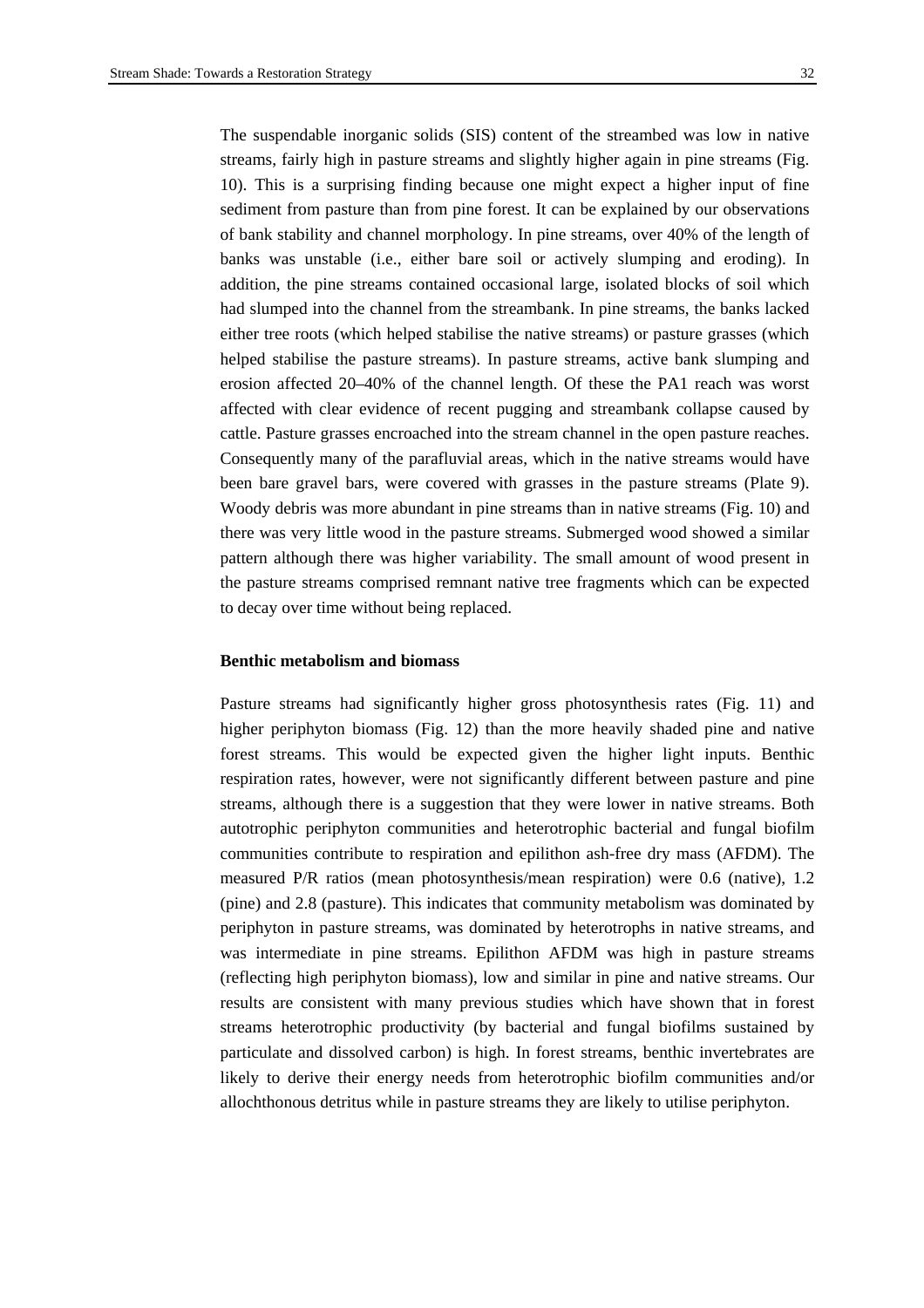The suspendable inorganic solids (SIS) content of the streambed was low in native streams, fairly high in pasture streams and slightly higher again in pine streams (Fig. 10). This is a surprising finding because one might expect a higher input of fine sediment from pasture than from pine forest. It can be explained by our observations of bank stability and channel morphology. In pine streams, over 40% of the length of banks was unstable (i.e., either bare soil or actively slumping and eroding). In addition, the pine streams contained occasional large, isolated blocks of soil which had slumped into the channel from the streambank. In pine streams, the banks lacked either tree roots (which helped stabilise the native streams) or pasture grasses (which helped stabilise the pasture streams). In pasture streams, active bank slumping and erosion affected 20–40% of the channel length. Of these the PA1 reach was worst affected with clear evidence of recent pugging and streambank collapse caused by cattle. Pasture grasses encroached into the stream channel in the open pasture reaches. Consequently many of the parafluvial areas, which in the native streams would have been bare gravel bars, were covered with grasses in the pasture streams (Plate 9). Woody debris was more abundant in pine streams than in native streams (Fig. 10) and there was very little wood in the pasture streams. Submerged wood showed a similar pattern although there was higher variability. The small amount of wood present in the pasture streams comprised remnant native tree fragments which can be expected to decay over time without being replaced.

**Benthic metabolism and biomass**

Pasture streams had significantly higher gross photosynthesis rates (Fig. 11) and higher periphyton biomass (Fig. 12) than the more heavily shaded pine and native forest streams. This would be expected given the higher light inputs. Benthic respiration rates, however, were not significantly different between pasture and pine streams, although there is a suggestion that they were lower in native streams. Both autotrophic periphyton communities and heterotrophic bacterial and fungal biofilm communities contribute to respiration and epilithon ash-free dry mass (AFDM). The measured P/R ratios (mean photosynthesis/mean respiration) were 0.6 (native), 1.2 (pine) and 2.8 (pasture). This indicates that community metabolism was dominated by periphyton in pasture streams, was dominated by heterotrophs in native streams, and was intermediate in pine streams. Epilithon AFDM was high in pasture streams (reflecting high periphyton biomass), low and similar in pine and native streams. Our results are consistent with many previous studies which have shown that in forest streams heterotrophic productivity (by bacterial and fungal biofilms sustained by particulate and dissolved carbon) is high. In forest streams, benthic invertebrates are likely to derive their energy needs from heterotrophic biofilm communities and/or allochthonous detritus while in pasture streams they are likely to utilise periphyton.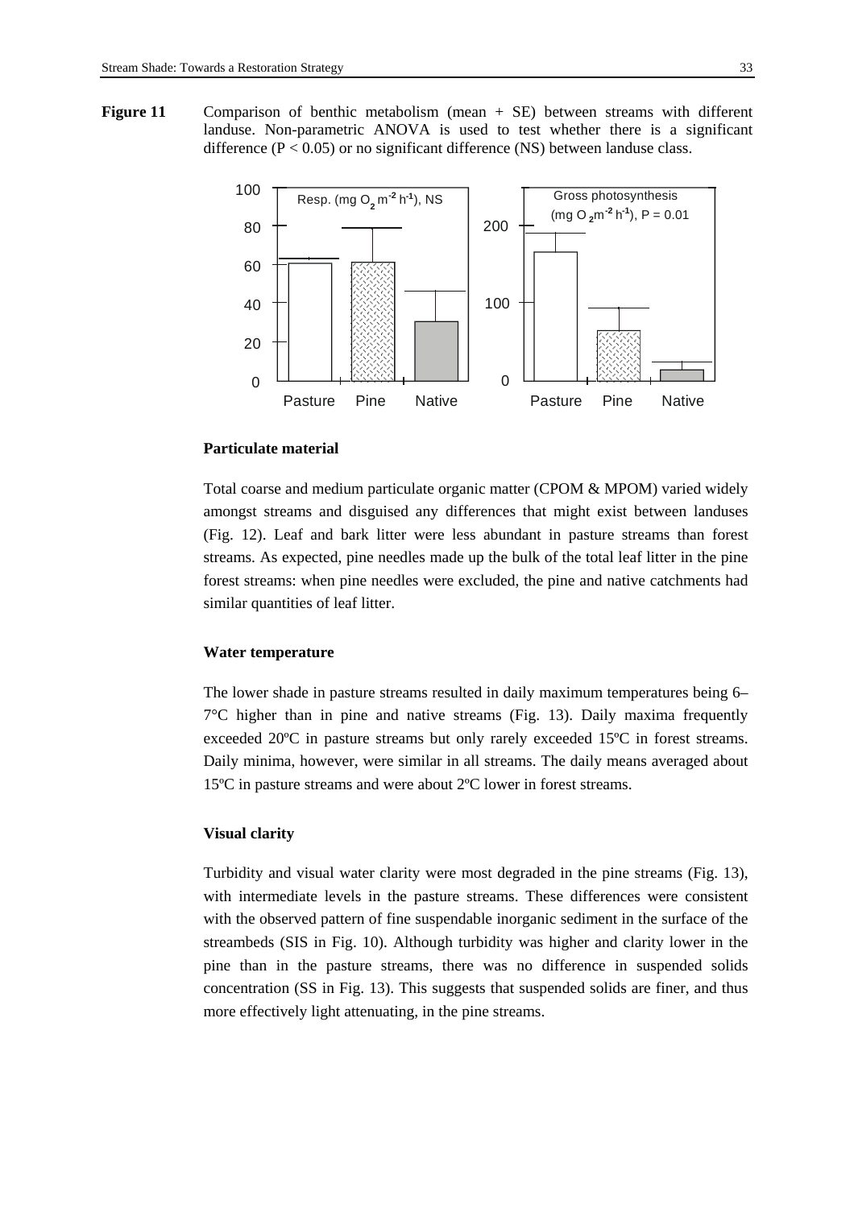**Figure 11** Comparison of benthic metabolism (mean + SE) between streams with different landuse. Non-parametric ANOVA is used to test whether there is a significant difference ($P < 0.05$) or no significant difference (NS) between landuse class.

### Particulate material

Total coarse and medium particulate organic matter (CPOM & MPOM) varied widely amongst streams and disguised any differences that might exist between landuses (Fig. 12). Leaf and bark litter were less abundant in pasture streams than forest streams. As expected, pine needles made up the bulk of the total leaf litter in the pine forest streams: when pine needles were excluded, the pine and native catchments had similar quantities of leaf litter.

### Water temperature

The lower shade in pasture streams resulted in daily maximum temperatures being 6–7°C higher than in pine and native streams (Fig. 13). Daily maxima frequently exceeded 20ºC in pasture streams but only rarely exceeded 15ºC in forest streams. Daily minima, however, were similar in all streams. The daily means averaged about 15ºC in pasture streams and were about 2ºC lower in forest streams.

### Visual clarity

Turbidity and visual water clarity were most degraded in the pine streams (Fig. 13), with intermediate levels in the pasture streams. These differences were consistent with the observed pattern of fine suspendable inorganic sediment in the surface of the streambeds (SIS in Fig. 10). Although turbidity was higher and clarity lower in the pine than in the pasture streams, there was no difference in suspended solids concentration (SS in Fig. 13). This suggests that suspended solids are finer, and thus more effectively light attenuating, in the pine streams.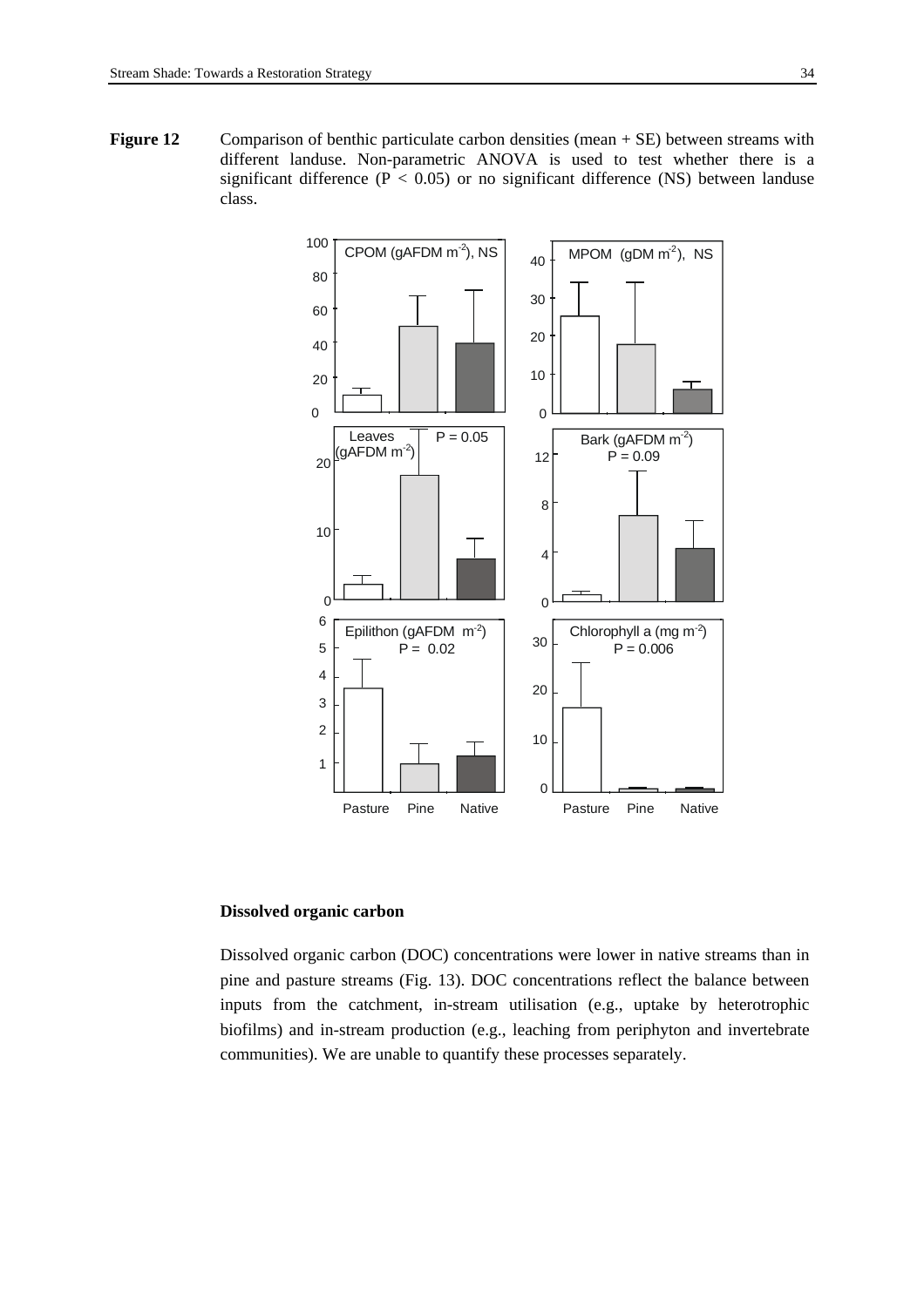**Figure 12** Comparison of benthic particulate carbon densities (mean + SE) between streams with different landuse. Non-parametric ANOVA is used to test whether there is a significant difference ($P < 0.05$) or no significant difference (NS) between landuse class.

### Dissolved organic carbon

Dissolved organic carbon (DOC) concentrations were lower in native streams than in pine and pasture streams (Fig. 13). DOC concentrations reflect the balance between inputs from the catchment, in-stream utilisation (e.g., uptake by heterotrophic biofilms) and in-stream production (e.g., leaching from periphyton and invertebrate communities). We are unable to quantify these processes separately.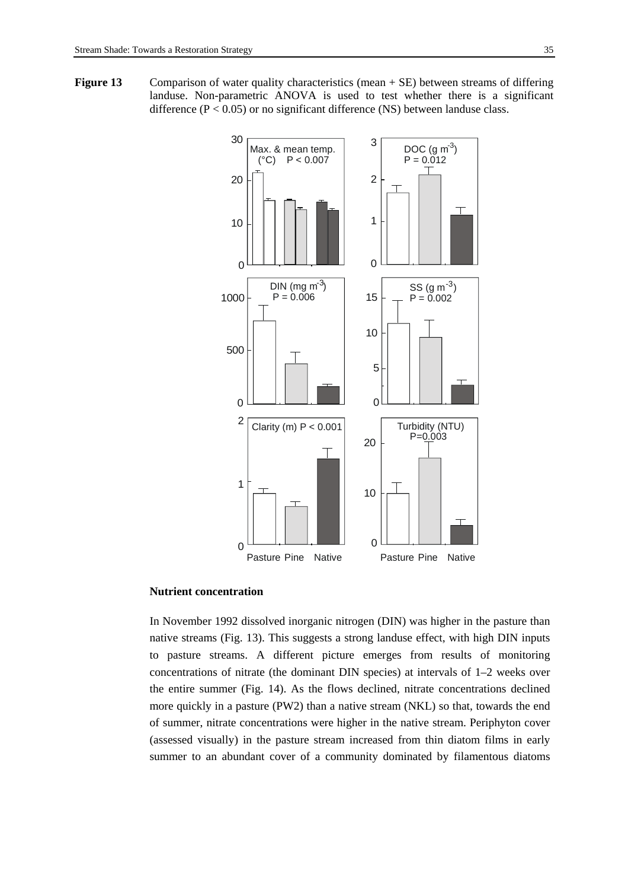**Figure 13** Comparison of water quality characteristics (mean + SE) between streams of differing landuse. Non-parametric ANOVA is used to test whether there is a significant difference ($P < 0.05$) or no significant difference (NS) between landuse class.

### Nutrient concentration

In November 1992 dissolved inorganic nitrogen (DIN) was higher in the pasture than native streams (Fig. 13). This suggests a strong landuse effect, with high DIN inputs to pasture streams. A different picture emerges from results of monitoring concentrations of nitrate (the dominant DIN species) at intervals of 1–2 weeks over the entire summer (Fig. 14). As the flows declined, nitrate concentrations declined more quickly in a pasture (PW2) than a native stream (NKL) so that, towards the end of summer, nitrate concentrations were higher in the native stream. Periphyton cover (assessed visually) in the pasture stream increased from thin diatom films in early summer to an abundant cover of a community dominated by filamentous diatoms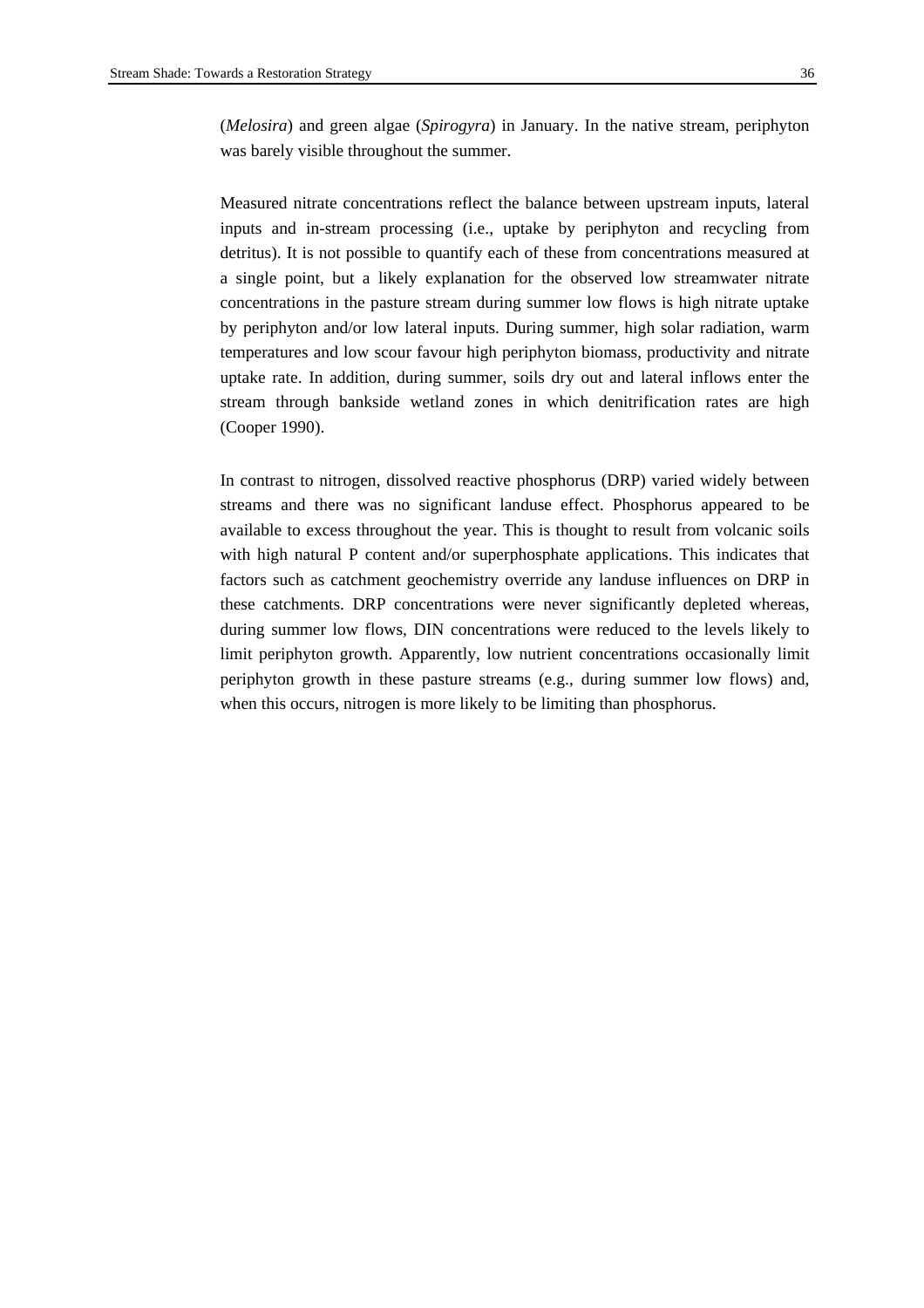(*Melosira*) and green algae (*Spirogyra*) in January. In the native stream, periphyton was barely visible throughout the summer.

Measured nitrate concentrations reflect the balance between upstream inputs, lateral inputs and in-stream processing (i.e., uptake by periphyton and recycling from detritus). It is not possible to quantify each of these from concentrations measured at a single point, but a likely explanation for the observed low streamwater nitrate concentrations in the pasture stream during summer low flows is high nitrate uptake by periphyton and/or low lateral inputs. During summer, high solar radiation, warm temperatures and low scour favour high periphyton biomass, productivity and nitrate uptake rate. In addition, during summer, soils dry out and lateral inflows enter the stream through bankside wetland zones in which denitrification rates are high (Cooper 1990).

In contrast to nitrogen, dissolved reactive phosphorus (DRP) varied widely between streams and there was no significant landuse effect. Phosphorus appeared to be available to excess throughout the year. This is thought to result from volcanic soils with high natural P content and/or superphosphate applications. This indicates that factors such as catchment geochemistry override any landuse influences on DRP in these catchments. DRP concentrations were never significantly depleted whereas, during summer low flows, DIN concentrations were reduced to the levels likely to limit periphyton growth. Apparently, low nutrient concentrations occasionally limit periphyton growth in these pasture streams (e.g., during summer low flows) and, when this occurs, nitrogen is more likely to be limiting than phosphorus.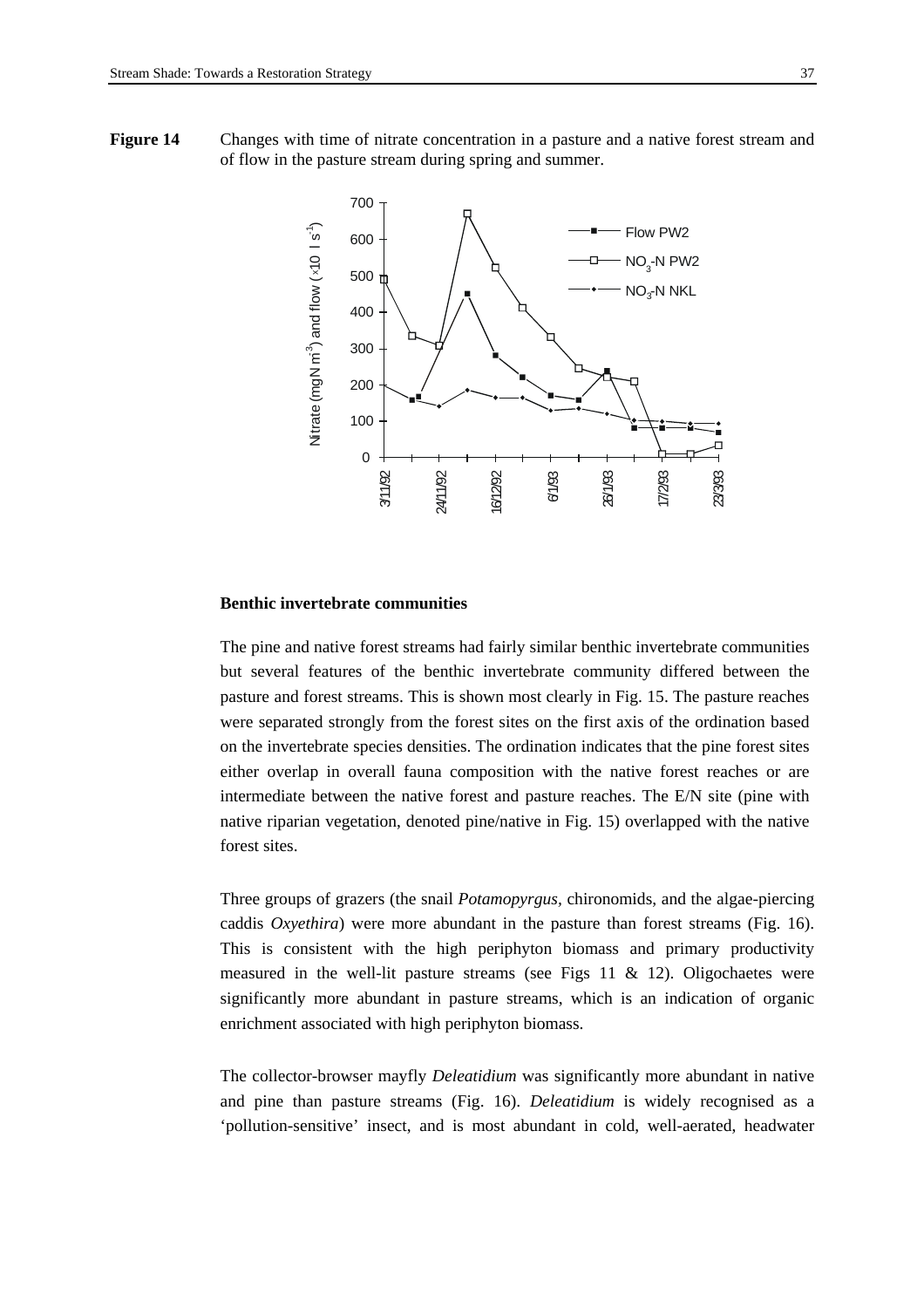**Figure 14** Changes with time of nitrate concentration in a pasture and a native forest stream and of flow in the pasture stream during spring and summer.

**Benthic invertebrate communities**

The pine and native forest streams had fairly similar benthic invertebrate communities but several features of the benthic invertebrate community differed between the pasture and forest streams. This is shown most clearly in Fig. 15. The pasture reaches were separated strongly from the forest sites on the first axis of the ordination based on the invertebrate species densities. The ordination indicates that the pine forest sites either overlap in overall fauna composition with the native forest reaches or are intermediate between the native forest and pasture reaches. The E/N site (pine with native riparian vegetation, denoted pine/native in Fig. 15) overlapped with the native forest sites.

Three groups of grazers (the snail *Potamopyrgus*, chironomids, and the algae-piercing caddis *Oxyethira*) were more abundant in the pasture than forest streams (Fig. 16). This is consistent with the high periphyton biomass and primary productivity measured in the well-lit pasture streams (see Figs 11 & 12). Oligochaetes were significantly more abundant in pasture streams, which is an indication of organic enrichment associated with high periphyton biomass.

The collector-browser mayfly *Deleatidium* was significantly more abundant in native and pine than pasture streams (Fig. 16). *Deleatidium* is widely recognised as a 'pollution-sensitive' insect, and is most abundant in cold, well-aerated, headwater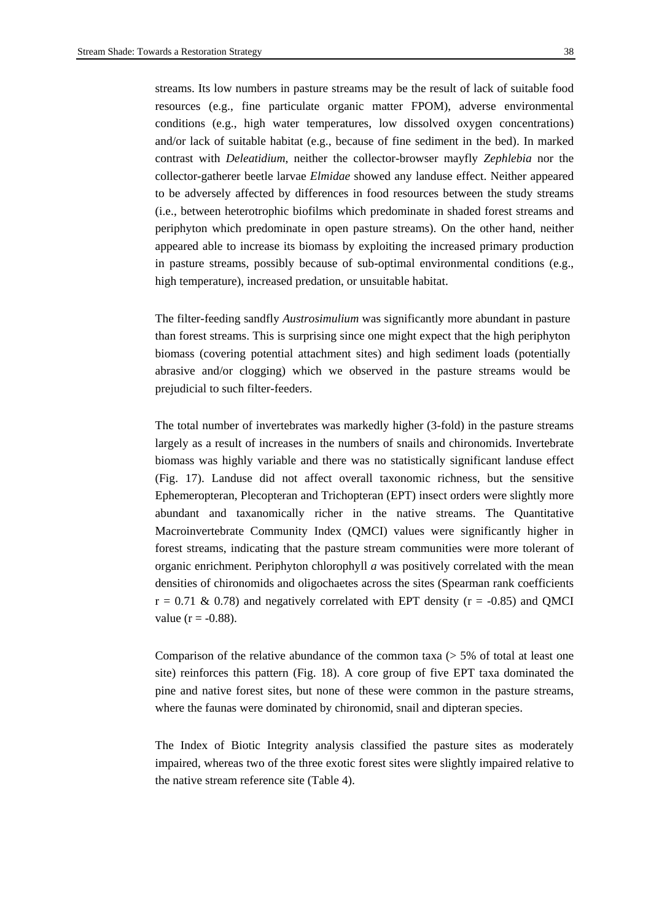streams. Its low numbers in pasture streams may be the result of lack of suitable food resources (e.g., fine particulate organic matter FPOM), adverse environmental conditions (e.g., high water temperatures, low dissolved oxygen concentrations) and/or lack of suitable habitat (e.g., because of fine sediment in the bed). In marked contrast with *Deleatidium*, neither the collector-browser mayfly *Zephlebia* nor the collector-gatherer beetle larvae *Elmidae* showed any landuse effect. Neither appeared to be adversely affected by differences in food resources between the study streams (i.e., between heterotrophic biofilms which predominate in shaded forest streams and periphyton which predominate in open pasture streams). On the other hand, neither appeared able to increase its biomass by exploiting the increased primary production in pasture streams, possibly because of sub-optimal environmental conditions (e.g., high temperature), increased predation, or unsuitable habitat.

The filter-feeding sandfly *Austrosimulium* was significantly more abundant in pasture than forest streams. This is surprising since one might expect that the high periphyton biomass (covering potential attachment sites) and high sediment loads (potentially abrasive and/or clogging) which we observed in the pasture streams would be prejudicial to such filter-feeders.

The total number of invertebrates was markedly higher (3-fold) in the pasture streams largely as a result of increases in the numbers of snails and chironomids. Invertebrate biomass was highly variable and there was no statistically significant landuse effect (Fig. 17). Landuse did not affect overall taxonomic richness, but the sensitive Ephemeropteran, Plecopteran and Trichopteran (EPT) insect orders were slightly more abundant and taxanomically richer in the native streams. The Quantitative Macroinvertebrate Community Index (QMCI) values were significantly higher in forest streams, indicating that the pasture stream communities were more tolerant of organic enrichment. Periphyton chlorophyll *a* was positively correlated with the mean densities of chironomids and oligochaetes across the sites (Spearman rank coefficients $r = 0.71$ & $0.78$) and negatively correlated with EPT density ($r = -0.85$) and QMCI value ($r = -0.88$).

Comparison of the relative abundance of the common taxa (> 5% of total at least one site) reinforces this pattern (Fig. 18). A core group of five EPT taxa dominated the pine and native forest sites, but none of these were common in the pasture streams, where the faunas were dominated by chironomid, snail and dipteran species.

The Index of Biotic Integrity analysis classified the pasture sites as moderately impaired, whereas two of the three exotic forest sites were slightly impaired relative to the native stream reference site (Table 4).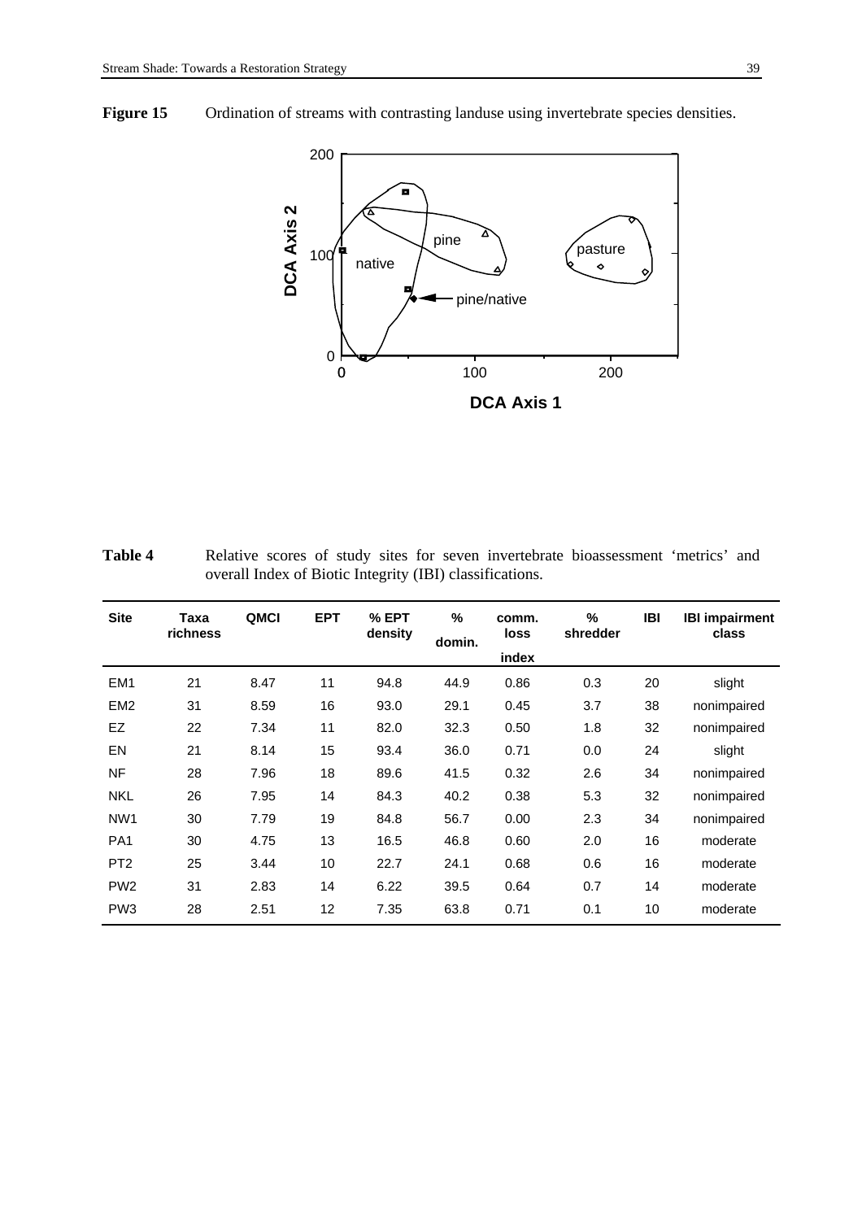**Figure 15** Ordination of streams with contrasting landuse using invertebrate species densities.

**Table 4** Relative scores of study sites for seven invertebrate bioassessment 'metrics' and overall Index of Biotic Integrity (IBI) classifications.

| Site | Taxa richness | QMCI | EPT | % EPT density | % domin. | comm. loss index | % shredder | IBI | IBI impairment class |
|---|---|---|---|---|---|---|---|---|---|
| EM1 | 21 | 8.47 | 11 | 94.8 | 44.9 | 0.86 | 0.3 | 20 | slight |
| EM2 | 31 | 8.59 | 16 | 93.0 | 29.1 | 0.45 | 3.7 | 38 | nonimpaired |
| EZ | 22 | 7.34 | 11 | 82.0 | 32.3 | 0.50 | 1.8 | 32 | nonimpaired |
| EN | 21 | 8.14 | 15 | 93.4 | 36.0 | 0.71 | 0.0 | 24 | slight |
| NF | 28 | 7.96 | 18 | 89.6 | 41.5 | 0.32 | 2.6 | 34 | nonimpaired |
| NKL | 26 | 7.95 | 14 | 84.3 | 40.2 | 0.38 | 5.3 | 32 | nonimpaired |
| NW1 | 30 | 7.79 | 19 | 84.8 | 56.7 | 0.00 | 2.3 | 34 | nonimpaired |
| PA1 | 30 | 4.75 | 13 | 16.5 | 46.8 | 0.60 | 2.0 | 16 | moderate |
| PT2 | 25 | 3.44 | 10 | 22.7 | 24.1 | 0.68 | 0.6 | 16 | moderate |
| PW2 | 31 | 2.83 | 14 | 6.22 | 39.5 | 0.64 | 0.7 | 14 | moderate |
| PW3 | 28 | 2.51 | 12 | 7.35 | 63.8 | 0.71 | 0.1 | 10 | moderate |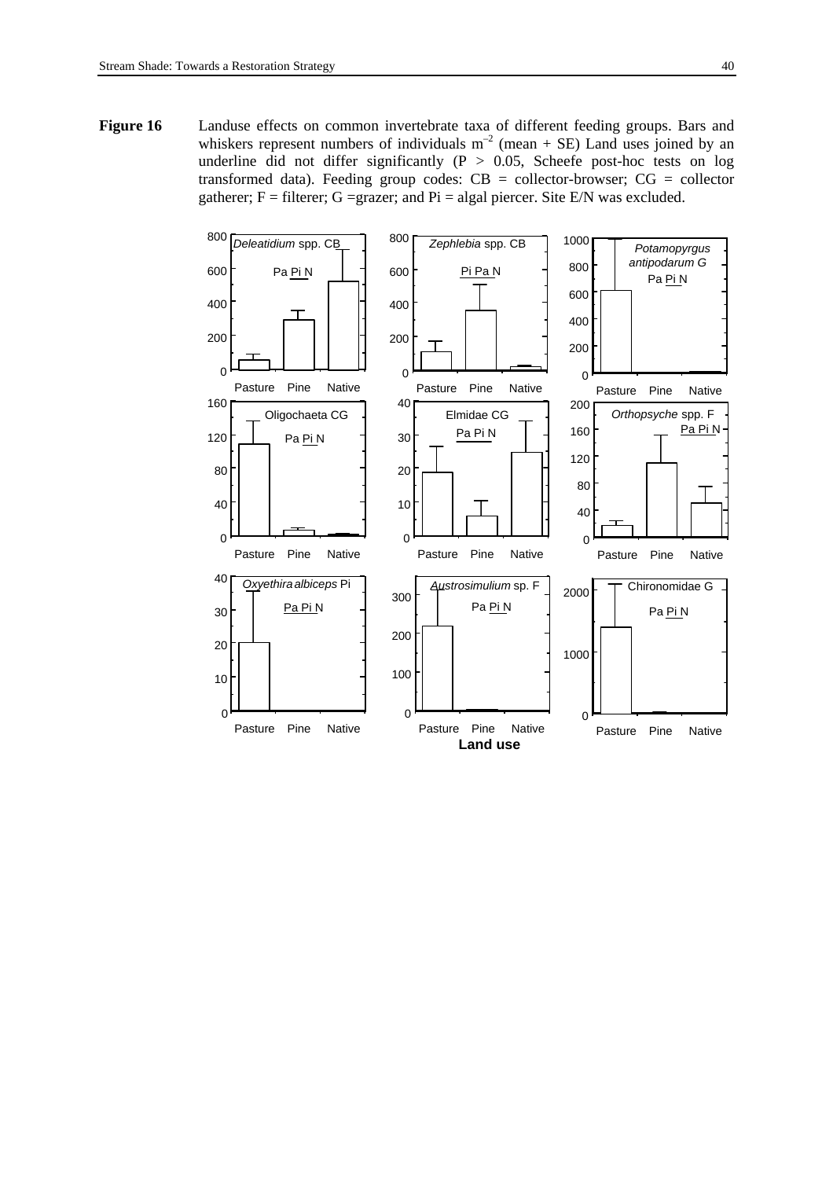**Figure 16** Landuse effects on common invertebrate taxa of different feeding groups. Bars and whiskers represent numbers of individuals $m^{-2}$ (mean + SE) Land uses joined by an underline did not differ significantly ($P > 0.05$, Scheefe post-hoc tests on log transformed data). Feeding group codes: CB = collector-browser; CG = collector gatherer; F = filterer; G =grazer; and Pi = algal piercer. Site E/N was excluded.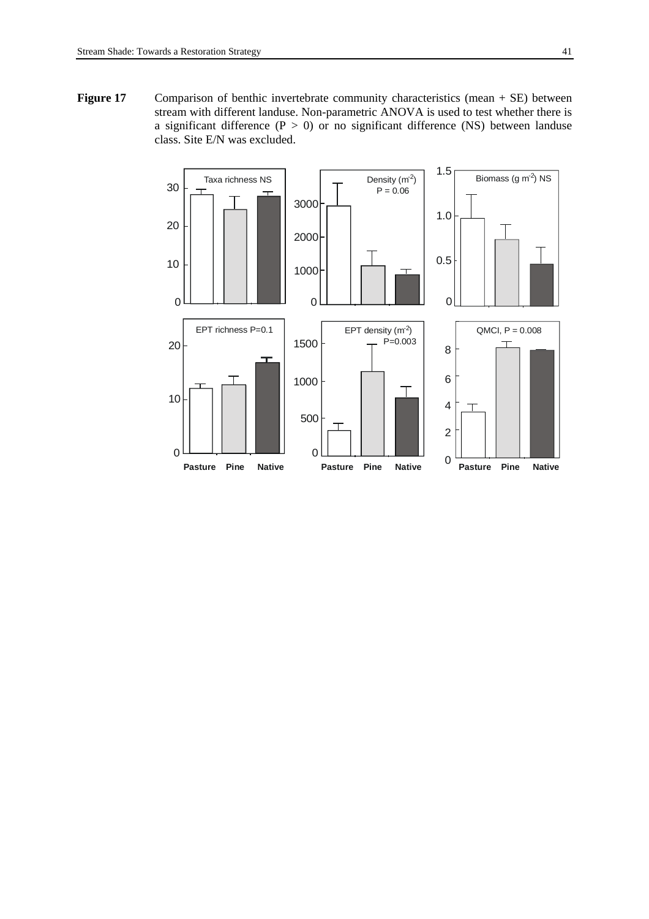**Figure 17** Comparison of benthic invertebrate community characteristics (mean + SE) between stream with different landuse. Non-parametric ANOVA is used to test whether there is a significant difference ($P > 0$) or no significant difference (NS) between landuse class. Site E/N was excluded.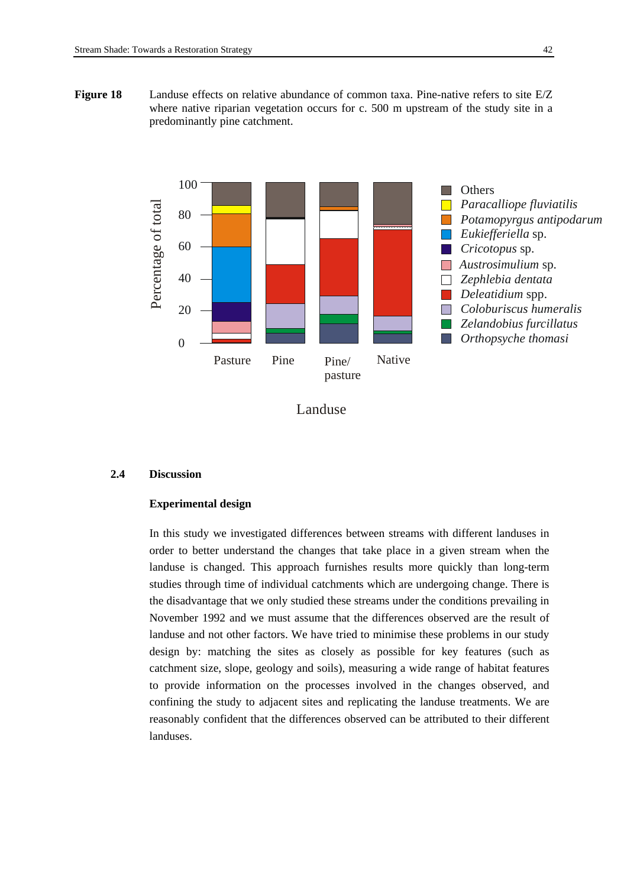**Figure 18** Landuse effects on relative abundance of common taxa. Pine-native refers to site E/Z where native riparian vegetation occurs for c. 500 m upstream of the study site in a predominantly pine catchment.

## 2.4 Discussion

### Experimental design

In this study we investigated differences between streams with different landuses in order to better understand the changes that take place in a given stream when the landuse is changed. This approach furnishes results more quickly than long-term studies through time of individual catchments which are undergoing change. There is the disadvantage that we only studied these streams under the conditions prevailing in November 1992 and we must assume that the differences observed are the result of landuse and not other factors. We have tried to minimise these problems in our study design by: matching the sites as closely as possible for key features (such as catchment size, slope, geology and soils), measuring a wide range of habitat features to provide information on the processes involved in the changes observed, and confining the study to adjacent sites and replicating the landuse treatments. We are reasonably confident that the differences observed can be attributed to their different landuses.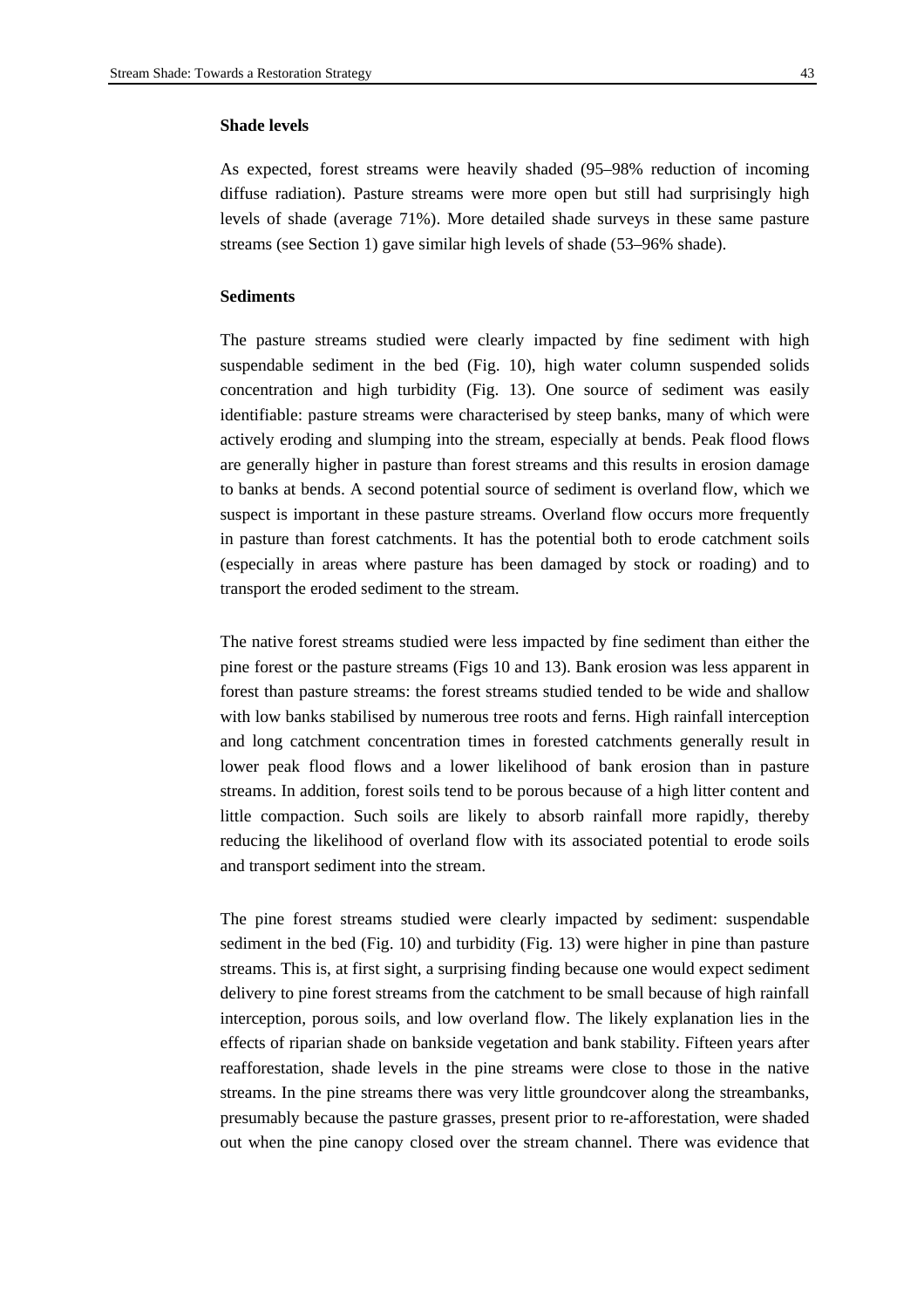**Shade levels**

As expected, forest streams were heavily shaded (95–98% reduction of incoming diffuse radiation). Pasture streams were more open but still had surprisingly high levels of shade (average 71%). More detailed shade surveys in these same pasture streams (see Section 1) gave similar high levels of shade (53–96% shade).

**Sediments**

The pasture streams studied were clearly impacted by fine sediment with high suspendable sediment in the bed (Fig. 10), high water column suspended solids concentration and high turbidity (Fig. 13). One source of sediment was easily identifiable: pasture streams were characterised by steep banks, many of which were actively eroding and slumping into the stream, especially at bends. Peak flood flows are generally higher in pasture than forest streams and this results in erosion damage to banks at bends. A second potential source of sediment is overland flow, which we suspect is important in these pasture streams. Overland flow occurs more frequently in pasture than forest catchments. It has the potential both to erode catchment soils (especially in areas where pasture has been damaged by stock or roading) and to transport the eroded sediment to the stream.

The native forest streams studied were less impacted by fine sediment than either the pine forest or the pasture streams (Figs 10 and 13). Bank erosion was less apparent in forest than pasture streams: the forest streams studied tended to be wide and shallow with low banks stabilised by numerous tree roots and ferns. High rainfall interception and long catchment concentration times in forested catchments generally result in lower peak flood flows and a lower likelihood of bank erosion than in pasture streams. In addition, forest soils tend to be porous because of a high litter content and little compaction. Such soils are likely to absorb rainfall more rapidly, thereby reducing the likelihood of overland flow with its associated potential to erode soils and transport sediment into the stream.

The pine forest streams studied were clearly impacted by sediment: suspendable sediment in the bed (Fig. 10) and turbidity (Fig. 13) were higher in pine than pasture streams. This is, at first sight, a surprising finding because one would expect sediment delivery to pine forest streams from the catchment to be small because of high rainfall interception, porous soils, and low overland flow. The likely explanation lies in the effects of riparian shade on bankside vegetation and bank stability. Fifteen years after reafforestation, shade levels in the pine streams were close to those in the native streams. In the pine streams there was very little groundcover along the streambanks, presumably because the pasture grasses, present prior to re-afforestation, were shaded out when the pine canopy closed over the stream channel. There was evidence that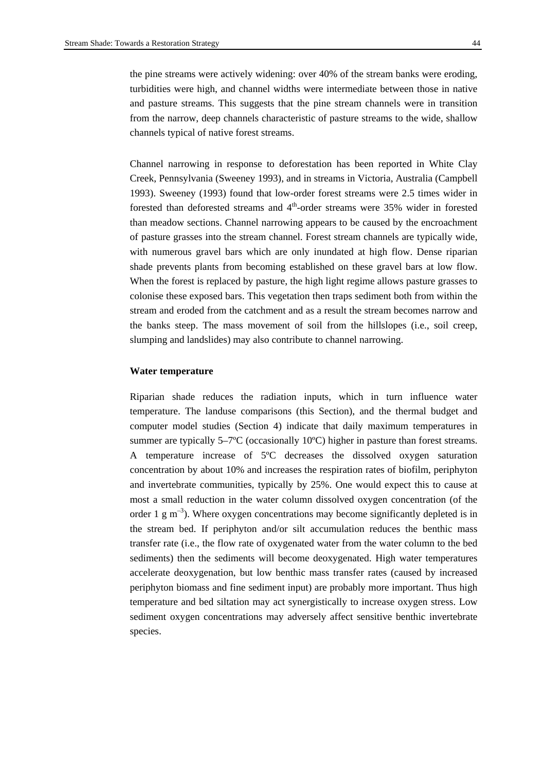the pine streams were actively widening: over 40% of the stream banks were eroding, turbidities were high, and channel widths were intermediate between those in native and pasture streams. This suggests that the pine stream channels were in transition from the narrow, deep channels characteristic of pasture streams to the wide, shallow channels typical of native forest streams.

Channel narrowing in response to deforestation has been reported in White Clay Creek, Pennsylvania (Sweeney 1993), and in streams in Victoria, Australia (Campbell 1993). Sweeney (1993) found that low-order forest streams were 2.5 times wider in forested than deforested streams and 4$^{th}$-order streams were 35% wider in forested than meadow sections. Channel narrowing appears to be caused by the encroachment of pasture grasses into the stream channel. Forest stream channels are typically wide, with numerous gravel bars which are only inundated at high flow. Dense riparian shade prevents plants from becoming established on these gravel bars at low flow. When the forest is replaced by pasture, the high light regime allows pasture grasses to colonise these exposed bars. This vegetation then traps sediment both from within the stream and eroded from the catchment and as a result the stream becomes narrow and the banks steep. The mass movement of soil from the hillslopes (i.e., soil creep, slumping and landslides) may also contribute to channel narrowing.

**Water temperature**

Riparian shade reduces the radiation inputs, which in turn influence water temperature. The landuse comparisons (this Section), and the thermal budget and computer model studies (Section 4) indicate that daily maximum temperatures in summer are typically 5–7ºC (occasionally 10ºC) higher in pasture than forest streams. A temperature increase of 5ºC decreases the dissolved oxygen saturation concentration by about 10% and increases the respiration rates of biofilm, periphyton and invertebrate communities, typically by 25%. One would expect this to cause at most a small reduction in the water column dissolved oxygen concentration (of the order 1 g m$^{-3}$). Where oxygen concentrations may become significantly depleted is in the stream bed. If periphyton and/or silt accumulation reduces the benthic mass transfer rate (i.e., the flow rate of oxygenated water from the water column to the bed sediments) then the sediments will become deoxygenated. High water temperatures accelerate deoxygenation, but low benthic mass transfer rates (caused by increased periphyton biomass and fine sediment input) are probably more important. Thus high temperature and bed siltation may act synergistically to increase oxygen stress. Low sediment oxygen concentrations may adversely affect sensitive benthic invertebrate species.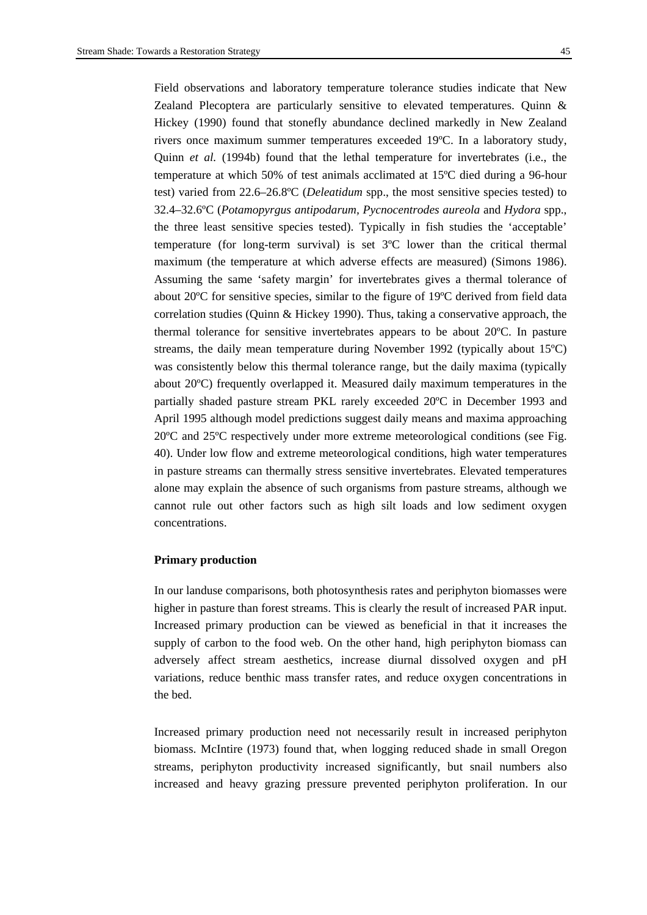Field observations and laboratory temperature tolerance studies indicate that New Zealand Plecoptera are particularly sensitive to elevated temperatures. Quinn & Hickey (1990) found that stonefly abundance declined markedly in New Zealand rivers once maximum summer temperatures exceeded 19ºC. In a laboratory study, Quinn *et al.* (1994b) found that the lethal temperature for invertebrates (i.e., the temperature at which 50% of test animals acclimated at 15ºC died during a 96-hour test) varied from 22.6–26.8ºC (*Deleatidum* spp., the most sensitive species tested) to 32.4–32.6ºC (*Potamopyrgus antipodarum*, *Pycnocentrodes aureola* and *Hydora* spp., the three least sensitive species tested). Typically in fish studies the 'acceptable' temperature (for long-term survival) is set 3ºC lower than the critical thermal maximum (the temperature at which adverse effects are measured) (Simons 1986). Assuming the same 'safety margin' for invertebrates gives a thermal tolerance of about 20ºC for sensitive species, similar to the figure of 19ºC derived from field data correlation studies (Quinn & Hickey 1990). Thus, taking a conservative approach, the thermal tolerance for sensitive invertebrates appears to be about 20ºC. In pasture streams, the daily mean temperature during November 1992 (typically about 15ºC) was consistently below this thermal tolerance range, but the daily maxima (typically about 20ºC) frequently overlapped it. Measured daily maximum temperatures in the partially shaded pasture stream PKL rarely exceeded 20ºC in December 1993 and April 1995 although model predictions suggest daily means and maxima approaching 20ºC and 25ºC respectively under more extreme meteorological conditions (see Fig. 40). Under low flow and extreme meteorological conditions, high water temperatures in pasture streams can thermally stress sensitive invertebrates. Elevated temperatures alone may explain the absence of such organisms from pasture streams, although we cannot rule out other factors such as high silt loads and low sediment oxygen concentrations.

**Primary production**

In our landuse comparisons, both photosynthesis rates and periphyton biomasses were higher in pasture than forest streams. This is clearly the result of increased PAR input. Increased primary production can be viewed as beneficial in that it increases the supply of carbon to the food web. On the other hand, high periphyton biomass can adversely affect stream aesthetics, increase diurnal dissolved oxygen and pH variations, reduce benthic mass transfer rates, and reduce oxygen concentrations in the bed.

Increased primary production need not necessarily result in increased periphyton biomass. McIntire (1973) found that, when logging reduced shade in small Oregon streams, periphyton productivity increased significantly, but snail numbers also increased and heavy grazing pressure prevented periphyton proliferation. In our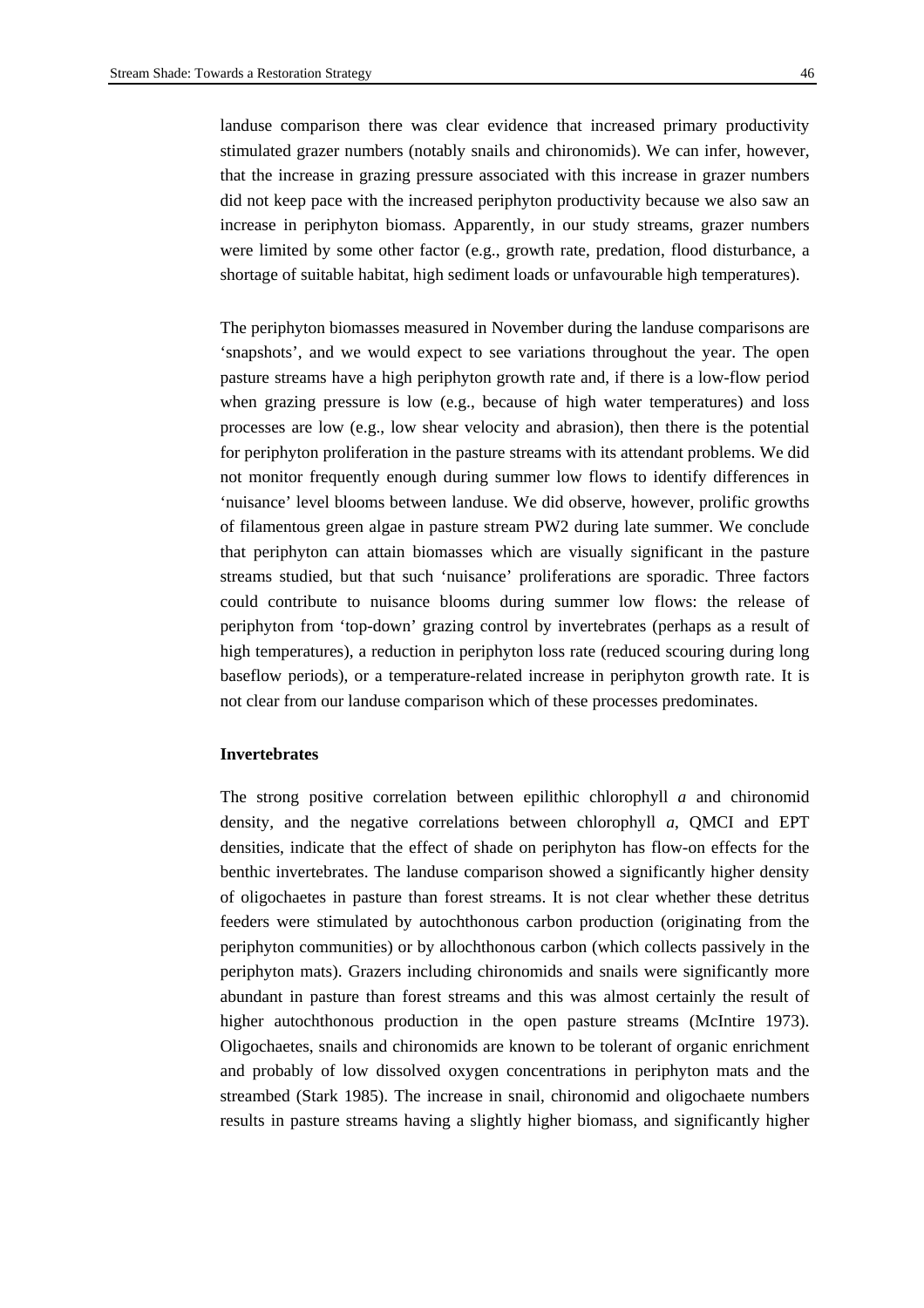landuse comparison there was clear evidence that increased primary productivity stimulated grazer numbers (notably snails and chironomids). We can infer, however, that the increase in grazing pressure associated with this increase in grazer numbers did not keep pace with the increased periphyton productivity because we also saw an increase in periphyton biomass. Apparently, in our study streams, grazer numbers were limited by some other factor (e.g., growth rate, predation, flood disturbance, a shortage of suitable habitat, high sediment loads or unfavourable high temperatures).

The periphyton biomasses measured in November during the landuse comparisons are 'snapshots', and we would expect to see variations throughout the year. The open pasture streams have a high periphyton growth rate and, if there is a low-flow period when grazing pressure is low (e.g., because of high water temperatures) and loss processes are low (e.g., low shear velocity and abrasion), then there is the potential for periphyton proliferation in the pasture streams with its attendant problems. We did not monitor frequently enough during summer low flows to identify differences in 'nuisance' level blooms between landuse. We did observe, however, prolific growths of filamentous green algae in pasture stream PW2 during late summer. We conclude that periphyton can attain biomasses which are visually significant in the pasture streams studied, but that such 'nuisance' proliferations are sporadic. Three factors could contribute to nuisance blooms during summer low flows: the release of periphyton from 'top-down' grazing control by invertebrates (perhaps as a result of high temperatures), a reduction in periphyton loss rate (reduced scouring during long baseflow periods), or a temperature-related increase in periphyton growth rate. It is not clear from our landuse comparison which of these processes predominates.

**Invertebrates**

The strong positive correlation between epilithic chlorophyll *a* and chironomid density, and the negative correlations between chlorophyll *a*, QMCI and EPT densities, indicate that the effect of shade on periphyton has flow-on effects for the benthic invertebrates. The landuse comparison showed a significantly higher density of oligochaetes in pasture than forest streams. It is not clear whether these detritus feeders were stimulated by autochthonous carbon production (originating from the periphyton communities) or by allochthonous carbon (which collects passively in the periphyton mats). Grazers including chironomids and snails were significantly more abundant in pasture than forest streams and this was almost certainly the result of higher autochthonous production in the open pasture streams (McIntire 1973). Oligochaetes, snails and chironomids are known to be tolerant of organic enrichment and probably of low dissolved oxygen concentrations in periphyton mats and the streambed (Stark 1985). The increase in snail, chironomid and oligochaete numbers results in pasture streams having a slightly higher biomass, and significantly higher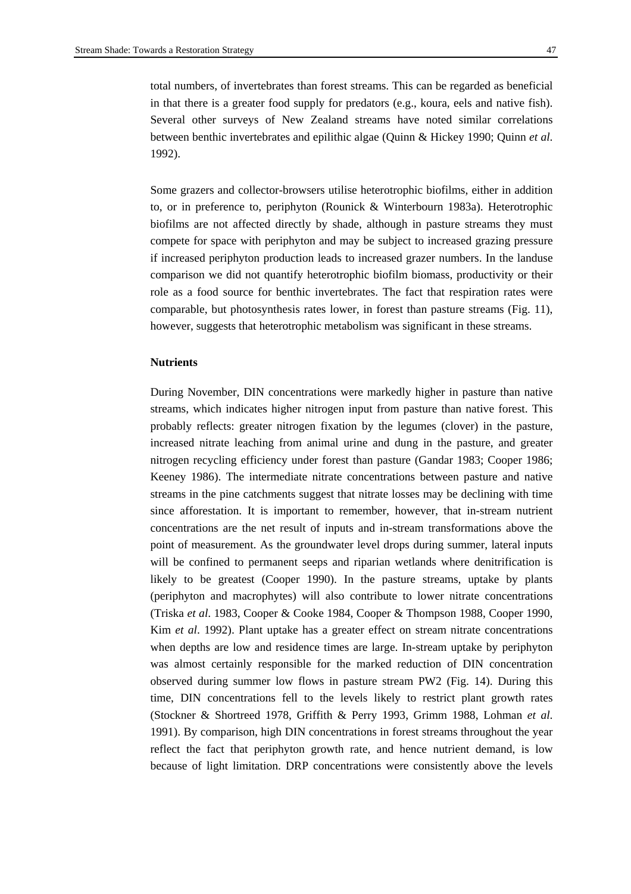total numbers, of invertebrates than forest streams. This can be regarded as beneficial in that there is a greater food supply for predators (e.g., koura, eels and native fish). Several other surveys of New Zealand streams have noted similar correlations between benthic invertebrates and epilithic algae (Quinn & Hickey 1990; Quinn *et al.* 1992).

Some grazers and collector-browsers utilise heterotrophic biofilms, either in addition to, or in preference to, periphyton (Rounick & Winterbourn 1983a). Heterotrophic biofilms are not affected directly by shade, although in pasture streams they must compete for space with periphyton and may be subject to increased grazing pressure if increased periphyton production leads to increased grazer numbers. In the landuse comparison we did not quantify heterotrophic biofilm biomass, productivity or their role as a food source for benthic invertebrates. The fact that respiration rates were comparable, but photosynthesis rates lower, in forest than pasture streams (Fig. 11), however, suggests that heterotrophic metabolism was significant in these streams.

**Nutrients**

During November, DIN concentrations were markedly higher in pasture than native streams, which indicates higher nitrogen input from pasture than native forest. This probably reflects: greater nitrogen fixation by the legumes (clover) in the pasture, increased nitrate leaching from animal urine and dung in the pasture, and greater nitrogen recycling efficiency under forest than pasture (Gandar 1983; Cooper 1986; Keeney 1986). The intermediate nitrate concentrations between pasture and native streams in the pine catchments suggest that nitrate losses may be declining with time since afforestation. It is important to remember, however, that in-stream nutrient concentrations are the net result of inputs and in-stream transformations above the point of measurement. As the groundwater level drops during summer, lateral inputs will be confined to permanent seeps and riparian wetlands where denitrification is likely to be greatest (Cooper 1990). In the pasture streams, uptake by plants (periphyton and macrophytes) will also contribute to lower nitrate concentrations (Triska *et al.* 1983, Cooper & Cooke 1984, Cooper & Thompson 1988, Cooper 1990, Kim *et al.* 1992). Plant uptake has a greater effect on stream nitrate concentrations when depths are low and residence times are large. In-stream uptake by periphyton was almost certainly responsible for the marked reduction of DIN concentration observed during summer low flows in pasture stream PW2 (Fig. 14). During this time, DIN concentrations fell to the levels likely to restrict plant growth rates (Stockner & Shortreed 1978, Griffith & Perry 1993, Grimm 1988, Lohman *et al.* 1991). By comparison, high DIN concentrations in forest streams throughout the year reflect the fact that periphyton growth rate, and hence nutrient demand, is low because of light limitation. DRP concentrations were consistently above the levels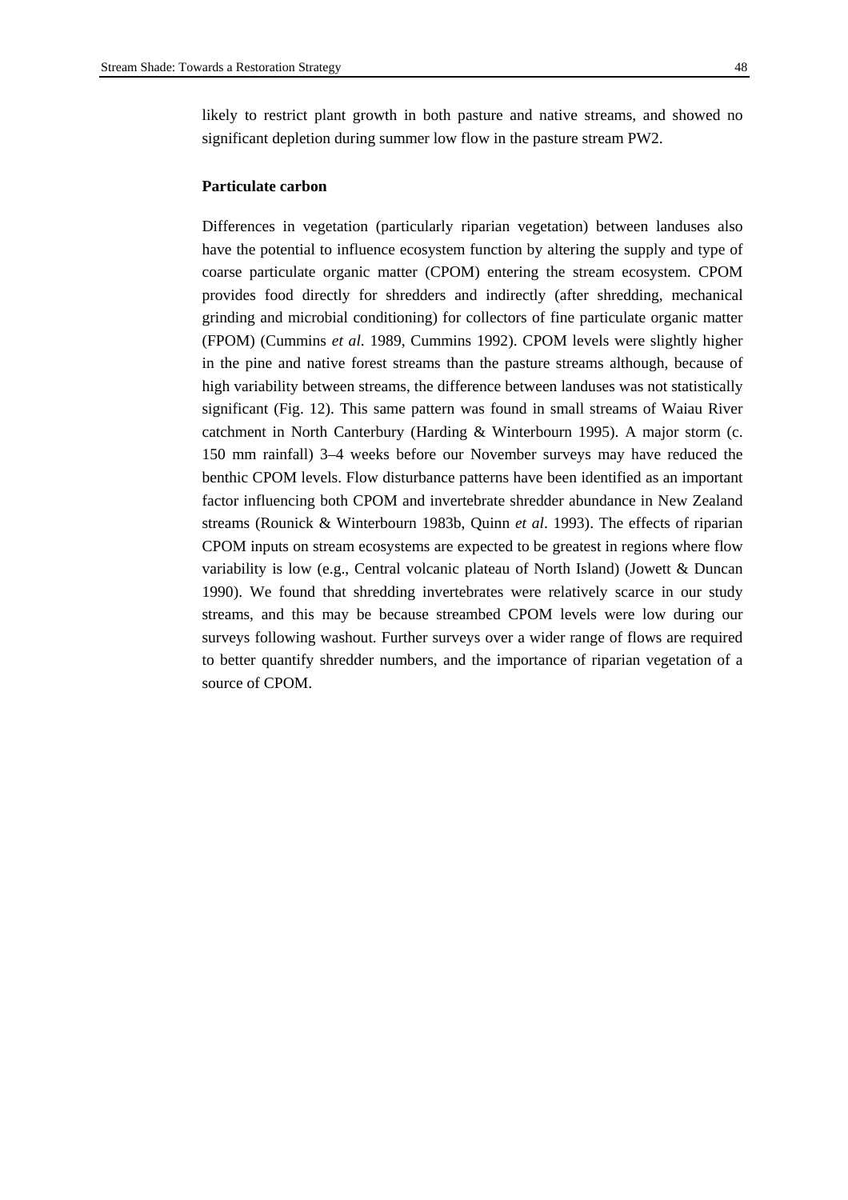likely to restrict plant growth in both pasture and native streams, and showed no significant depletion during summer low flow in the pasture stream PW2.

**Particulate carbon**

Differences in vegetation (particularly riparian vegetation) between landuses also have the potential to influence ecosystem function by altering the supply and type of coarse particulate organic matter (CPOM) entering the stream ecosystem. CPOM provides food directly for shredders and indirectly (after shredding, mechanical grinding and microbial conditioning) for collectors of fine particulate organic matter (FPOM) (Cummins *et al.* 1989, Cummins 1992). CPOM levels were slightly higher in the pine and native forest streams than the pasture streams although, because of high variability between streams, the difference between landuses was not statistically significant (Fig. 12). This same pattern was found in small streams of Waiau River catchment in North Canterbury (Harding & Winterbourn 1995). A major storm (c. 150 mm rainfall) 3–4 weeks before our November surveys may have reduced the benthic CPOM levels. Flow disturbance patterns have been identified as an important factor influencing both CPOM and invertebrate shredder abundance in New Zealand streams (Rounick & Winterbourn 1983b, Quinn *et al*. 1993). The effects of riparian CPOM inputs on stream ecosystems are expected to be greatest in regions where flow variability is low (e.g., Central volcanic plateau of North Island) (Jowett & Duncan 1990). We found that shredding invertebrates were relatively scarce in our study streams, and this may be because streambed CPOM levels were low during our surveys following washout. Further surveys over a wider range of flows are required to better quantify shredder numbers, and the importance of riparian vegetation of a source of CPOM.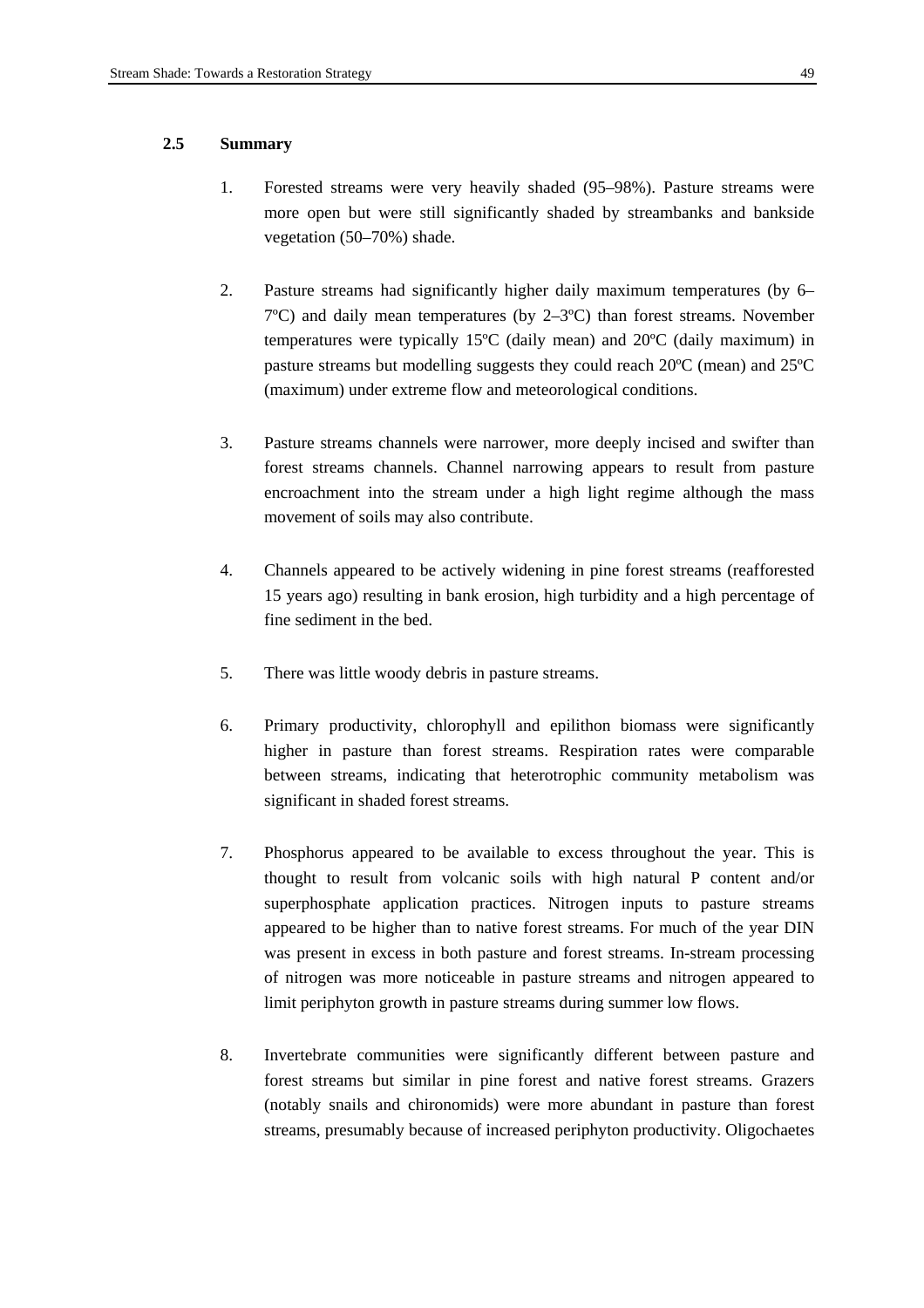## 2.5 Summary

1. Forested streams were very heavily shaded (95–98%). Pasture streams were more open but were still significantly shaded by streambanks and bankside vegetation (50–70%) shade.

2. Pasture streams had significantly higher daily maximum temperatures (by 6–7ºC) and daily mean temperatures (by 2–3ºC) than forest streams. November temperatures were typically 15ºC (daily mean) and 20ºC (daily maximum) in pasture streams but modelling suggests they could reach 20ºC (mean) and 25ºC (maximum) under extreme flow and meteorological conditions.

3. Pasture streams channels were narrower, more deeply incised and swifter than forest streams channels. Channel narrowing appears to result from pasture encroachment into the stream under a high light regime although the mass movement of soils may also contribute.

4. Channels appeared to be actively widening in pine forest streams (reafforested 15 years ago) resulting in bank erosion, high turbidity and a high percentage of fine sediment in the bed.

5. There was little woody debris in pasture streams.

6. Primary productivity, chlorophyll and epilithon biomass were significantly higher in pasture than forest streams. Respiration rates were comparable between streams, indicating that heterotrophic community metabolism was significant in shaded forest streams.

7. Phosphorus appeared to be available to excess throughout the year. This is thought to result from volcanic soils with high natural P content and/or superphosphate application practices. Nitrogen inputs to pasture streams appeared to be higher than to native forest streams. For much of the year DIN was present in excess in both pasture and forest streams. In-stream processing of nitrogen was more noticeable in pasture streams and nitrogen appeared to limit periphyton growth in pasture streams during summer low flows.

8. Invertebrate communities were significantly different between pasture and forest streams but similar in pine forest and native forest streams. Grazers (notably snails and chironomids) were more abundant in pasture than forest streams, presumably because of increased periphyton productivity. Oligochaetes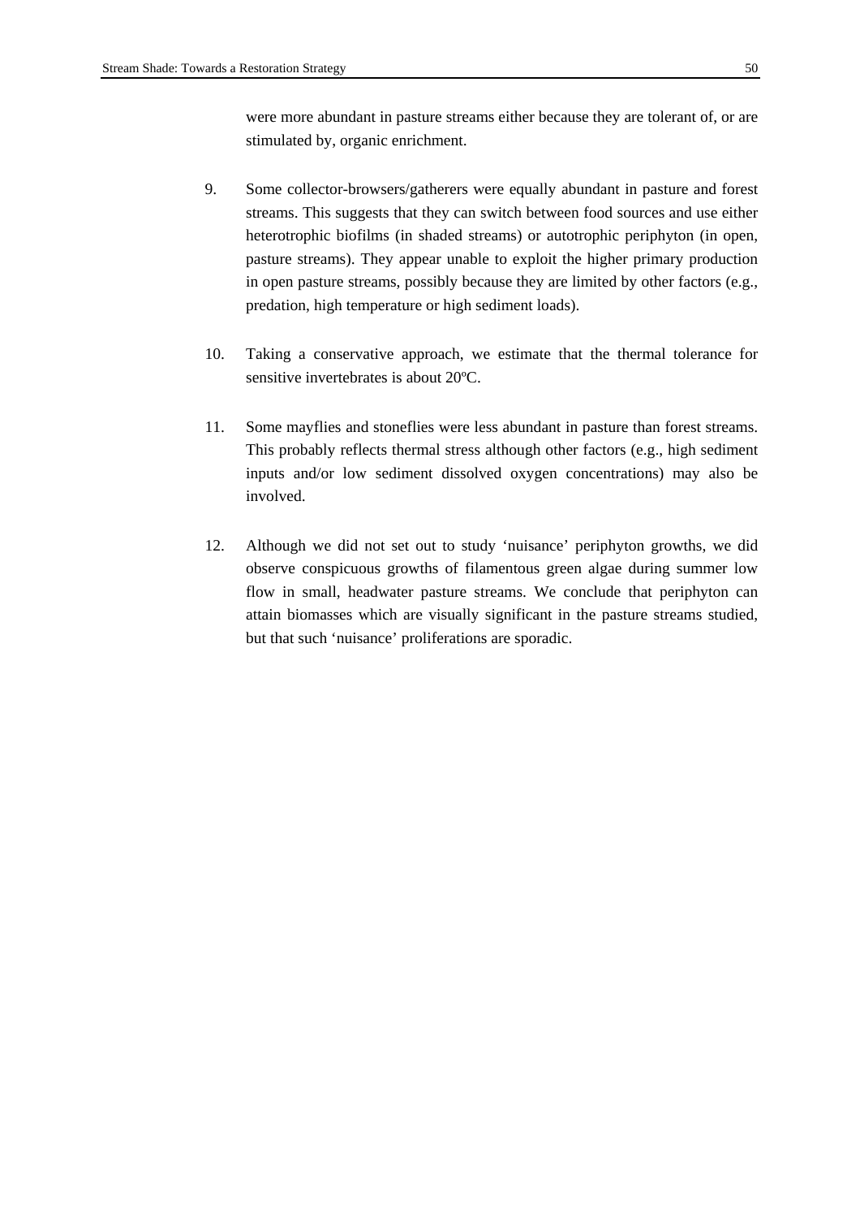were more abundant in pasture streams either because they are tolerant of, or are stimulated by, organic enrichment.

9. Some collector-browsers/gatherers were equally abundant in pasture and forest streams. This suggests that they can switch between food sources and use either heterotrophic biofilms (in shaded streams) or autotrophic periphyton (in open, pasture streams). They appear unable to exploit the higher primary production in open pasture streams, possibly because they are limited by other factors (e.g., predation, high temperature or high sediment loads).

10. Taking a conservative approach, we estimate that the thermal tolerance for sensitive invertebrates is about 20ºC.

11. Some mayflies and stoneflies were less abundant in pasture than forest streams. This probably reflects thermal stress although other factors (e.g., high sediment inputs and/or low sediment dissolved oxygen concentrations) may also be involved.

12. Although we did not set out to study 'nuisance' periphyton growths, we did observe conspicuous growths of filamentous green algae during summer low flow in small, headwater pasture streams. We conclude that periphyton can attain biomasses which are visually significant in the pasture streams studied, but that such 'nuisance' proliferations are sporadic.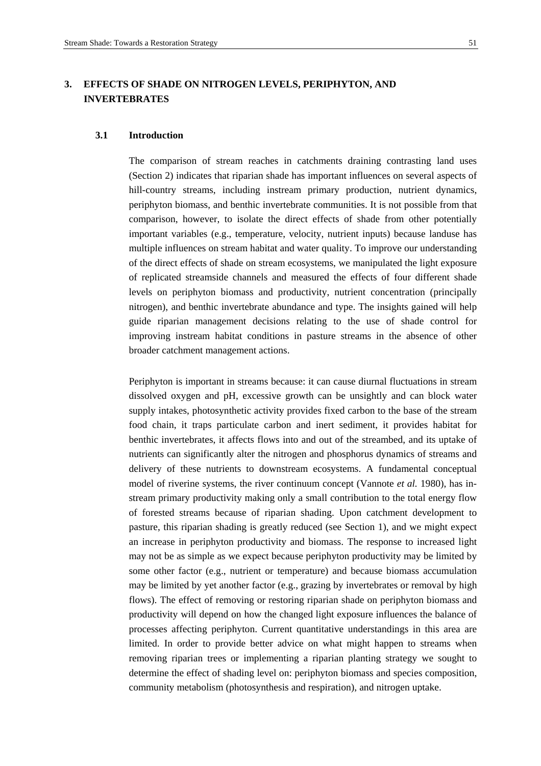# 3. EFFECTS OF SHADE ON NITROGEN LEVELS, PERIPHYTON, AND INVERTEBRATES

## 3.1 Introduction

The comparison of stream reaches in catchments draining contrasting land uses (Section 2) indicates that riparian shade has important influences on several aspects of hill-country streams, including instream primary production, nutrient dynamics, periphyton biomass, and benthic invertebrate communities. It is not possible from that comparison, however, to isolate the direct effects of shade from other potentially important variables (e.g., temperature, velocity, nutrient inputs) because landuse has multiple influences on stream habitat and water quality. To improve our understanding of the direct effects of shade on stream ecosystems, we manipulated the light exposure of replicated streamside channels and measured the effects of four different shade levels on periphyton biomass and productivity, nutrient concentration (principally nitrogen), and benthic invertebrate abundance and type. The insights gained will help guide riparian management decisions relating to the use of shade control for improving instream habitat conditions in pasture streams in the absence of other broader catchment management actions.

Periphyton is important in streams because: it can cause diurnal fluctuations in stream dissolved oxygen and pH, excessive growth can be unsightly and can block water supply intakes, photosynthetic activity provides fixed carbon to the base of the stream food chain, it traps particulate carbon and inert sediment, it provides habitat for benthic invertebrates, it affects flows into and out of the streambed, and its uptake of nutrients can significantly alter the nitrogen and phosphorus dynamics of streams and delivery of these nutrients to downstream ecosystems. A fundamental conceptual model of riverine systems, the river continuum concept (Vannote *et al.* 1980), has in-stream primary productivity making only a small contribution to the total energy flow of forested streams because of riparian shading. Upon catchment development to pasture, this riparian shading is greatly reduced (see Section 1), and we might expect an increase in periphyton productivity and biomass. The response to increased light may not be as simple as we expect because periphyton productivity may be limited by some other factor (e.g., nutrient or temperature) and because biomass accumulation may be limited by yet another factor (e.g., grazing by invertebrates or removal by high flows). The effect of removing or restoring riparian shade on periphyton biomass and productivity will depend on how the changed light exposure influences the balance of processes affecting periphyton. Current quantitative understandings in this area are limited. In order to provide better advice on what might happen to streams when removing riparian trees or implementing a riparian planting strategy we sought to determine the effect of shading level on: periphyton biomass and species composition, community metabolism (photosynthesis and respiration), and nitrogen uptake.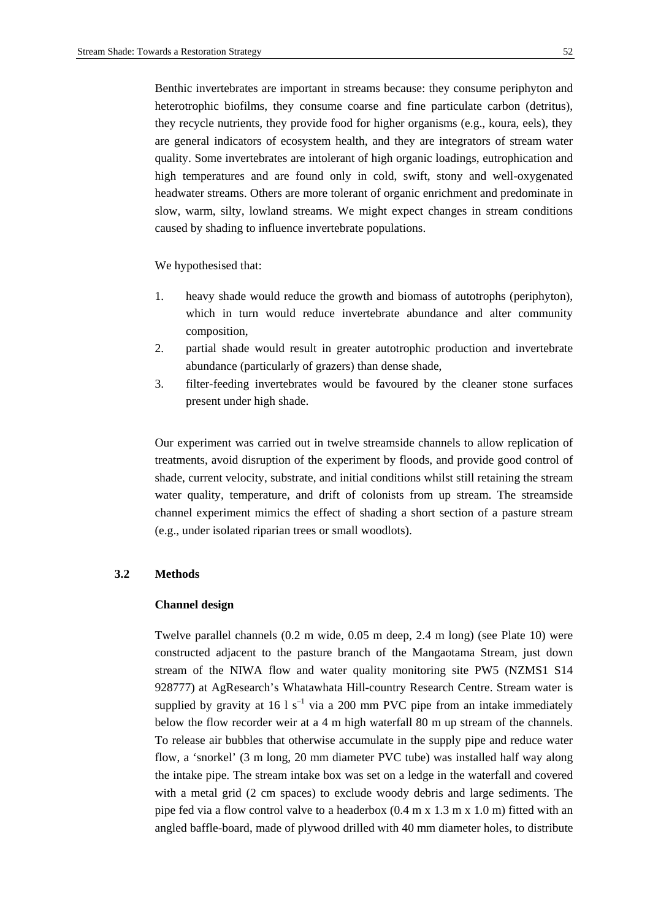Benthic invertebrates are important in streams because: they consume periphyton and heterotrophic biofilms, they consume coarse and fine particulate carbon (detritus), they recycle nutrients, they provide food for higher organisms (e.g., koura, eels), they are general indicators of ecosystem health, and they are integrators of stream water quality. Some invertebrates are intolerant of high organic loadings, eutrophication and high temperatures and are found only in cold, swift, stony and well-oxygenated headwater streams. Others are more tolerant of organic enrichment and predominate in slow, warm, silty, lowland streams. We might expect changes in stream conditions caused by shading to influence invertebrate populations.

We hypothesised that:

1. heavy shade would reduce the growth and biomass of autotrophs (periphyton), which in turn would reduce invertebrate abundance and alter community composition,
2. partial shade would result in greater autotrophic production and invertebrate abundance (particularly of grazers) than dense shade,
3. filter-feeding invertebrates would be favoured by the cleaner stone surfaces present under high shade.

Our experiment was carried out in twelve streamside channels to allow replication of treatments, avoid disruption of the experiment by floods, and provide good control of shade, current velocity, substrate, and initial conditions whilst still retaining the stream water quality, temperature, and drift of colonists from up stream. The streamside channel experiment mimics the effect of shading a short section of a pasture stream (e.g., under isolated riparian trees or small woodlots).

## 3.2 Methods

### Channel design

Twelve parallel channels (0.2 m wide, 0.05 m deep, 2.4 m long) (see Plate 10) were constructed adjacent to the pasture branch of the Mangaotama Stream, just down stream of the NIWA flow and water quality monitoring site PW5 (NZMS1 S14 928777) at AgResearch's Whatawhata Hill-country Research Centre. Stream water is supplied by gravity at 16 l $s^{-1}$ via a 200 mm PVC pipe from an intake immediately below the flow recorder weir at a 4 m high waterfall 80 m up stream of the channels. To release air bubbles that otherwise accumulate in the supply pipe and reduce water flow, a 'snorkel' (3 m long, 20 mm diameter PVC tube) was installed half way along the intake pipe. The stream intake box was set on a ledge in the waterfall and covered with a metal grid (2 cm spaces) to exclude woody debris and large sediments. The pipe fed via a flow control valve to a headerbox (0.4 m x 1.3 m x 1.0 m) fitted with an angled baffle-board, made of plywood drilled with 40 mm diameter holes, to distribute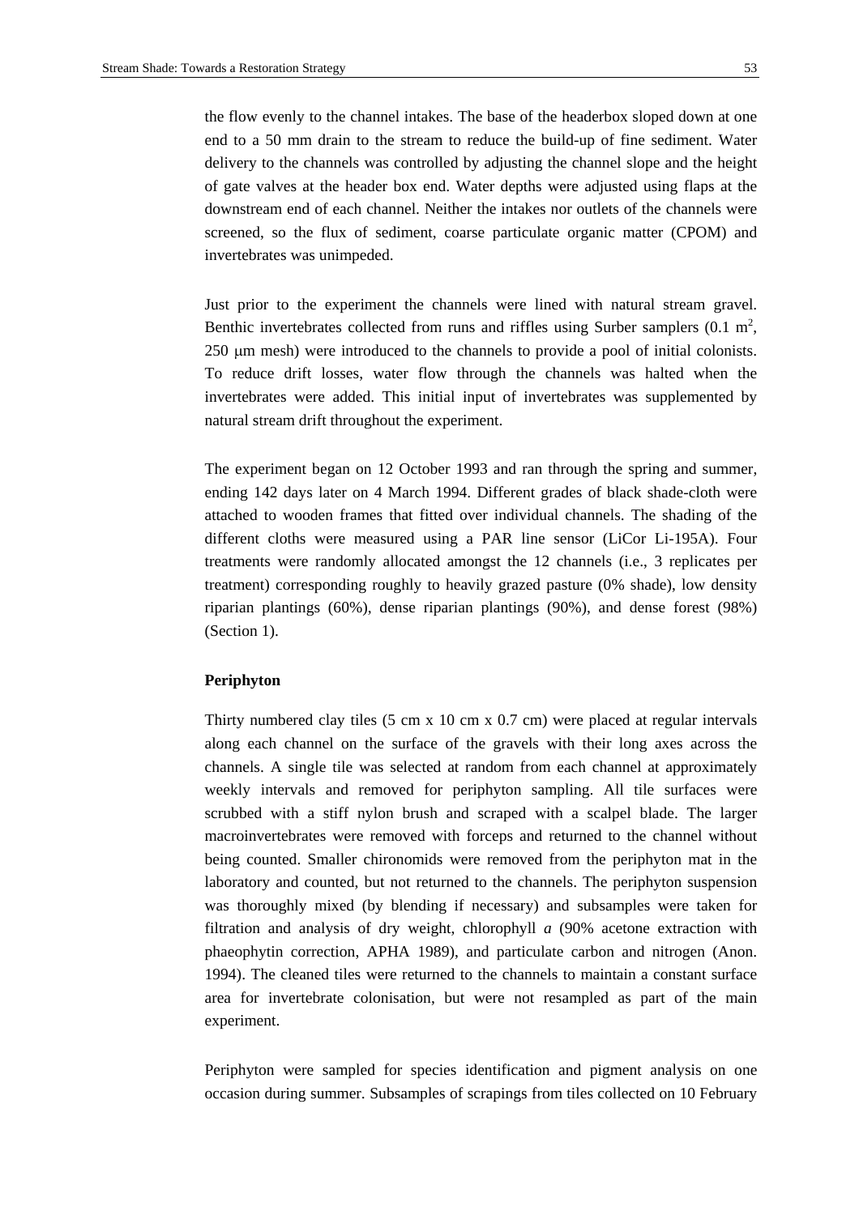the flow evenly to the channel intakes. The base of the headerbox sloped down at one end to a 50 mm drain to the stream to reduce the build-up of fine sediment. Water delivery to the channels was controlled by adjusting the channel slope and the height of gate valves at the header box end. Water depths were adjusted using flaps at the downstream end of each channel. Neither the intakes nor outlets of the channels were screened, so the flux of sediment, coarse particulate organic matter (CPOM) and invertebrates was unimpeded.

Just prior to the experiment the channels were lined with natural stream gravel. Benthic invertebrates collected from runs and riffles using Surber samplers (0.1 $m^2$, 250 μm mesh) were introduced to the channels to provide a pool of initial colonists. To reduce drift losses, water flow through the channels was halted when the invertebrates were added. This initial input of invertebrates was supplemented by natural stream drift throughout the experiment.

The experiment began on 12 October 1993 and ran through the spring and summer, ending 142 days later on 4 March 1994. Different grades of black shade-cloth were attached to wooden frames that fitted over individual channels. The shading of the different cloths were measured using a PAR line sensor (LiCor Li-195A). Four treatments were randomly allocated amongst the 12 channels (i.e., 3 replicates per treatment) corresponding roughly to heavily grazed pasture (0% shade), low density riparian plantings (60%), dense riparian plantings (90%), and dense forest (98%) (Section 1).

**Periphyton**

Thirty numbered clay tiles (5 cm x 10 cm x 0.7 cm) were placed at regular intervals along each channel on the surface of the gravels with their long axes across the channels. A single tile was selected at random from each channel at approximately weekly intervals and removed for periphyton sampling. All tile surfaces were scrubbed with a stiff nylon brush and scraped with a scalpel blade. The larger macroinvertebrates were removed with forceps and returned to the channel without being counted. Smaller chironomids were removed from the periphyton mat in the laboratory and counted, but not returned to the channels. The periphyton suspension was thoroughly mixed (by blending if necessary) and subsamples were taken for filtration and analysis of dry weight, chlorophyll *a* (90% acetone extraction with phaeophytin correction, APHA 1989), and particulate carbon and nitrogen (Anon. 1994). The cleaned tiles were returned to the channels to maintain a constant surface area for invertebrate colonisation, but were not resampled as part of the main experiment.

Periphyton were sampled for species identification and pigment analysis on one occasion during summer. Subsamples of scrapings from tiles collected on 10 February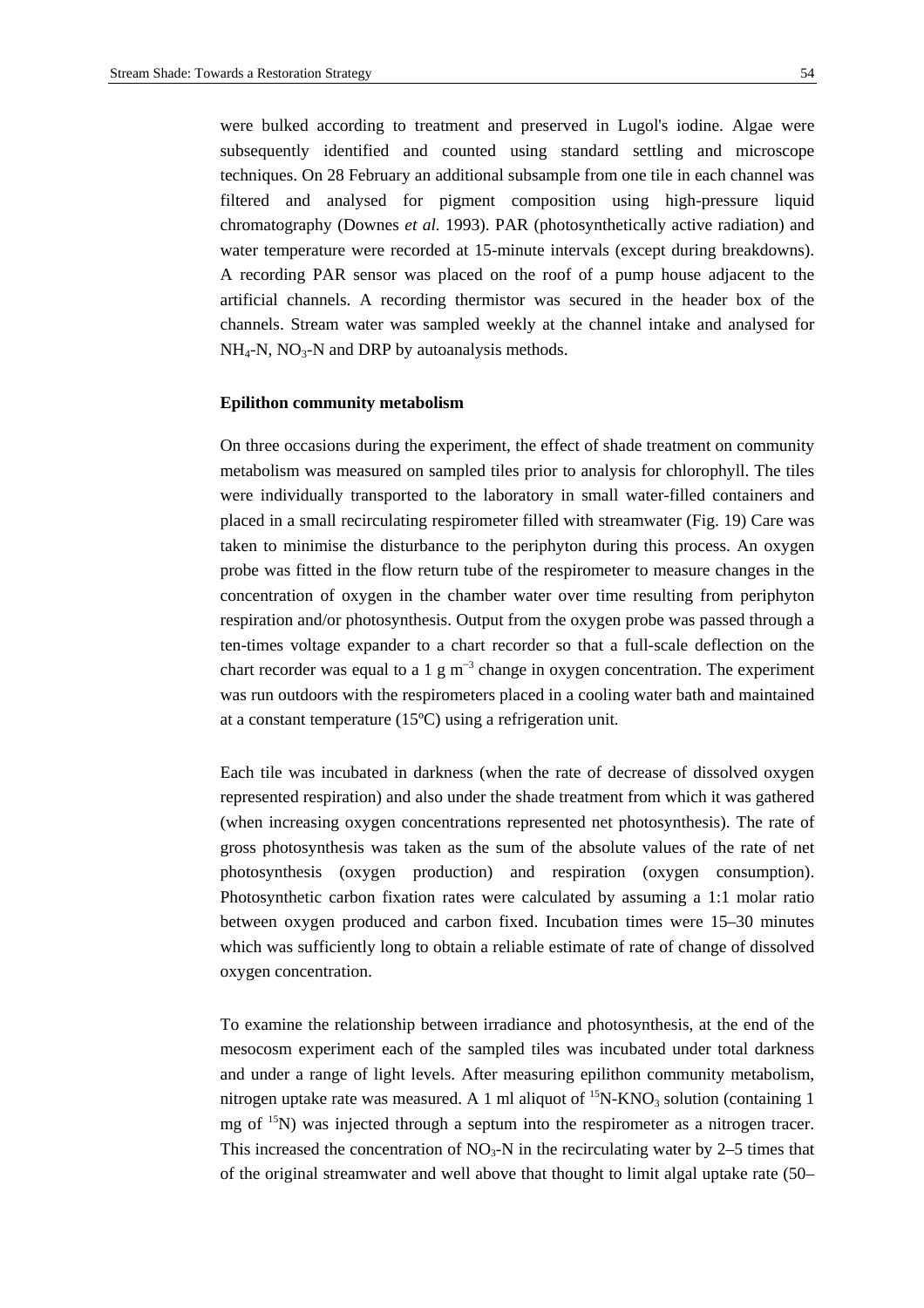were bulked according to treatment and preserved in Lugol's iodine. Algae were subsequently identified and counted using standard settling and microscope techniques. On 28 February an additional subsample from one tile in each channel was filtered and analysed for pigment composition using high-pressure liquid chromatography (Downes *et al.* 1993). PAR (photosynthetically active radiation) and water temperature were recorded at 15-minute intervals (except during breakdowns). A recording PAR sensor was placed on the roof of a pump house adjacent to the artificial channels. A recording thermistor was secured in the header box of the channels. Stream water was sampled weekly at the channel intake and analysed for $NH_4$-N, $NO_3$-N and DRP by autoanalysis methods.

**Epilithon community metabolism**

On three occasions during the experiment, the effect of shade treatment on community metabolism was measured on sampled tiles prior to analysis for chlorophyll. The tiles were individually transported to the laboratory in small water-filled containers and placed in a small recirculating respirometer filled with streamwater (Fig. 19) Care was taken to minimise the disturbance to the periphyton during this process. An oxygen probe was fitted in the flow return tube of the respirometer to measure changes in the concentration of oxygen in the chamber water over time resulting from periphyton respiration and/or photosynthesis. Output from the oxygen probe was passed through a ten-times voltage expander to a chart recorder so that a full-scale deflection on the chart recorder was equal to a 1 g $m^{-3}$ change in oxygen concentration. The experiment was run outdoors with the respirometers placed in a cooling water bath and maintained at a constant temperature (15ºC) using a refrigeration unit.

Each tile was incubated in darkness (when the rate of decrease of dissolved oxygen represented respiration) and also under the shade treatment from which it was gathered (when increasing oxygen concentrations represented net photosynthesis). The rate of gross photosynthesis was taken as the sum of the absolute values of the rate of net photosynthesis (oxygen production) and respiration (oxygen consumption). Photosynthetic carbon fixation rates were calculated by assuming a 1:1 molar ratio between oxygen produced and carbon fixed. Incubation times were 15–30 minutes which was sufficiently long to obtain a reliable estimate of rate of change of dissolved oxygen concentration.

To examine the relationship between irradiance and photosynthesis, at the end of the mesocosm experiment each of the sampled tiles was incubated under total darkness and under a range of light levels. After measuring epilithon community metabolism, nitrogen uptake rate was measured. A 1 ml aliquot of $^{15}N$-$KNO_3$ solution (containing 1 mg of $^{15}N$) was injected through a septum into the respirometer as a nitrogen tracer. This increased the concentration of $NO_3$-N in the recirculating water by 2–5 times that of the original streamwater and well above that thought to limit algal uptake rate (50–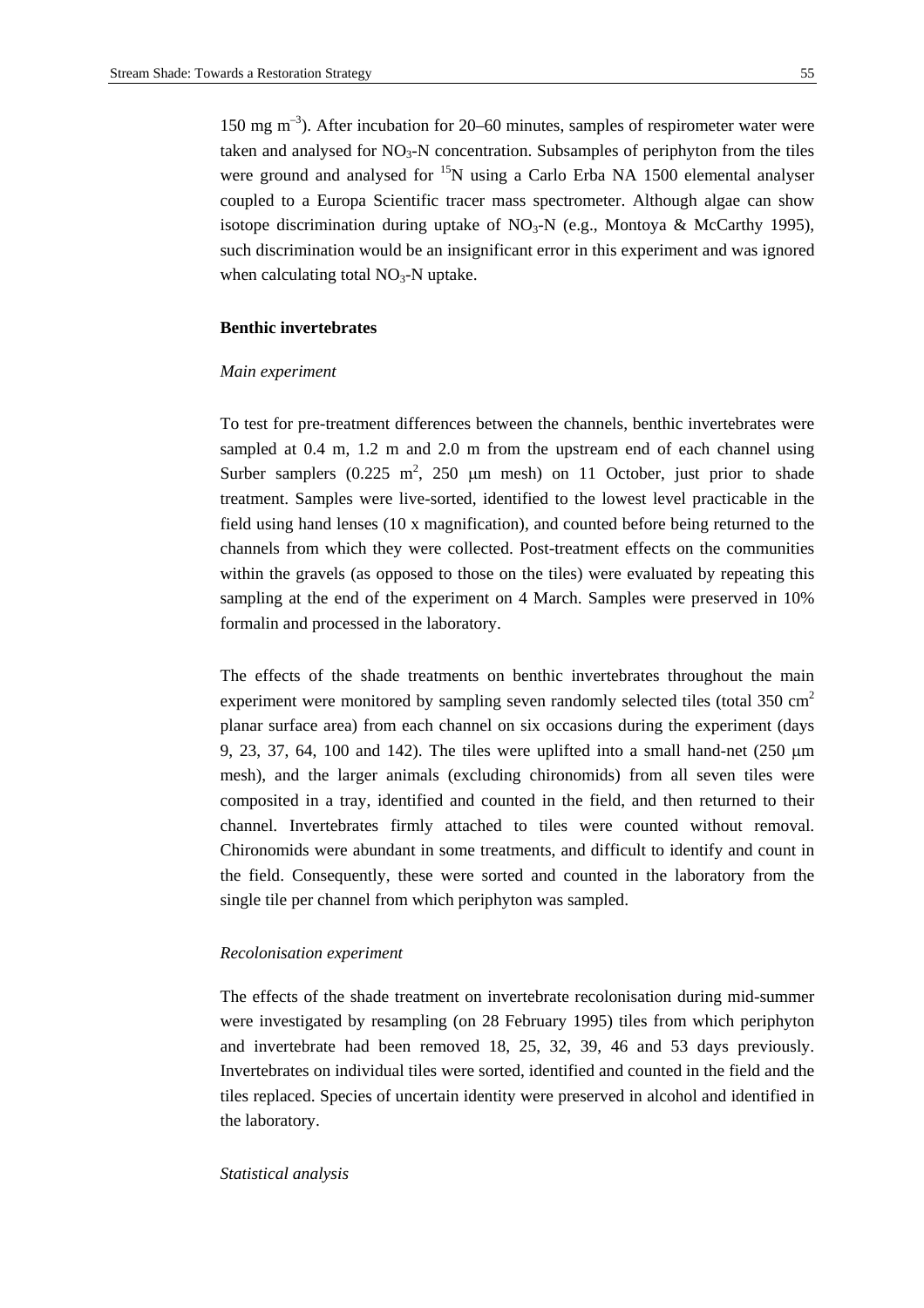150 mg $m^{-3}$). After incubation for 20–60 minutes, samples of respirometer water were taken and analysed for $NO_3$-N concentration. Subsamples of periphyton from the tiles were ground and analysed for $^{15}N$ using a Carlo Erba NA 1500 elemental analyser coupled to a Europa Scientific tracer mass spectrometer. Although algae can show isotope discrimination during uptake of $NO_3$-N (e.g., Montoya & McCarthy 1995), such discrimination would be an insignificant error in this experiment and was ignored when calculating total $NO_3$-N uptake.

### Benthic invertebrates

#### *Main experiment*

To test for pre-treatment differences between the channels, benthic invertebrates were sampled at 0.4 m, 1.2 m and 2.0 m from the upstream end of each channel using Surber samplers (0.225 $m^2$, 250 μm mesh) on 11 October, just prior to shade treatment. Samples were live-sorted, identified to the lowest level practicable in the field using hand lenses (10 x magnification), and counted before being returned to the channels from which they were collected. Post-treatment effects on the communities within the gravels (as opposed to those on the tiles) were evaluated by repeating this sampling at the end of the experiment on 4 March. Samples were preserved in 10% formalin and processed in the laboratory.

The effects of the shade treatments on benthic invertebrates throughout the main experiment were monitored by sampling seven randomly selected tiles (total 350 $cm^2$ planar surface area) from each channel on six occasions during the experiment (days 9, 23, 37, 64, 100 and 142). The tiles were uplifted into a small hand-net (250 μm mesh), and the larger animals (excluding chironomids) from all seven tiles were composited in a tray, identified and counted in the field, and then returned to their channel. Invertebrates firmly attached to tiles were counted without removal. Chironomids were abundant in some treatments, and difficult to identify and count in the field. Consequently, these were sorted and counted in the laboratory from the single tile per channel from which periphyton was sampled.

#### *Recolonisation experiment*

The effects of the shade treatment on invertebrate recolonisation during mid-summer were investigated by resampling (on 28 February 1995) tiles from which periphyton and invertebrate had been removed 18, 25, 32, 39, 46 and 53 days previously. Invertebrates on individual tiles were sorted, identified and counted in the field and the tiles replaced. Species of uncertain identity were preserved in alcohol and identified in the laboratory.

#### *Statistical analysis*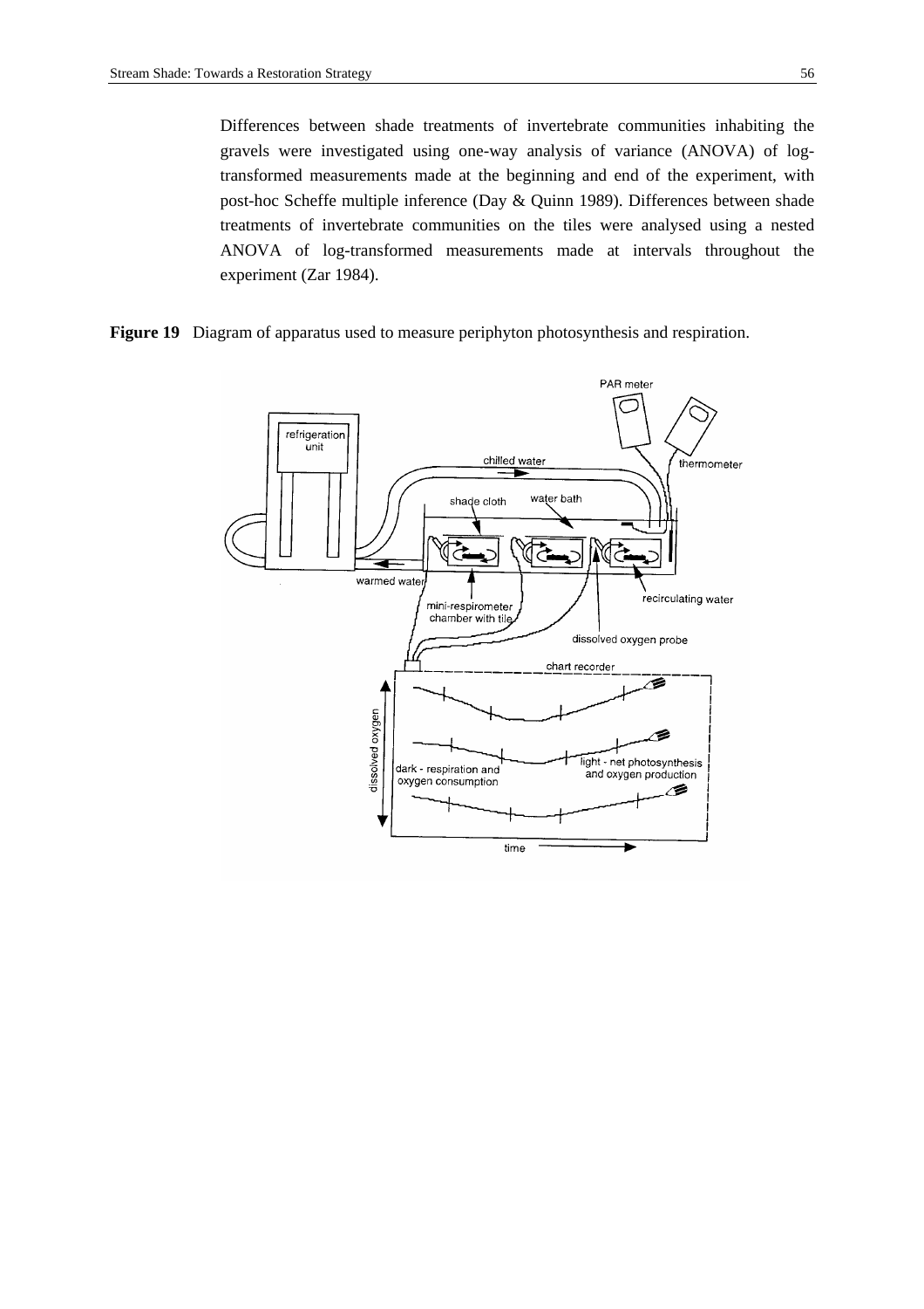Differences between shade treatments of invertebrate communities inhabiting the gravels were investigated using one-way analysis of variance (ANOVA) of log-transformed measurements made at the beginning and end of the experiment, with post-hoc Scheffe multiple inference (Day & Quinn 1989). Differences between shade treatments of invertebrate communities on the tiles were analysed using a nested ANOVA of log-transformed measurements made at intervals throughout the experiment (Zar 1984).

**Figure 19** Diagram of apparatus used to measure periphyton photosynthesis and respiration.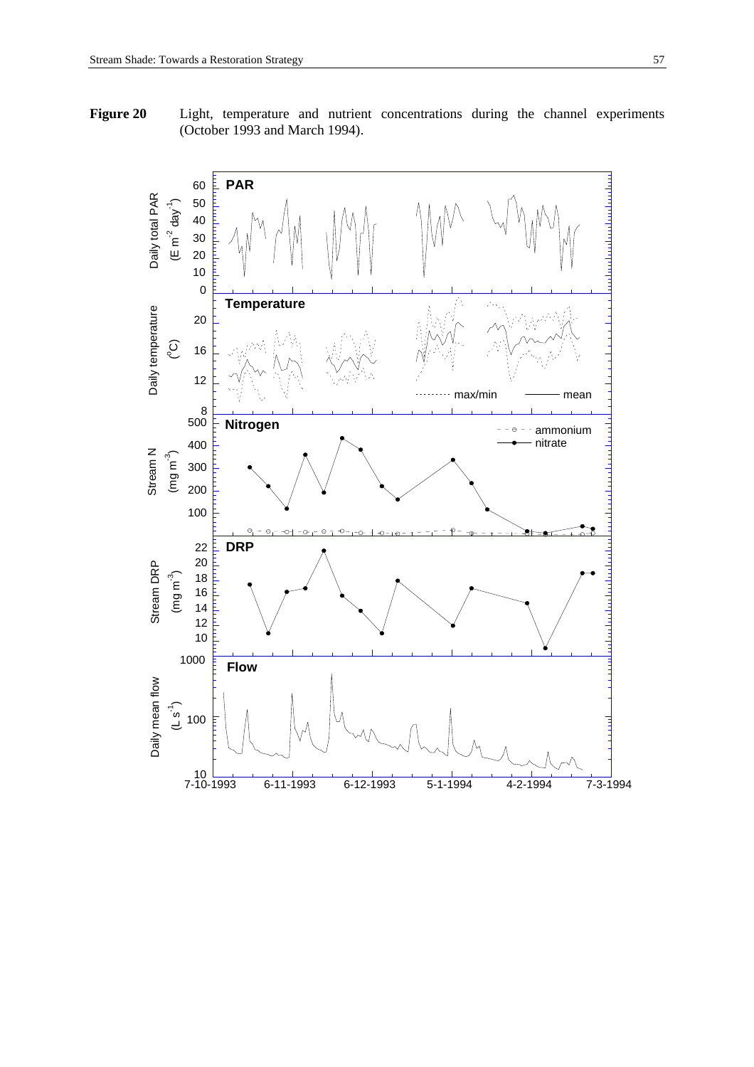**Figure 20** Light, temperature and nutrient concentrations during the channel experiments (October 1993 and March 1994).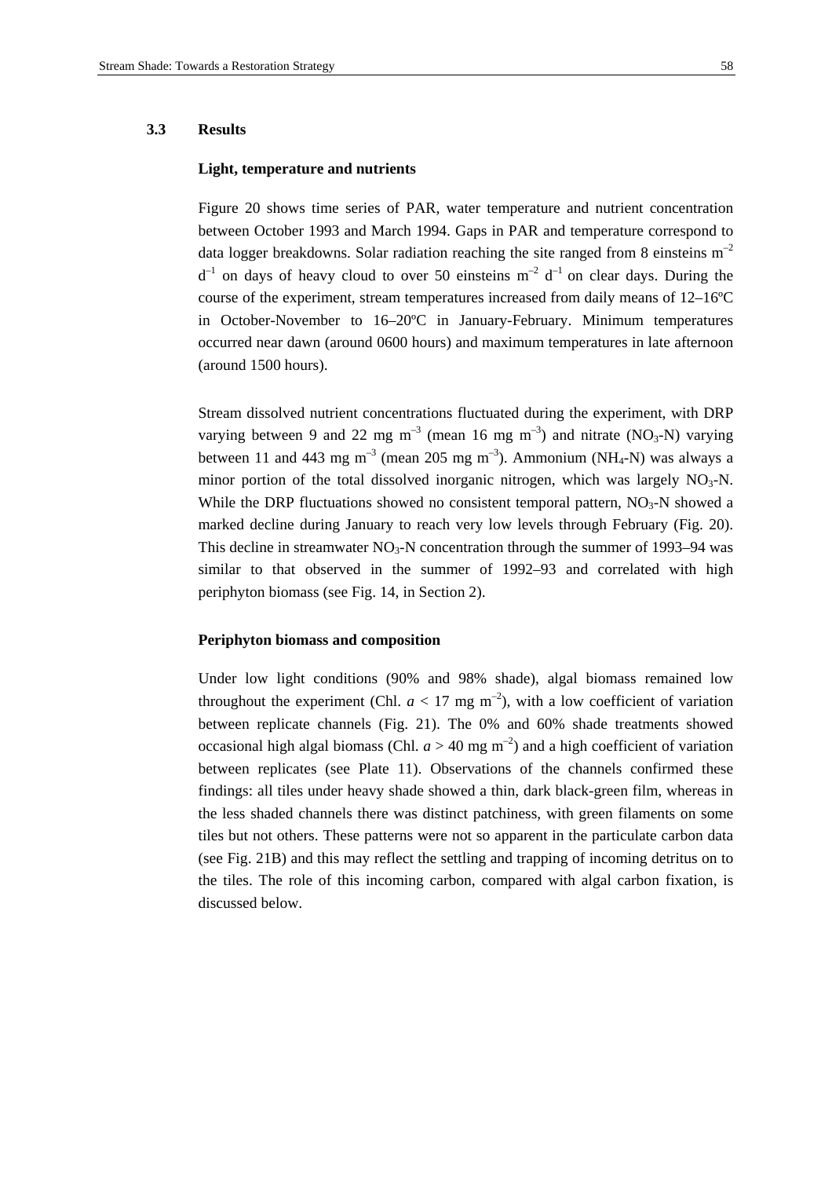## 3.3 Results

### Light, temperature and nutrients

Figure 20 shows time series of PAR, water temperature and nutrient concentration between October 1993 and March 1994. Gaps in PAR and temperature correspond to data logger breakdowns. Solar radiation reaching the site ranged from 8 einsteins $m^{-2}$ $d^{-1}$ on days of heavy cloud to over 50 einsteins $m^{-2}$ $d^{-1}$ on clear days. During the course of the experiment, stream temperatures increased from daily means of 12–16ºC in October-November to 16–20ºC in January-February. Minimum temperatures occurred near dawn (around 0600 hours) and maximum temperatures in late afternoon (around 1500 hours).

Stream dissolved nutrient concentrations fluctuated during the experiment, with DRP varying between 9 and 22 mg $m^{-3}$ (mean 16 mg $m^{-3}$) and nitrate ($NO_3$-N) varying between 11 and 443 mg $m^{-3}$ (mean 205 mg $m^{-3}$). Ammonium ($NH_4$-N) was always a minor portion of the total dissolved inorganic nitrogen, which was largely $NO_3$-N. While the DRP fluctuations showed no consistent temporal pattern, $NO_3$-N showed a marked decline during January to reach very low levels through February (Fig. 20). This decline in streamwater $NO_3$-N concentration through the summer of 1993–94 was similar to that observed in the summer of 1992–93 and correlated with high periphyton biomass (see Fig. 14, in Section 2).

### Periphyton biomass and composition

Under low light conditions (90% and 98% shade), algal biomass remained low throughout the experiment (Chl. *a* < 17 mg $m^{-2}$), with a low coefficient of variation between replicate channels (Fig. 21). The 0% and 60% shade treatments showed occasional high algal biomass (Chl. *a* > 40 mg $m^{-2}$) and a high coefficient of variation between replicates (see Plate 11). Observations of the channels confirmed these findings: all tiles under heavy shade showed a thin, dark black-green film, whereas in the less shaded channels there was distinct patchiness, with green filaments on some tiles but not others. These patterns were not so apparent in the particulate carbon data (see Fig. 21B) and this may reflect the settling and trapping of incoming detritus on to the tiles. The role of this incoming carbon, compared with algal carbon fixation, is discussed below.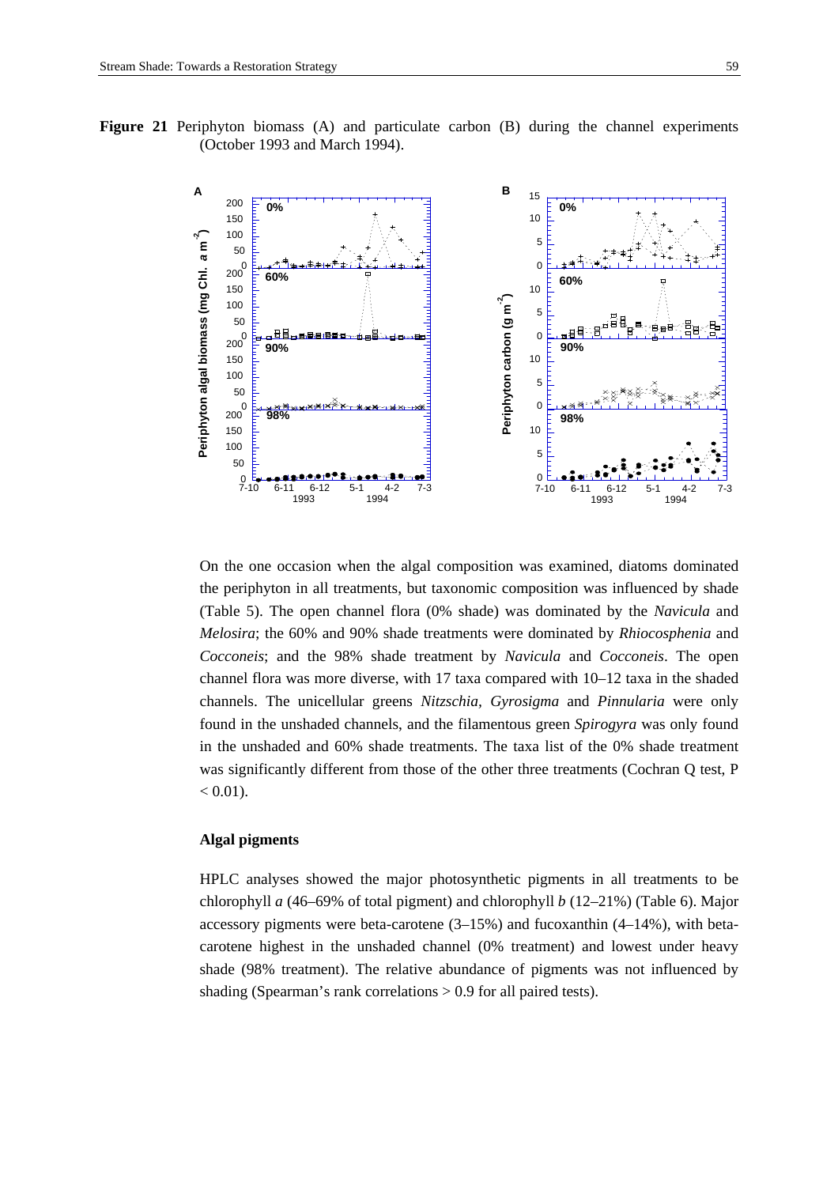**Figure 21** Periphyton biomass (A) and particulate carbon (B) during the channel experiments (October 1993 and March 1994).

On the one occasion when the algal composition was examined, diatoms dominated the periphyton in all treatments, but taxonomic composition was influenced by shade (Table 5). The open channel flora (0% shade) was dominated by the *Navicula* and *Melosira*; the 60% and 90% shade treatments were dominated by *Rhiocosphenia* and *Cocconeis*; and the 98% shade treatment by *Navicula* and *Cocconeis*. The open channel flora was more diverse, with 17 taxa compared with 10–12 taxa in the shaded channels. The unicellular greens *Nitzschia*, *Gyrosigma* and *Pinnularia* were only found in the unshaded channels, and the filamentous green *Spirogyra* was only found in the unshaded and 60% shade treatments. The taxa list of the 0% shade treatment was significantly different from those of the other three treatments (Cochran Q test, $P < 0.01$).

### Algal pigments

HPLC analyses showed the major photosynthetic pigments in all treatments to be chlorophyll *a* (46–69% of total pigment) and chlorophyll *b* (12–21%) (Table 6). Major accessory pigments were beta-carotene (3–15%) and fucoxanthin (4–14%), with beta-carotene highest in the unshaded channel (0% treatment) and lowest under heavy shade (98% treatment). The relative abundance of pigments was not influenced by shading (Spearman's rank correlations > 0.9 for all paired tests).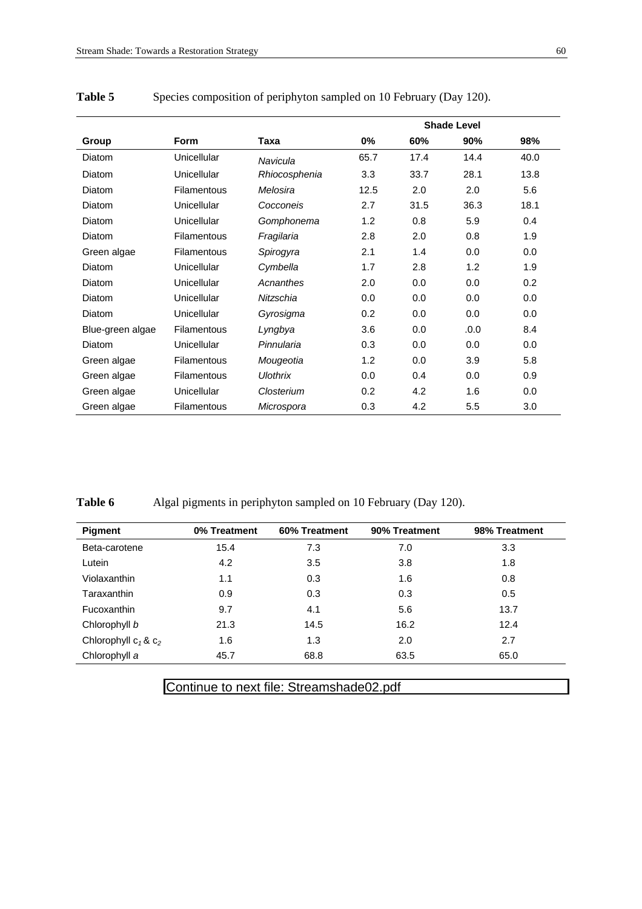**Table 5** Species composition of periphyton sampled on 10 February (Day 120).

| | | | Shade Level | | | |
|---|---|---|---|---|---|---|
| **Group** | **Form** | **Taxa** | **0%** | **60%** | **90%** | **98%** |
| Diatom | Unicellular | *Navicula* | 65.7 | 17.4 | 14.4 | 40.0 |
| Diatom | Unicellular | *Rhiocosphenia* | 3.3 | 33.7 | 28.1 | 13.8 |
| Diatom | Filamentous | *Melosira* | 12.5 | 2.0 | 2.0 | 5.6 |
| Diatom | Unicellular | *Cocconeis* | 2.7 | 31.5 | 36.3 | 18.1 |
| Diatom | Unicellular | *Gomphonema* | 1.2 | 0.8 | 5.9 | 0.4 |
| Diatom | Filamentous | *Fragilaria* | 2.8 | 2.0 | 0.8 | 1.9 |
| Green algae | Filamentous | *Spirogyra* | 2.1 | 1.4 | 0.0 | 0.0 |
| Diatom | Unicellular | *Cymbella* | 1.7 | 2.8 | 1.2 | 1.9 |
| Diatom | Unicellular | *Acnanthes* | 2.0 | 0.0 | 0.0 | 0.2 |
| Diatom | Unicellular | *Nitzschia* | 0.0 | 0.0 | 0.0 | 0.0 |
| Diatom | Unicellular | *Gyrosigma* | 0.2 | 0.0 | 0.0 | 0.0 |
| Blue-green algae | Filamentous | *Lyngbya* | 3.6 | 0.0 | .0.0 | 8.4 |
| Diatom | Unicellular | *Pinnularia* | 0.3 | 0.0 | 0.0 | 0.0 |
| Green algae | Filamentous | *Mougeotia* | 1.2 | 0.0 | 3.9 | 5.8 |
| Green algae | Filamentous | *Ulothrix* | 0.0 | 0.4 | 0.0 | 0.9 |
| Green algae | Unicellular | *Closterium* | 0.2 | 4.2 | 1.6 | 0.0 |
| Green algae | Filamentous | *Microspora* | 0.3 | 4.2 | 5.5 | 3.0 |

**Table 6** Algal pigments in periphyton sampled on 10 February (Day 120).

| **Pigment** | **0% Treatment** | **60% Treatment** | **90% Treatment** | **98% Treatment** |
|---|---|---|---|---|
| Beta-carotene | 15.4 | 7.3 | 7.0 | 3.3 |
| Lutein | 4.2 | 3.5 | 3.8 | 1.8 |
| Violaxanthin | 1.1 | 0.3 | 1.6 | 0.8 |
| Taraxanthin | 0.9 | 0.3 | 0.3 | 0.5 |
| Fucoxanthin | 9.7 | 4.1 | 5.6 | 13.7 |
| Chlorophyll *b* | 21.3 | 14.5 | 16.2 | 12.4 |
| Chlorophyll $c_1$ & $c_2$ | 1.6 | 1.3 | 2.0 | 2.7 |
| Chlorophyll *a* | 45.7 | 68.8 | 63.5 | 65.0 |

Continue to next file: Streamshade02.pdf